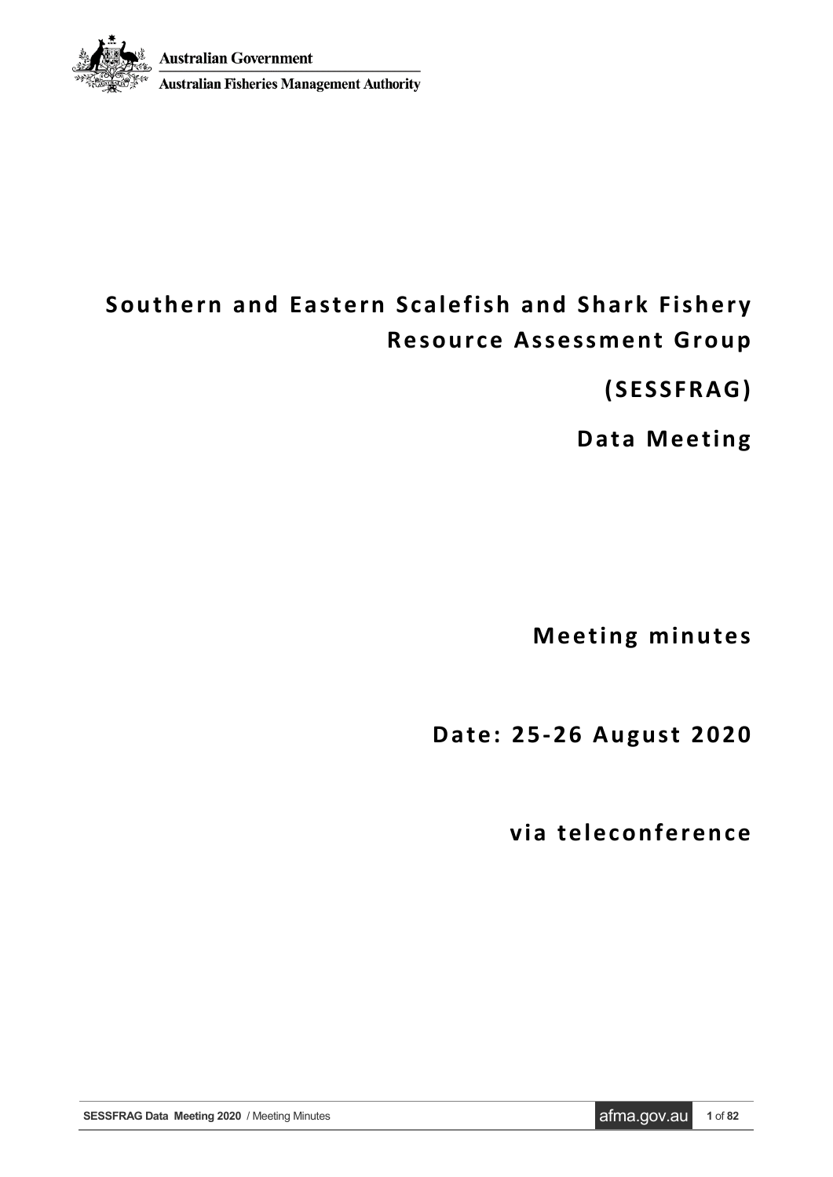Australian Government

Australian Fisheries Management Authority

# Southern and Eastern Scalefish and Shark Fishery Resource Assessment Group

# (SESSFRAG)

# Data Meeting

## Meeting minutes

## Date: 25-26 August 2020

## via teleconference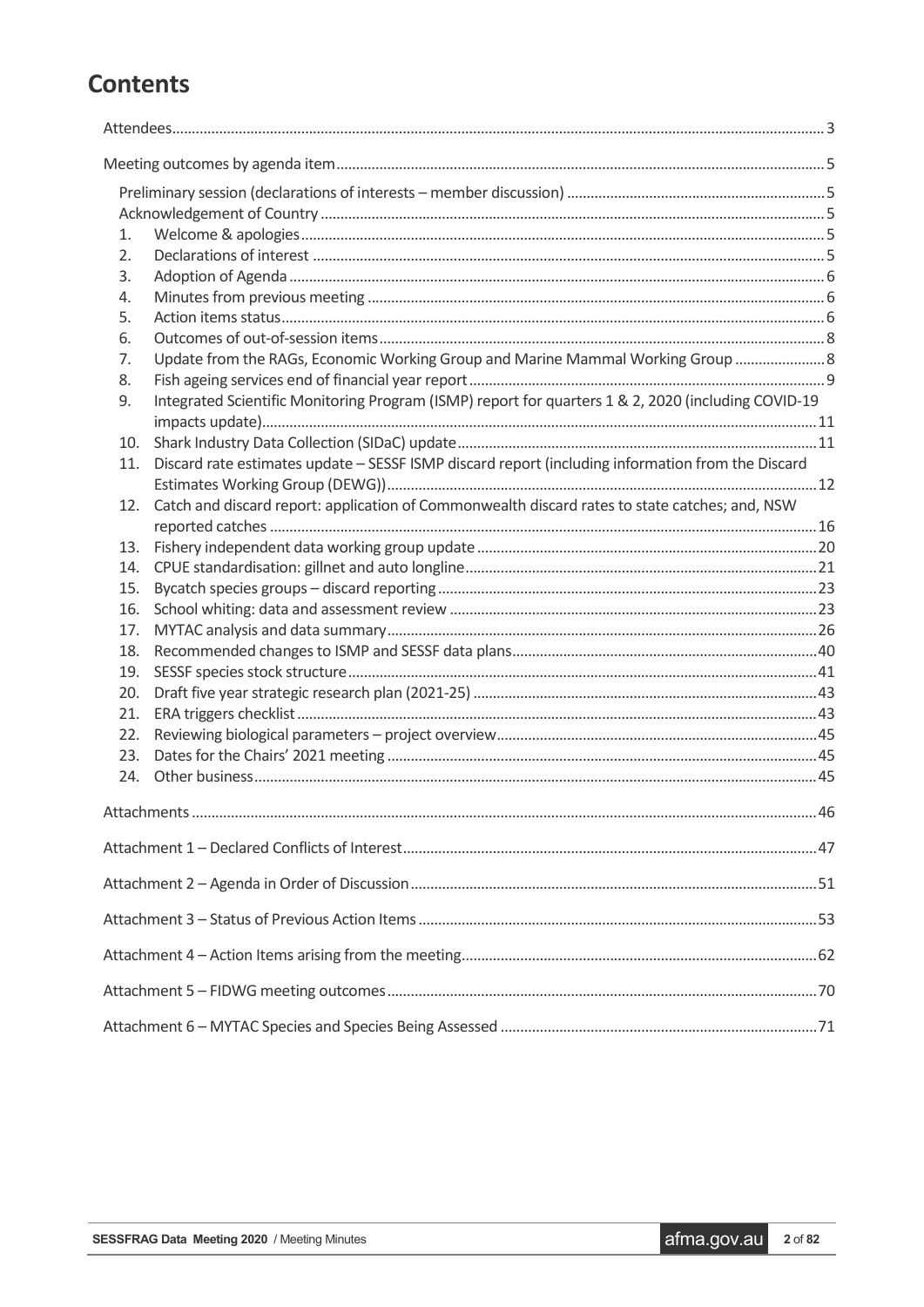# Contents

- Attendees ... 3
- Meeting outcomes by agenda item ... 5
  - Preliminary session (declarations of interests – member discussion) ... 5
  - Acknowledgement of Country ... 5
  1. Welcome & apologies ... 5
  2. Declarations of interest ... 5
  3. Adoption of Agenda ... 6
  4. Minutes from previous meeting ... 6
  5. Action items status ... 6
  6. Outcomes of out-of-session items ... 8
  7. Update from the RAGs, Economic Working Group and Marine Mammal Working Group ... 8
  8. Fish ageing services end of financial year report ... 9
  9. Integrated Scientific Monitoring Program (ISMP) report for quarters 1 & 2, 2020 (including COVID-19 impacts update) ... 11
  10. Shark Industry Data Collection (SIDaC) update ... 11
  11. Discard rate estimates update – SESSF ISMP discard report (including information from the Discard Estimates Working Group (DEWG)) ... 12
  12. Catch and discard report: application of Commonwealth discard rates to state catches; and, NSW reported catches ... 16
  13. Fishery independent data working group update ... 20
  14. CPUE standardisation: gillnet and auto longline ... 21
  15. Bycatch species groups – discard reporting ... 23
  16. School whiting: data and assessment review ... 23
  17. MYTAC analysis and data summary ... 26
  18. Recommended changes to ISMP and SESSF data plans ... 40
  19. SESSF species stock structure ... 41
  20. Draft five year strategic research plan (2021-25) ... 43
  21. ERA triggers checklist ... 43
  22. Reviewing biological parameters – project overview ... 45
  23. Dates for the Chairs' 2021 meeting ... 45
  24. Other business ... 45
- Attachments ... 46
- Attachment 1 – Declared Conflicts of Interest ... 47
- Attachment 2 – Agenda in Order of Discussion ... 51
- Attachment 3 – Status of Previous Action Items ... 53
- Attachment 4 – Action Items arising from the meeting ... 62
- Attachment 5 – FIDWG meeting outcomes ... 70
- Attachment 6 – MYTAC Species and Species Being Assessed ... 71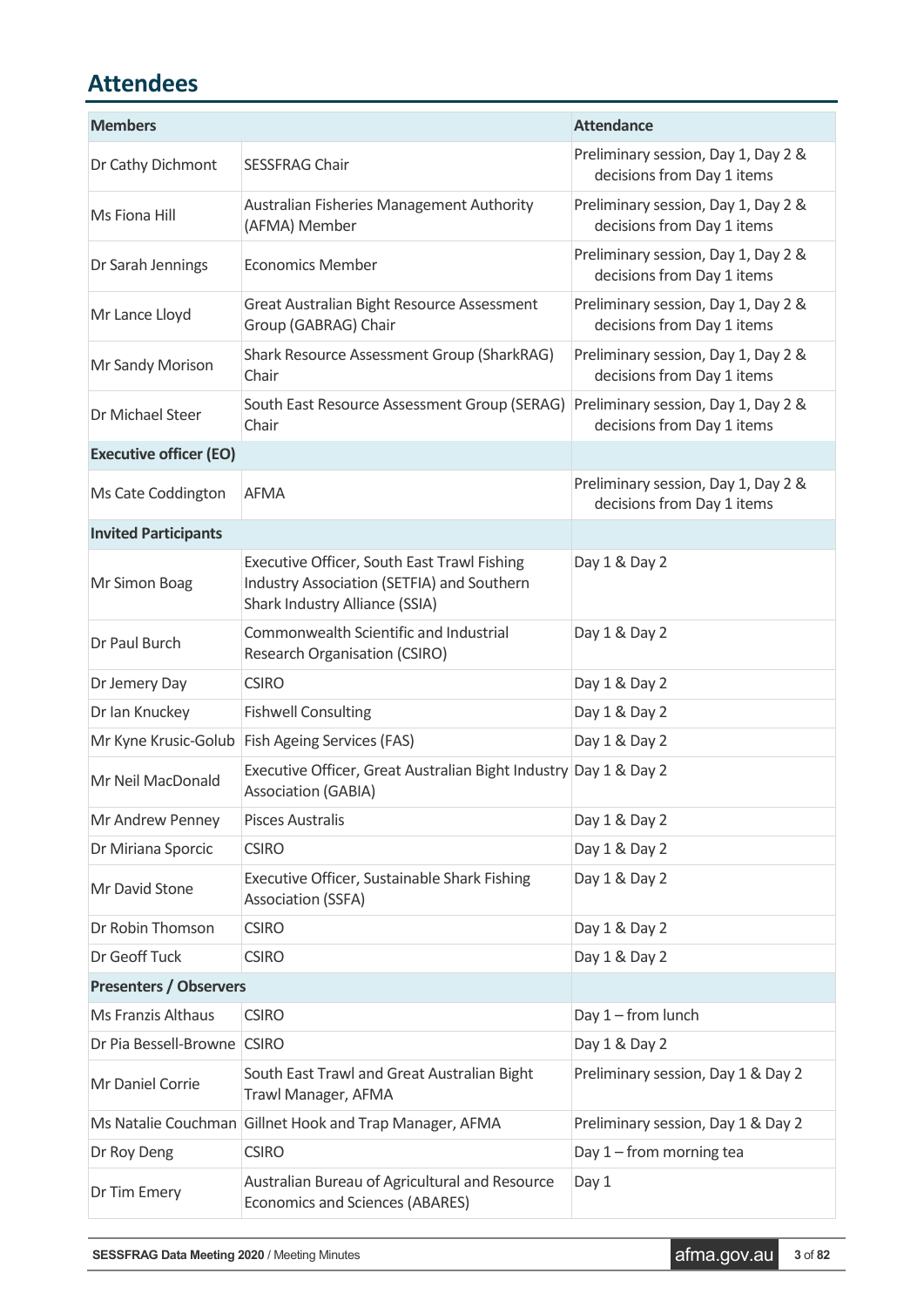## Attendees

| Members | | Attendance |
|---|---|---|
| Dr Cathy Dichmont | SESSFRAG Chair | Preliminary session, Day 1, Day 2 & decisions from Day 1 items |
| Ms Fiona Hill | Australian Fisheries Management Authority (AFMA) Member | Preliminary session, Day 1, Day 2 & decisions from Day 1 items |
| Dr Sarah Jennings | Economics Member | Preliminary session, Day 1, Day 2 & decisions from Day 1 items |
| Mr Lance Lloyd | Great Australian Bight Resource Assessment Group (GABRAG) Chair | Preliminary session, Day 1, Day 2 & decisions from Day 1 items |
| Mr Sandy Morison | Shark Resource Assessment Group (SharkRAG) Chair | Preliminary session, Day 1, Day 2 & decisions from Day 1 items |
| Dr Michael Steer | South East Resource Assessment Group (SERAG) Chair | Preliminary session, Day 1, Day 2 & decisions from Day 1 items |
| **Executive officer (EO)** | | |
| Ms Cate Coddington | AFMA | Preliminary session, Day 1, Day 2 & decisions from Day 1 items |
| **Invited Participants** | | |
| Mr Simon Boag | Executive Officer, South East Trawl Fishing Industry Association (SETFIA) and Southern Shark Industry Alliance (SSIA) | Day 1 & Day 2 |
| Dr Paul Burch | Commonwealth Scientific and Industrial Research Organisation (CSIRO) | Day 1 & Day 2 |
| Dr Jemery Day | CSIRO | Day 1 & Day 2 |
| Dr Ian Knuckey | Fishwell Consulting | Day 1 & Day 2 |
| Mr Kyne Krusic-Golub | Fish Ageing Services (FAS) | Day 1 & Day 2 |
| Mr Neil MacDonald | Executive Officer, Great Australian Bight Industry Association (GABIA) | Day 1 & Day 2 |
| Mr Andrew Penney | Pisces Australis | Day 1 & Day 2 |
| Dr Miriana Sporcic | CSIRO | Day 1 & Day 2 |
| Mr David Stone | Executive Officer, Sustainable Shark Fishing Association (SSFA) | Day 1 & Day 2 |
| Dr Robin Thomson | CSIRO | Day 1 & Day 2 |
| Dr Geoff Tuck | CSIRO | Day 1 & Day 2 |
| **Presenters / Observers** | | |
| Ms Franzis Althaus | CSIRO | Day 1 – from lunch |
| Dr Pia Bessell-Browne | CSIRO | Day 1 & Day 2 |
| Mr Daniel Corrie | South East Trawl and Great Australian Bight Trawl Manager, AFMA | Preliminary session, Day 1 & Day 2 |
| Ms Natalie Couchman | Gillnet Hook and Trap Manager, AFMA | Preliminary session, Day 1 & Day 2 |
| Dr Roy Deng | CSIRO | Day 1 – from morning tea |
| Dr Tim Emery | Australian Bureau of Agricultural and Resource Economics and Sciences (ABARES) | Day 1 |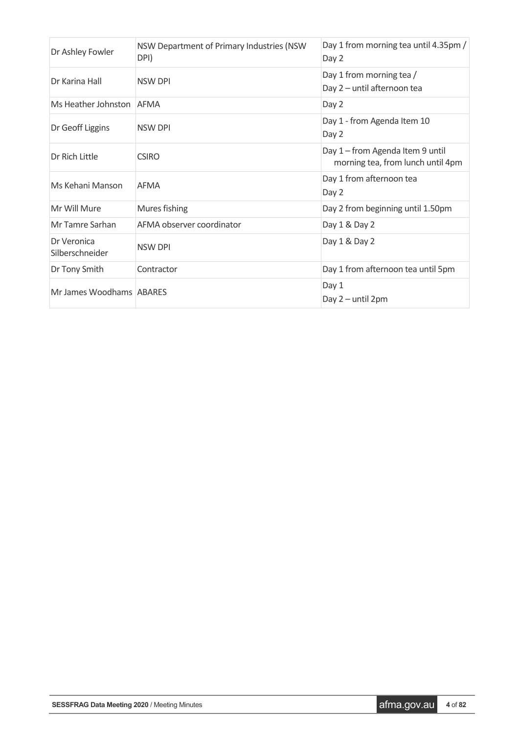| | | |
|---|---|---|
| Dr Ashley Fowler | NSW Department of Primary Industries (NSW DPI) | Day 1 from morning tea until 4.35pm / Day 2 |
| Dr Karina Hall | NSW DPI | Day 1 from morning tea / Day 2 – until afternoon tea |
| Ms Heather Johnston | AFMA | Day 2 |
| Dr Geoff Liggins | NSW DPI | Day 1 - from Agenda Item 10 Day 2 |
| Dr Rich Little | CSIRO | Day 1 – from Agenda Item 9 until morning tea, from lunch until 4pm |
| Ms Kehani Manson | AFMA | Day 1 from afternoon tea Day 2 |
| Mr Will Mure | Mures fishing | Day 2 from beginning until 1.50pm |
| Mr Tamre Sarhan | AFMA observer coordinator | Day 1 & Day 2 |
| Dr Veronica Silberschneider | NSW DPI | Day 1 & Day 2 |
| Dr Tony Smith | Contractor | Day 1 from afternoon tea until 5pm |
| Mr James Woodhams | ABARES | Day 1 Day 2 – until 2pm |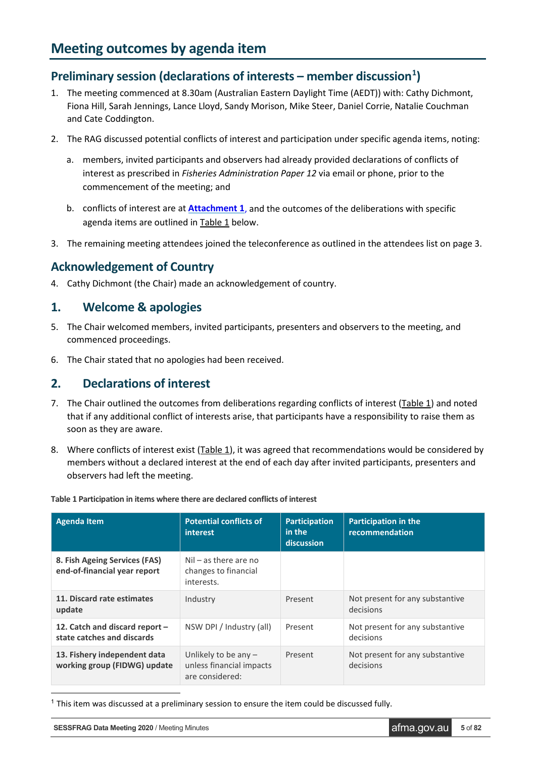# Meeting outcomes by agenda item

## Preliminary session (declarations of interests – member discussion[1])

1. The meeting commenced at 8.30am (Australian Eastern Daylight Time (AEDT)) with: Cathy Dichmont, Fiona Hill, Sarah Jennings, Lance Lloyd, Sandy Morison, Mike Steer, Daniel Corrie, Natalie Couchman and Cate Coddington.

2. The RAG discussed potential conflicts of interest and participation under specific agenda items, noting:

   a. members, invited participants and observers had already provided declarations of conflicts of interest as prescribed in *Fisheries Administration Paper 12* via email or phone, prior to the commencement of the meeting; and

   b. conflicts of interest are at **Attachment 1**, and the outcomes of the deliberations with specific agenda items are outlined in Table 1 below.

3. The remaining meeting attendees joined the teleconference as outlined in the attendees list on page 3.

## Acknowledgement of Country

4. Cathy Dichmont (the Chair) made an acknowledgement of country.

## 1. Welcome & apologies

5. The Chair welcomed members, invited participants, presenters and observers to the meeting, and commenced proceedings.

6. The Chair stated that no apologies had been received.

## 2. Declarations of interest

7. The Chair outlined the outcomes from deliberations regarding conflicts of interest (Table 1) and noted that if any additional conflict of interests arise, that participants have a responsibility to raise them as soon as they are aware.

8. Where conflicts of interest exist (Table 1), it was agreed that recommendations would be considered by members without a declared interest at the end of each day after invited participants, presenters and observers had left the meeting.

**Table 1 Participation in items where there are declared conflicts of interest**

| Agenda Item | Potential conflicts of interest | Participation in the discussion | Participation in the recommendation |
|---|---|---|---|
| **8. Fish Ageing Services (FAS) end-of-financial year report** | Nil – as there are no changes to financial interests. | | |
| **11. Discard rate estimates update** | Industry | Present | Not present for any substantive decisions |
| **12. Catch and discard report – state catches and discards** | NSW DPI / Industry (all) | Present | Not present for any substantive decisions |
| **13. Fishery independent data working group (FIDWG) update** | Unlikely to be any – unless financial impacts are considered: | Present | Not present for any substantive decisions |

[1] This item was discussed at a preliminary session to ensure the item could be discussed fully.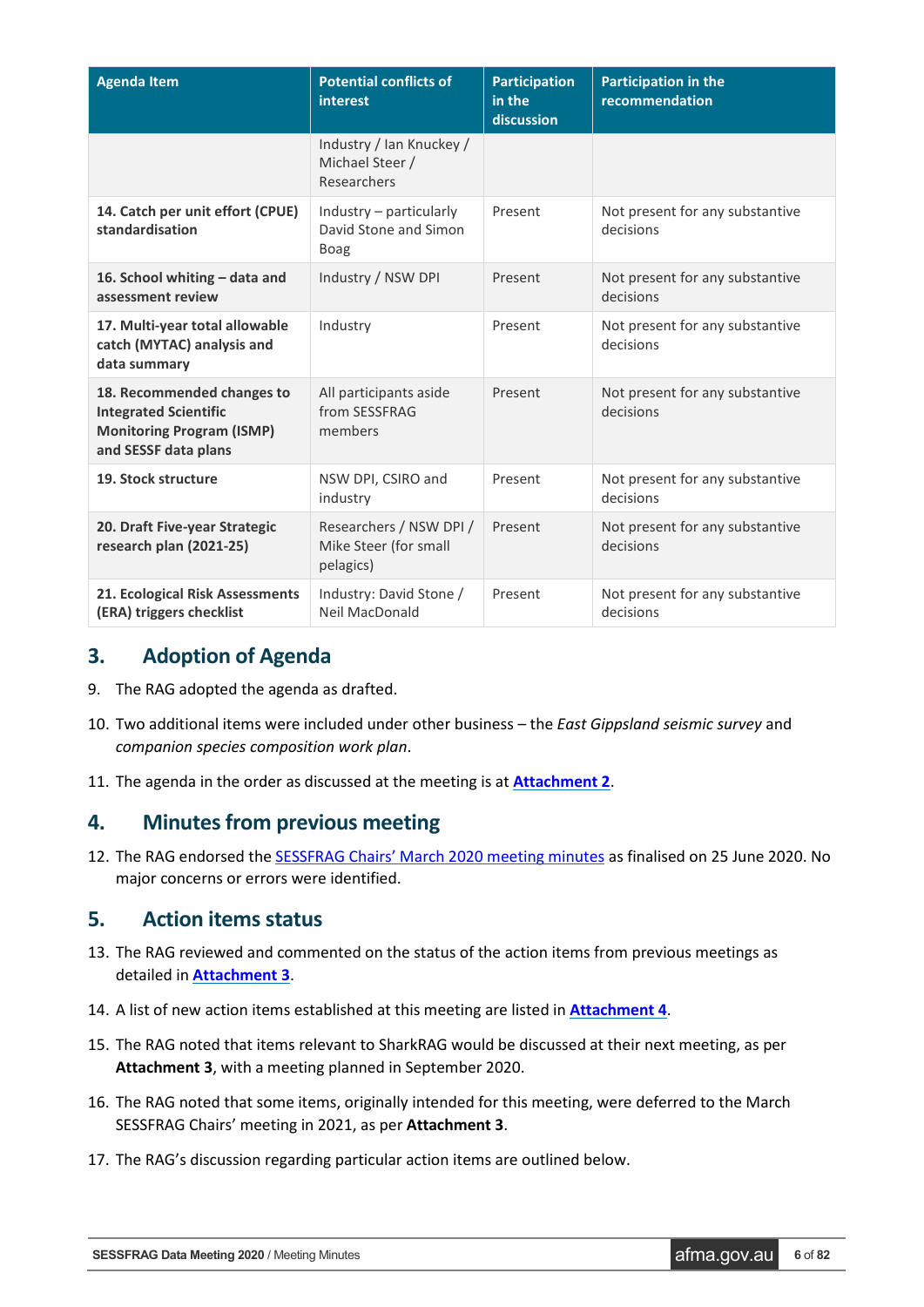| Agenda Item | Potential conflicts of interest | Participation in the discussion | Participation in the recommendation |
|---|---|---|---|
| | Industry / Ian Knuckey / Michael Steer / Researchers | | |
| **14. Catch per unit effort (CPUE) standardisation** | Industry – particularly David Stone and Simon Boag | Present | Not present for any substantive decisions |
| **16. School whiting – data and assessment review** | Industry / NSW DPI | Present | Not present for any substantive decisions |
| **17. Multi-year total allowable catch (MYTAC) analysis and data summary** | Industry | Present | Not present for any substantive decisions |
| **18. Recommended changes to Integrated Scientific Monitoring Program (ISMP) and SESSF data plans** | All participants aside from SESSFRAG members | Present | Not present for any substantive decisions |
| **19. Stock structure** | NSW DPI, CSIRO and industry | Present | Not present for any substantive decisions |
| **20. Draft Five-year Strategic research plan (2021-25)** | Researchers / NSW DPI / Mike Steer (for small pelagics) | Present | Not present for any substantive decisions |
| **21. Ecological Risk Assessments (ERA) triggers checklist** | Industry: David Stone / Neil MacDonald | Present | Not present for any substantive decisions |

## 3. Adoption of Agenda

9. The RAG adopted the agenda as drafted.
10. Two additional items were included under other business – the *East Gippsland seismic survey* and *companion species composition work plan*.
11. The agenda in the order as discussed at the meeting is at **Attachment 2**.

## 4. Minutes from previous meeting

12. The RAG endorsed the SESSFRAG Chairs' March 2020 meeting minutes as finalised on 25 June 2020. No major concerns or errors were identified.

## 5. Action items status

13. The RAG reviewed and commented on the status of the action items from previous meetings as detailed in **Attachment 3**.
14. A list of new action items established at this meeting are listed in **Attachment 4**.
15. The RAG noted that items relevant to SharkRAG would be discussed at their next meeting, as per **Attachment 3**, with a meeting planned in September 2020.
16. The RAG noted that some items, originally intended for this meeting, were deferred to the March SESSFRAG Chairs' meeting in 2021, as per **Attachment 3**.
17. The RAG's discussion regarding particular action items are outlined below.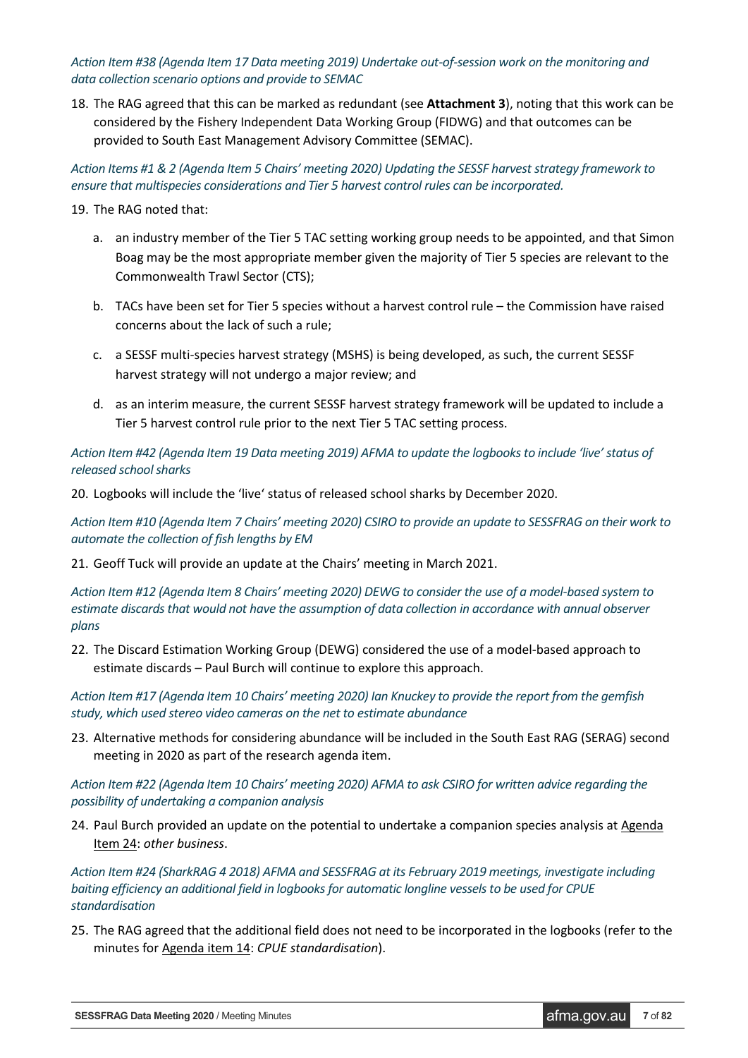*Action Item #38 (Agenda Item 17 Data meeting 2019) Undertake out-of-session work on the monitoring and data collection scenario options and provide to SEMAC*

18. The RAG agreed that this can be marked as redundant (see **Attachment 3**), noting that this work can be considered by the Fishery Independent Data Working Group (FIDWG) and that outcomes can be provided to South East Management Advisory Committee (SEMAC).

*Action Items #1 & 2 (Agenda Item 5 Chairs' meeting 2020) Updating the SESSF harvest strategy framework to ensure that multispecies considerations and Tier 5 harvest control rules can be incorporated.*

19. The RAG noted that:

    a. an industry member of the Tier 5 TAC setting working group needs to be appointed, and that Simon Boag may be the most appropriate member given the majority of Tier 5 species are relevant to the Commonwealth Trawl Sector (CTS);

    b. TACs have been set for Tier 5 species without a harvest control rule – the Commission have raised concerns about the lack of such a rule;

    c. a SESSF multi-species harvest strategy (MSHS) is being developed, as such, the current SESSF harvest strategy will not undergo a major review; and

    d. as an interim measure, the current SESSF harvest strategy framework will be updated to include a Tier 5 harvest control rule prior to the next Tier 5 TAC setting process.

*Action Item #42 (Agenda Item 19 Data meeting 2019) AFMA to update the logbooks to include 'live' status of released school sharks*

20. Logbooks will include the 'live' status of released school sharks by December 2020.

*Action Item #10 (Agenda Item 7 Chairs' meeting 2020) CSIRO to provide an update to SESSFRAG on their work to automate the collection of fish lengths by EM*

21. Geoff Tuck will provide an update at the Chairs' meeting in March 2021.

*Action Item #12 (Agenda Item 8 Chairs' meeting 2020) DEWG to consider the use of a model-based system to estimate discards that would not have the assumption of data collection in accordance with annual observer plans*

22. The Discard Estimation Working Group (DEWG) considered the use of a model-based approach to estimate discards – Paul Burch will continue to explore this approach.

*Action Item #17 (Agenda Item 10 Chairs' meeting 2020) Ian Knuckey to provide the report from the gemfish study, which used stereo video cameras on the net to estimate abundance*

23. Alternative methods for considering abundance will be included in the South East RAG (SERAG) second meeting in 2020 as part of the research agenda item.

*Action Item #22 (Agenda Item 10 Chairs' meeting 2020) AFMA to ask CSIRO for written advice regarding the possibility of undertaking a companion analysis*

24. Paul Burch provided an update on the potential to undertake a companion species analysis at Agenda Item 24: *other business*.

*Action Item #24 (SharkRAG 4 2018) AFMA and SESSFRAG at its February 2019 meetings, investigate including baiting efficiency an additional field in logbooks for automatic longline vessels to be used for CPUE standardisation*

25. The RAG agreed that the additional field does not need to be incorporated in the logbooks (refer to the minutes for Agenda item 14: *CPUE standardisation*).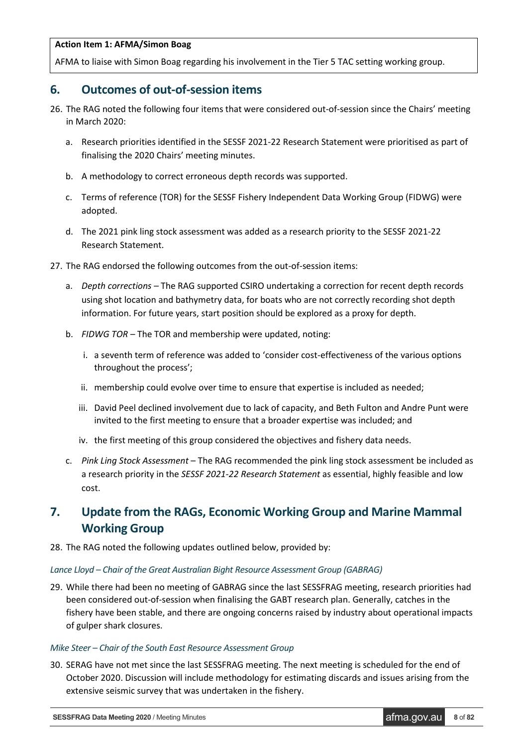**Action Item 1: AFMA/Simon Boag**

AFMA to liaise with Simon Boag regarding his involvement in the Tier 5 TAC setting working group.

## 6. Outcomes of out-of-session items

26. The RAG noted the following four items that were considered out-of-session since the Chairs' meeting in March 2020:

    a. Research priorities identified in the SESSF 2021-22 Research Statement were prioritised as part of finalising the 2020 Chairs' meeting minutes.

    b. A methodology to correct erroneous depth records was supported.

    c. Terms of reference (TOR) for the SESSF Fishery Independent Data Working Group (FIDWG) were adopted.

    d. The 2021 pink ling stock assessment was added as a research priority to the SESSF 2021-22 Research Statement.

27. The RAG endorsed the following outcomes from the out-of-session items:

    a. *Depth corrections* – The RAG supported CSIRO undertaking a correction for recent depth records using shot location and bathymetry data, for boats who are not correctly recording shot depth information. For future years, start position should be explored as a proxy for depth.

    b. *FIDWG TOR* – The TOR and membership were updated, noting:

        i. a seventh term of reference was added to 'consider cost-effectiveness of the various options throughout the process';

        ii. membership could evolve over time to ensure that expertise is included as needed;

        iii. David Peel declined involvement due to lack of capacity, and Beth Fulton and Andre Punt were invited to the first meeting to ensure that a broader expertise was included; and

        iv. the first meeting of this group considered the objectives and fishery data needs.

    c. *Pink Ling Stock Assessment* – The RAG recommended the pink ling stock assessment be included as a research priority in the *SESSF 2021-22 Research Statement* as essential, highly feasible and low cost.

## 7. Update from the RAGs, Economic Working Group and Marine Mammal Working Group

28. The RAG noted the following updates outlined below, provided by:

*Lance Lloyd – Chair of the Great Australian Bight Resource Assessment Group (GABRAG)*

29. While there had been no meeting of GABRAG since the last SESSFRAG meeting, research priorities had been considered out-of-session when finalising the GABT research plan. Generally, catches in the fishery have been stable, and there are ongoing concerns raised by industry about operational impacts of gulper shark closures.

*Mike Steer – Chair of the South East Resource Assessment Group*

30. SERAG have not met since the last SESSFRAG meeting. The next meeting is scheduled for the end of October 2020. Discussion will include methodology for estimating discards and issues arising from the extensive seismic survey that was undertaken in the fishery.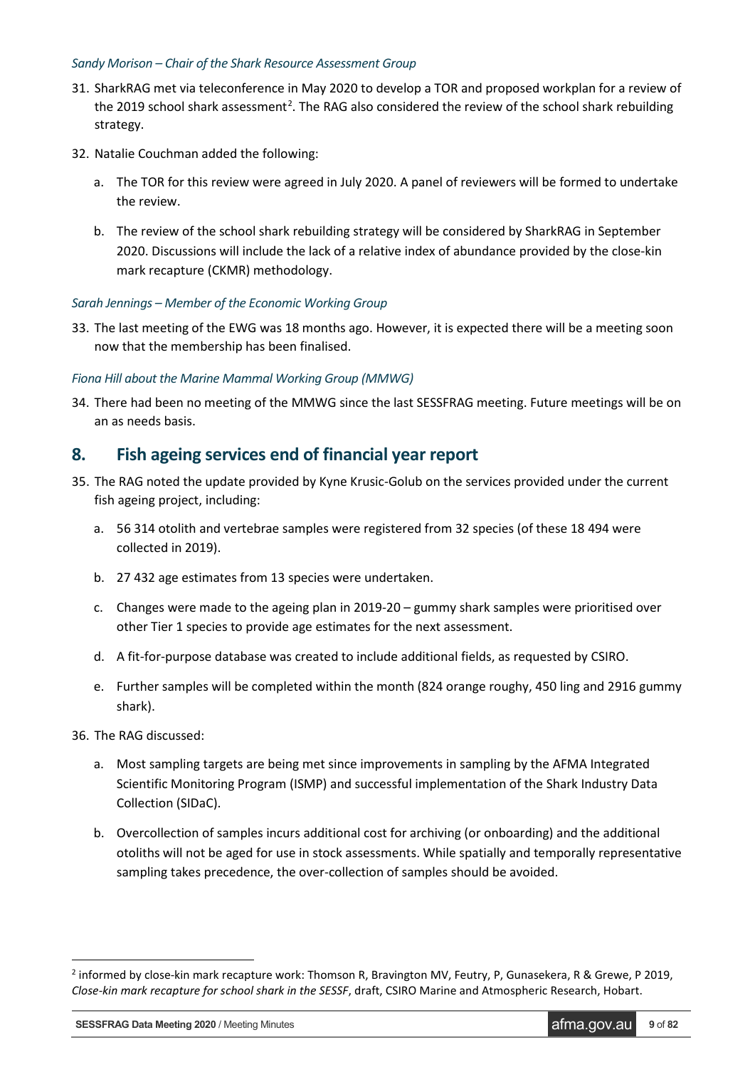*Sandy Morison – Chair of the Shark Resource Assessment Group*

31. SharkRAG met via teleconference in May 2020 to develop a TOR and proposed workplan for a review of the 2019 school shark assessment[2]. The RAG also considered the review of the school shark rebuilding strategy.
32. Natalie Couchman added the following:
    a. The TOR for this review were agreed in July 2020. A panel of reviewers will be formed to undertake the review.
    b. The review of the school shark rebuilding strategy will be considered by SharkRAG in September 2020. Discussions will include the lack of a relative index of abundance provided by the close-kin mark recapture (CKMR) methodology.

*Sarah Jennings – Member of the Economic Working Group*

33. The last meeting of the EWG was 18 months ago. However, it is expected there will be a meeting soon now that the membership has been finalised.

*Fiona Hill about the Marine Mammal Working Group (MMWG)*

34. There had been no meeting of the MMWG since the last SESSFRAG meeting. Future meetings will be on an as needs basis.

## 8. Fish ageing services end of financial year report

35. The RAG noted the update provided by Kyne Krusic-Golub on the services provided under the current fish ageing project, including:
    a. 56 314 otolith and vertebrae samples were registered from 32 species (of these 18 494 were collected in 2019).
    b. 27 432 age estimates from 13 species were undertaken.
    c. Changes were made to the ageing plan in 2019-20 – gummy shark samples were prioritised over other Tier 1 species to provide age estimates for the next assessment.
    d. A fit-for-purpose database was created to include additional fields, as requested by CSIRO.
    e. Further samples will be completed within the month (824 orange roughy, 450 ling and 2916 gummy shark).
36. The RAG discussed:
    a. Most sampling targets are being met since improvements in sampling by the AFMA Integrated Scientific Monitoring Program (ISMP) and successful implementation of the Shark Industry Data Collection (SIDaC).
    b. Overcollection of samples incurs additional cost for archiving (or onboarding) and the additional otoliths will not be aged for use in stock assessments. While spatially and temporally representative sampling takes precedence, the over-collection of samples should be avoided.

---

[2] informed by close-kin mark recapture work: Thomson R, Bravington MV, Feutry, P, Gunasekera, R & Grewe, P 2019, *Close-kin mark recapture for school shark in the SESSF*, draft, CSIRO Marine and Atmospheric Research, Hobart.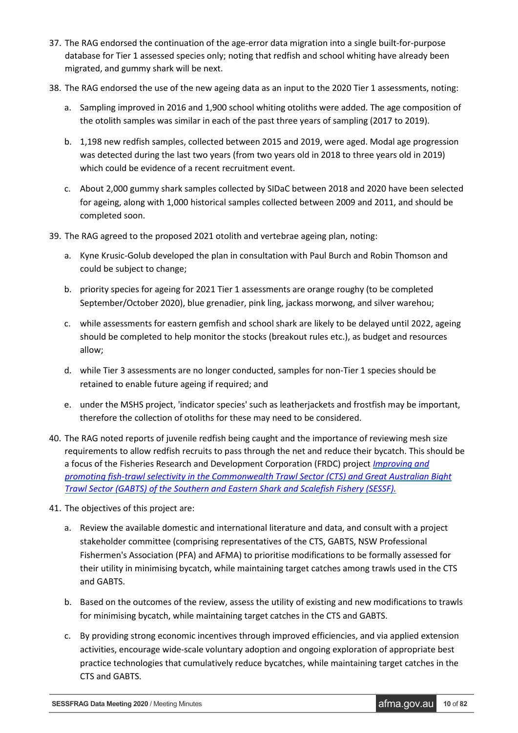37. The RAG endorsed the continuation of the age-error data migration into a single built-for-purpose database for Tier 1 assessed species only; noting that redfish and school whiting have already been migrated, and gummy shark will be next.

38. The RAG endorsed the use of the new ageing data as an input to the 2020 Tier 1 assessments, noting:

    a. Sampling improved in 2016 and 1,900 school whiting otoliths were added. The age composition of the otolith samples was similar in each of the past three years of sampling (2017 to 2019).

    b. 1,198 new redfish samples, collected between 2015 and 2019, were aged. Modal age progression was detected during the last two years (from two years old in 2018 to three years old in 2019) which could be evidence of a recent recruitment event.

    c. About 2,000 gummy shark samples collected by SIDaC between 2018 and 2020 have been selected for ageing, along with 1,000 historical samples collected between 2009 and 2011, and should be completed soon.

39. The RAG agreed to the proposed 2021 otolith and vertebrae ageing plan, noting:

    a. Kyne Krusic-Golub developed the plan in consultation with Paul Burch and Robin Thomson and could be subject to change;

    b. priority species for ageing for 2021 Tier 1 assessments are orange roughy (to be completed September/October 2020), blue grenadier, pink ling, jackass morwong, and silver warehou;

    c. while assessments for eastern gemfish and school shark are likely to be delayed until 2022, ageing should be completed to help monitor the stocks (breakout rules etc.), as budget and resources allow;

    d. while Tier 3 assessments are no longer conducted, samples for non-Tier 1 species should be retained to enable future ageing if required; and

    e. under the MSHS project, 'indicator species' such as leatherjackets and frostfish may be important, therefore the collection of otoliths for these may need to be considered.

40. The RAG noted reports of juvenile redfish being caught and the importance of reviewing mesh size requirements to allow redfish recruits to pass through the net and reduce their bycatch. This should be a focus of the Fisheries Research and Development Corporation (FRDC) project *Improving and promoting fish-trawl selectivity in the Commonwealth Trawl Sector (CTS) and Great Australian Bight Trawl Sector (GABTS) of the Southern and Eastern Shark and Scalefish Fishery (SESSF).*

41. The objectives of this project are:

    a. Review the available domestic and international literature and data, and consult with a project stakeholder committee (comprising representatives of the CTS, GABTS, NSW Professional Fishermen's Association (PFA) and AFMA) to prioritise modifications to be formally assessed for their utility in minimising bycatch, while maintaining target catches among trawls used in the CTS and GABTS.

    b. Based on the outcomes of the review, assess the utility of existing and new modifications to trawls for minimising bycatch, while maintaining target catches in the CTS and GABTS.

    c. By providing strong economic incentives through improved efficiencies, and via applied extension activities, encourage wide-scale voluntary adoption and ongoing exploration of appropriate best practice technologies that cumulatively reduce bycatches, while maintaining target catches in the CTS and GABTS.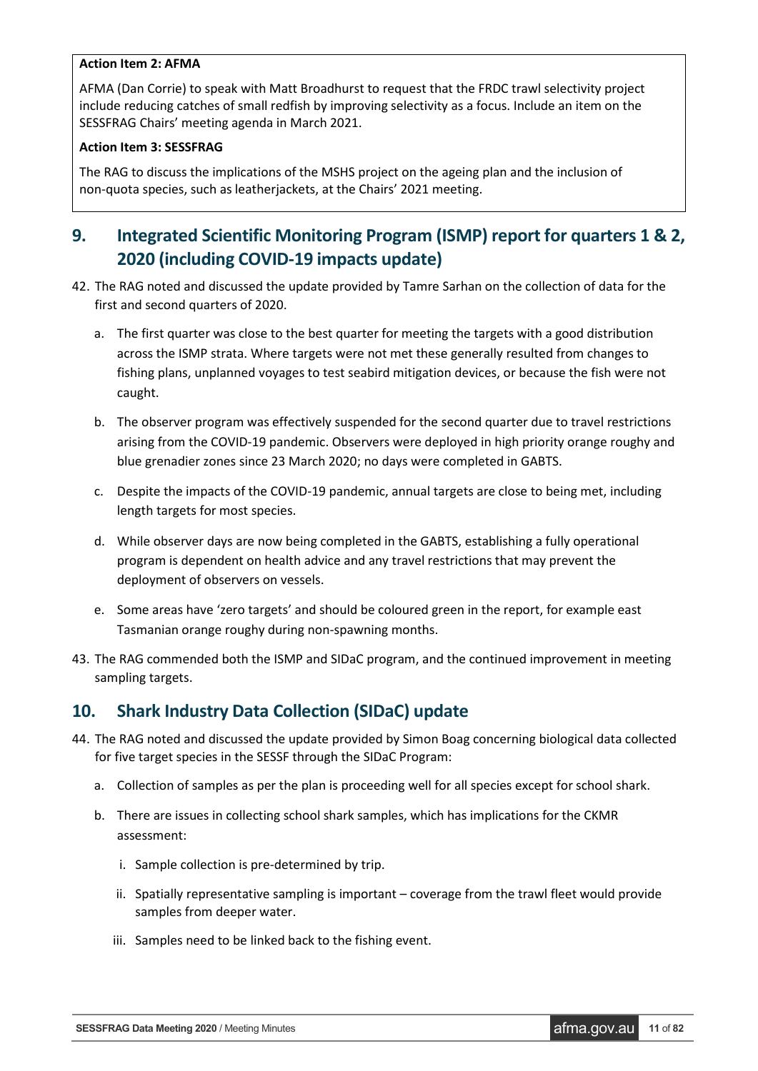**Action Item 2: AFMA**

AFMA (Dan Corrie) to speak with Matt Broadhurst to request that the FRDC trawl selectivity project include reducing catches of small redfish by improving selectivity as a focus. Include an item on the SESSFRAG Chairs' meeting agenda in March 2021.

**Action Item 3: SESSFRAG**

The RAG to discuss the implications of the MSHS project on the ageing plan and the inclusion of non-quota species, such as leatherjackets, at the Chairs' 2021 meeting.

## 9. Integrated Scientific Monitoring Program (ISMP) report for quarters 1 & 2, 2020 (including COVID-19 impacts update)

42. The RAG noted and discussed the update provided by Tamre Sarhan on the collection of data for the first and second quarters of 2020.

    a. The first quarter was close to the best quarter for meeting the targets with a good distribution across the ISMP strata. Where targets were not met these generally resulted from changes to fishing plans, unplanned voyages to test seabird mitigation devices, or because the fish were not caught.

    b. The observer program was effectively suspended for the second quarter due to travel restrictions arising from the COVID-19 pandemic. Observers were deployed in high priority orange roughy and blue grenadier zones since 23 March 2020; no days were completed in GABTS.

    c. Despite the impacts of the COVID-19 pandemic, annual targets are close to being met, including length targets for most species.

    d. While observer days are now being completed in the GABTS, establishing a fully operational program is dependent on health advice and any travel restrictions that may prevent the deployment of observers on vessels.

    e. Some areas have 'zero targets' and should be coloured green in the report, for example east Tasmanian orange roughy during non-spawning months.

43. The RAG commended both the ISMP and SIDaC program, and the continued improvement in meeting sampling targets.

## 10. Shark Industry Data Collection (SIDaC) update

44. The RAG noted and discussed the update provided by Simon Boag concerning biological data collected for five target species in the SESSF through the SIDaC Program:

    a. Collection of samples as per the plan is proceeding well for all species except for school shark.

    b. There are issues in collecting school shark samples, which has implications for the CKMR assessment:

        i. Sample collection is pre-determined by trip.

        ii. Spatially representative sampling is important – coverage from the trawl fleet would provide samples from deeper water.

        iii. Samples need to be linked back to the fishing event.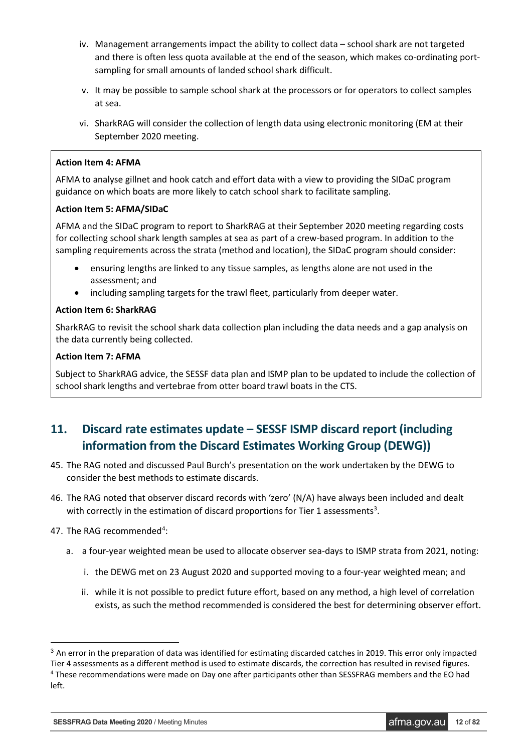iv. Management arrangements impact the ability to collect data – school shark are not targeted and there is often less quota available at the end of the season, which makes co-ordinating port-sampling for small amounts of landed school shark difficult.

v. It may be possible to sample school shark at the processors or for operators to collect samples at sea.

vi. SharkRAG will consider the collection of length data using electronic monitoring (EM at their September 2020 meeting.

**Action Item 4: AFMA**

AFMA to analyse gillnet and hook catch and effort data with a view to providing the SIDaC program guidance on which boats are more likely to catch school shark to facilitate sampling.

**Action Item 5: AFMA/SIDaC**

AFMA and the SIDaC program to report to SharkRAG at their September 2020 meeting regarding costs for collecting school shark length samples at sea as part of a crew-based program. In addition to the sampling requirements across the strata (method and location), the SIDaC program should consider:

- ensuring lengths are linked to any tissue samples, as lengths alone are not used in the assessment; and
- including sampling targets for the trawl fleet, particularly from deeper water.

**Action Item 6: SharkRAG**

SharkRAG to revisit the school shark data collection plan including the data needs and a gap analysis on the data currently being collected.

**Action Item 7: AFMA**

Subject to SharkRAG advice, the SESSF data plan and ISMP plan to be updated to include the collection of school shark lengths and vertebrae from otter board trawl boats in the CTS.

## 11. Discard rate estimates update – SESSF ISMP discard report (including information from the Discard Estimates Working Group (DEWG))

45. The RAG noted and discussed Paul Burch's presentation on the work undertaken by the DEWG to consider the best methods to estimate discards.

46. The RAG noted that observer discard records with 'zero' (N/A) have always been included and dealt with correctly in the estimation of discard proportions for Tier 1 assessments[3].

47. The RAG recommended[4]:

   a. a four-year weighted mean be used to allocate observer sea-days to ISMP strata from 2021, noting:

      i. the DEWG met on 23 August 2020 and supported moving to a four-year weighted mean; and

      ii. while it is not possible to predict future effort, based on any method, a high level of correlation exists, as such the method recommended is considered the best for determining observer effort.

---

[3] An error in the preparation of data was identified for estimating discarded catches in 2019. This error only impacted Tier 4 assessments as a different method is used to estimate discards, the correction has resulted in revised figures.

[4] These recommendations were made on Day one after participants other than SESSFRAG members and the EO had left.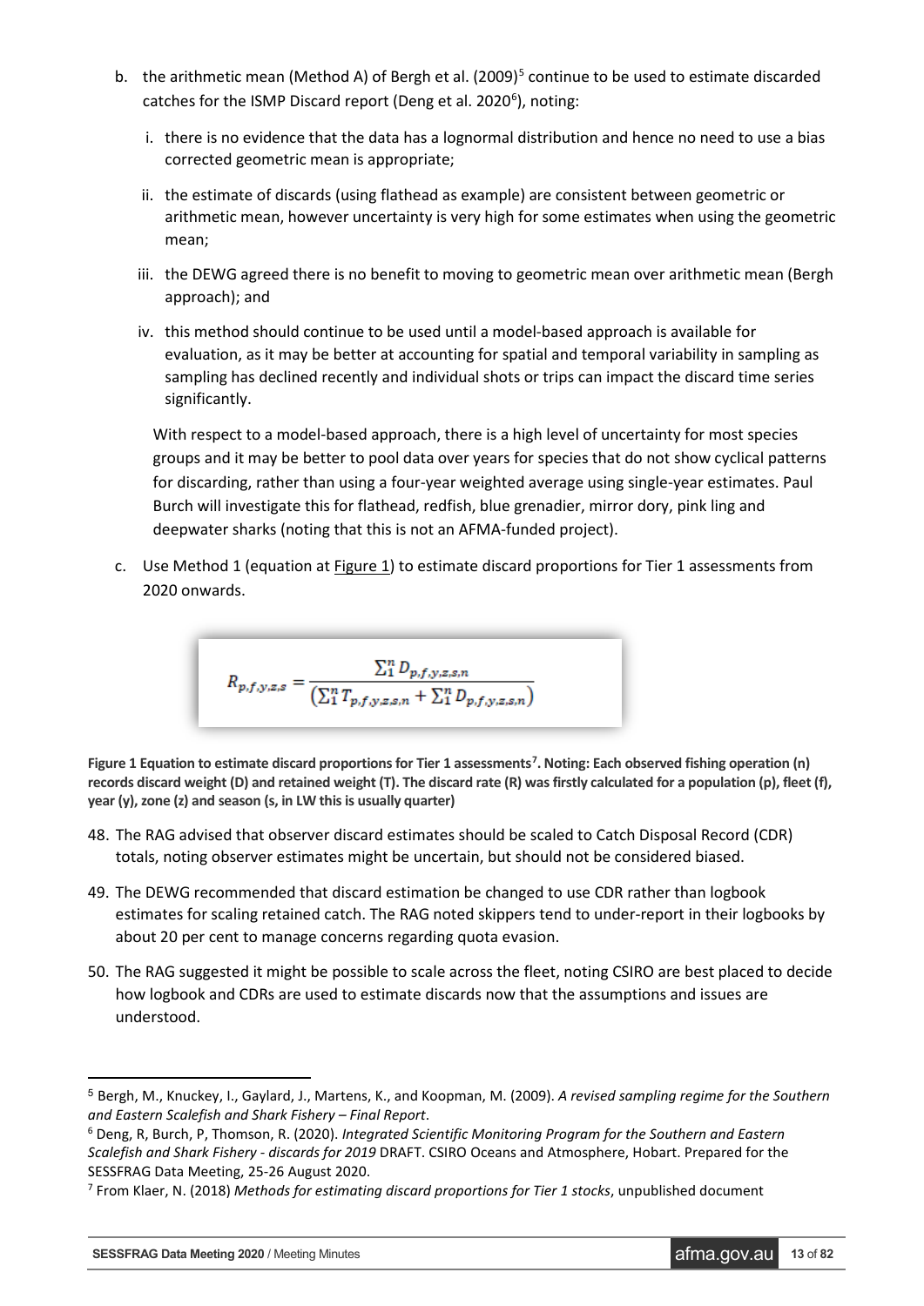b. the arithmetic mean (Method A) of Bergh et al. (2009)[5] continue to be used to estimate discarded catches for the ISMP Discard report (Deng et al. 2020[6]), noting:

   i. there is no evidence that the data has a lognormal distribution and hence no need to use a bias corrected geometric mean is appropriate;

   ii. the estimate of discards (using flathead as example) are consistent between geometric or arithmetic mean, however uncertainty is very high for some estimates when using the geometric mean;

   iii. the DEWG agreed there is no benefit to moving to geometric mean over arithmetic mean (Bergh approach); and

   iv. this method should continue to be used until a model-based approach is available for evaluation, as it may be better at accounting for spatial and temporal variability in sampling as sampling has declined recently and individual shots or trips can impact the discard time series significantly.

   With respect to a model-based approach, there is a high level of uncertainty for most species groups and it may be better to pool data over years for species that do not show cyclical patterns for discarding, rather than using a four-year weighted average using single-year estimates. Paul Burch will investigate this for flathead, redfish, blue grenadier, mirror dory, pink ling and deepwater sharks (noting that this is not an AFMA-funded project).

c. Use Method 1 (equation at Figure 1) to estimate discard proportions for Tier 1 assessments from 2020 onwards.

$$R_{p,f,y,z,s} = \frac{\sum_1^n D_{p,f,y,z,s,n}}{\left(\sum_1^n T_{p,f,y,z,s,n} + \sum_1^n D_{p,f,y,z,s,n}\right)}$$

**Figure 1 Equation to estimate discard proportions for Tier 1 assessments[7]. Noting: Each observed fishing operation (n) records discard weight (D) and retained weight (T). The discard rate (R) was firstly calculated for a population (p), fleet (f), year (y), zone (z) and season (s, in LW this is usually quarter)**

48. The RAG advised that observer discard estimates should be scaled to Catch Disposal Record (CDR) totals, noting observer estimates might be uncertain, but should not be considered biased.

49. The DEWG recommended that discard estimation be changed to use CDR rather than logbook estimates for scaling retained catch. The RAG noted skippers tend to under-report in their logbooks by about 20 per cent to manage concerns regarding quota evasion.

50. The RAG suggested it might be possible to scale across the fleet, noting CSIRO are best placed to decide how logbook and CDRs are used to estimate discards now that the assumptions and issues are understood.

---

[5] Bergh, M., Knuckey, I., Gaylard, J., Martens, K., and Koopman, M. (2009). *A revised sampling regime for the Southern and Eastern Scalefish and Shark Fishery – Final Report*.

[6] Deng, R, Burch, P, Thomson, R. (2020). *Integrated Scientific Monitoring Program for the Southern and Eastern Scalefish and Shark Fishery - discards for 2019* DRAFT. CSIRO Oceans and Atmosphere, Hobart. Prepared for the SESSFRAG Data Meeting, 25-26 August 2020.

[7] From Klaer, N. (2018) *Methods for estimating discard proportions for Tier 1 stocks*, unpublished document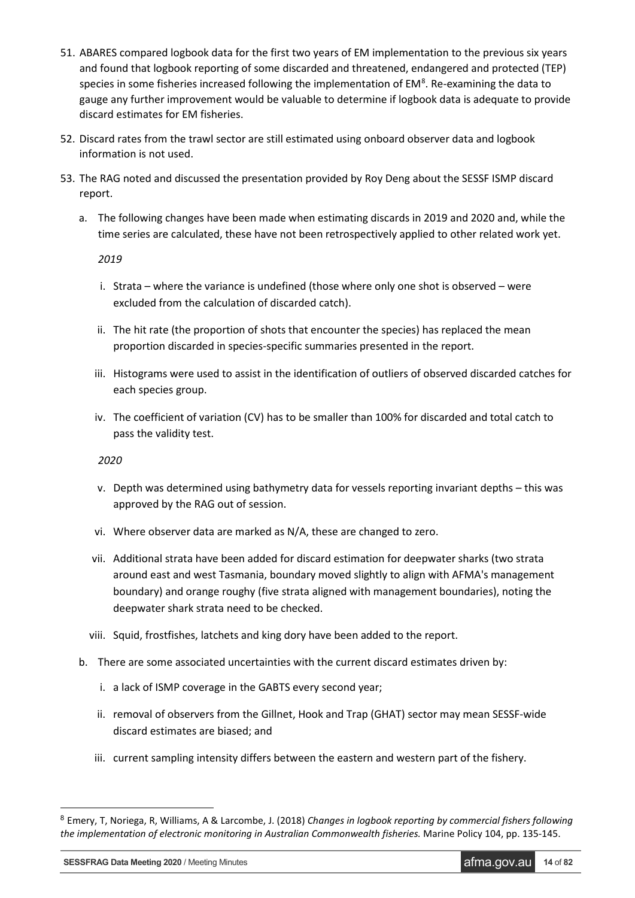51. ABARES compared logbook data for the first two years of EM implementation to the previous six years and found that logbook reporting of some discarded and threatened, endangered and protected (TEP) species in some fisheries increased following the implementation of EM[8]. Re-examining the data to gauge any further improvement would be valuable to determine if logbook data is adequate to provide discard estimates for EM fisheries.

52. Discard rates from the trawl sector are still estimated using onboard observer data and logbook information is not used.

53. The RAG noted and discussed the presentation provided by Roy Deng about the SESSF ISMP discard report.

    a. The following changes have been made when estimating discards in 2019 and 2020 and, while the time series are calculated, these have not been retrospectively applied to other related work yet.

       *2019*

       i. Strata – where the variance is undefined (those where only one shot is observed – were excluded from the calculation of discarded catch).

       ii. The hit rate (the proportion of shots that encounter the species) has replaced the mean proportion discarded in species-specific summaries presented in the report.

       iii. Histograms were used to assist in the identification of outliers of observed discarded catches for each species group.

       iv. The coefficient of variation (CV) has to be smaller than 100% for discarded and total catch to pass the validity test.

       *2020*

       v. Depth was determined using bathymetry data for vessels reporting invariant depths – this was approved by the RAG out of session.

       vi. Where observer data are marked as N/A, these are changed to zero.

       vii. Additional strata have been added for discard estimation for deepwater sharks (two strata around east and west Tasmania, boundary moved slightly to align with AFMA's management boundary) and orange roughy (five strata aligned with management boundaries), noting the deepwater shark strata need to be checked.

       viii. Squid, frostfishes, latchets and king dory have been added to the report.

    b. There are some associated uncertainties with the current discard estimates driven by:

       i. a lack of ISMP coverage in the GABTS every second year;

       ii. removal of observers from the Gillnet, Hook and Trap (GHAT) sector may mean SESSF-wide discard estimates are biased; and

       iii. current sampling intensity differs between the eastern and western part of the fishery.

---

[8] Emery, T, Noriega, R, Williams, A & Larcombe, J. (2018) *Changes in logbook reporting by commercial fishers following the implementation of electronic monitoring in Australian Commonwealth fisheries.* Marine Policy 104, pp. 135-145.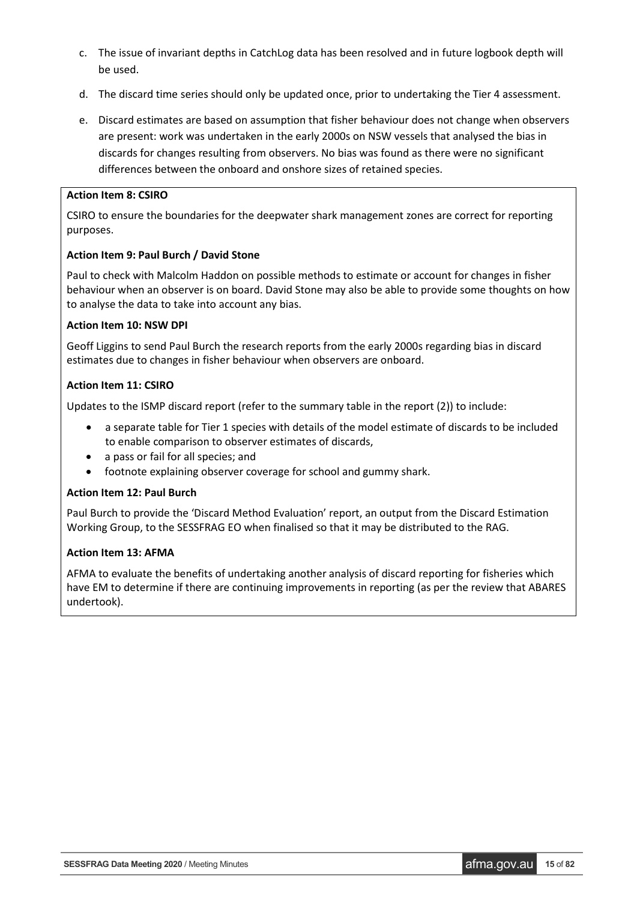c. The issue of invariant depths in CatchLog data has been resolved and in future logbook depth will be used.

d. The discard time series should only be updated once, prior to undertaking the Tier 4 assessment.

e. Discard estimates are based on assumption that fisher behaviour does not change when observers are present: work was undertaken in the early 2000s on NSW vessels that analysed the bias in discards for changes resulting from observers. No bias was found as there were no significant differences between the onboard and onshore sizes of retained species.

**Action Item 8: CSIRO**

CSIRO to ensure the boundaries for the deepwater shark management zones are correct for reporting purposes.

**Action Item 9: Paul Burch / David Stone**

Paul to check with Malcolm Haddon on possible methods to estimate or account for changes in fisher behaviour when an observer is on board. David Stone may also be able to provide some thoughts on how to analyse the data to take into account any bias.

**Action Item 10: NSW DPI**

Geoff Liggins to send Paul Burch the research reports from the early 2000s regarding bias in discard estimates due to changes in fisher behaviour when observers are onboard.

**Action Item 11: CSIRO**

Updates to the ISMP discard report (refer to the summary table in the report (2)) to include:

- a separate table for Tier 1 species with details of the model estimate of discards to be included to enable comparison to observer estimates of discards,
- a pass or fail for all species; and
- footnote explaining observer coverage for school and gummy shark.

**Action Item 12: Paul Burch**

Paul Burch to provide the 'Discard Method Evaluation' report, an output from the Discard Estimation Working Group, to the SESSFRAG EO when finalised so that it may be distributed to the RAG.

**Action Item 13: AFMA**

AFMA to evaluate the benefits of undertaking another analysis of discard reporting for fisheries which have EM to determine if there are continuing improvements in reporting (as per the review that ABARES undertook).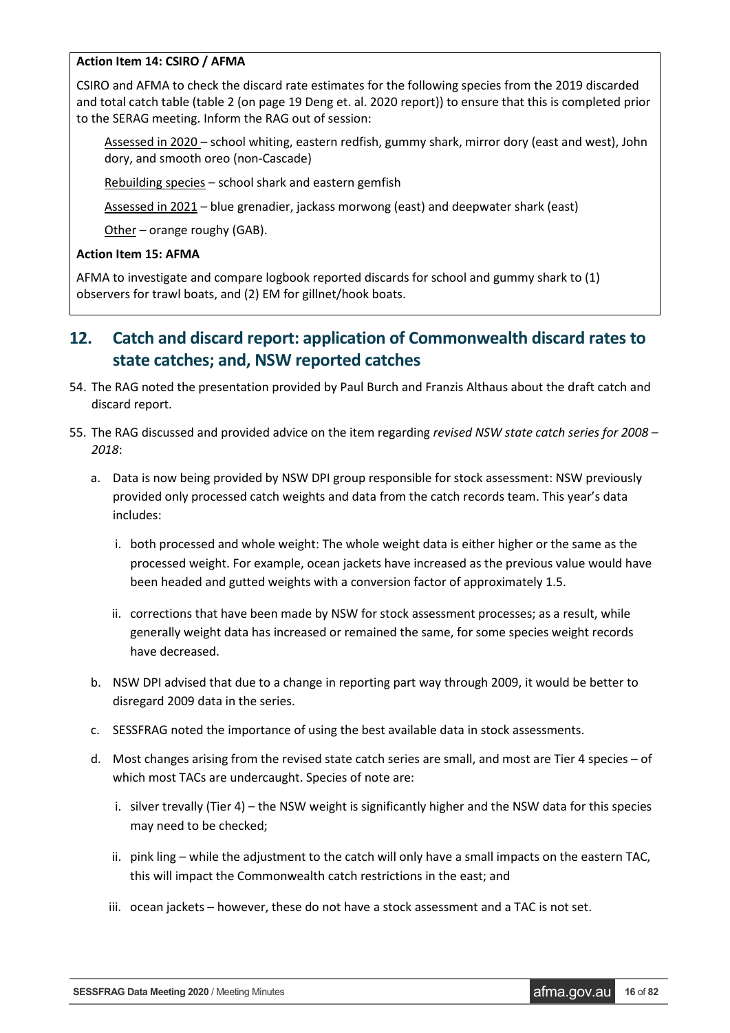**Action Item 14: CSIRO / AFMA**

CSIRO and AFMA to check the discard rate estimates for the following species from the 2019 discarded and total catch table (table 2 (on page 19 Deng et. al. 2020 report)) to ensure that this is completed prior to the SERAG meeting. Inform the RAG out of session:

<u>Assessed in 2020</u> – school whiting, eastern redfish, gummy shark, mirror dory (east and west), John dory, and smooth oreo (non-Cascade)

<u>Rebuilding species</u> – school shark and eastern gemfish

<u>Assessed in 2021</u> – blue grenadier, jackass morwong (east) and deepwater shark (east)

<u>Other</u> – orange roughy (GAB).

**Action Item 15: AFMA**

AFMA to investigate and compare logbook reported discards for school and gummy shark to (1) observers for trawl boats, and (2) EM for gillnet/hook boats.

## 12. Catch and discard report: application of Commonwealth discard rates to state catches; and, NSW reported catches

54. The RAG noted the presentation provided by Paul Burch and Franzis Althaus about the draft catch and discard report.

55. The RAG discussed and provided advice on the item regarding *revised NSW state catch series for 2008 – 2018*:

    a. Data is now being provided by NSW DPI group responsible for stock assessment: NSW previously provided only processed catch weights and data from the catch records team. This year's data includes:

        i. both processed and whole weight: The whole weight data is either higher or the same as the processed weight. For example, ocean jackets have increased as the previous value would have been headed and gutted weights with a conversion factor of approximately 1.5.

        ii. corrections that have been made by NSW for stock assessment processes; as a result, while generally weight data has increased or remained the same, for some species weight records have decreased.

    b. NSW DPI advised that due to a change in reporting part way through 2009, it would be better to disregard 2009 data in the series.

    c. SESSFRAG noted the importance of using the best available data in stock assessments.

    d. Most changes arising from the revised state catch series are small, and most are Tier 4 species – of which most TACs are undercaught. Species of note are:

        i. silver trevally (Tier 4) – the NSW weight is significantly higher and the NSW data for this species may need to be checked;

        ii. pink ling – while the adjustment to the catch will only have a small impacts on the eastern TAC, this will impact the Commonwealth catch restrictions in the east; and

        iii. ocean jackets – however, these do not have a stock assessment and a TAC is not set.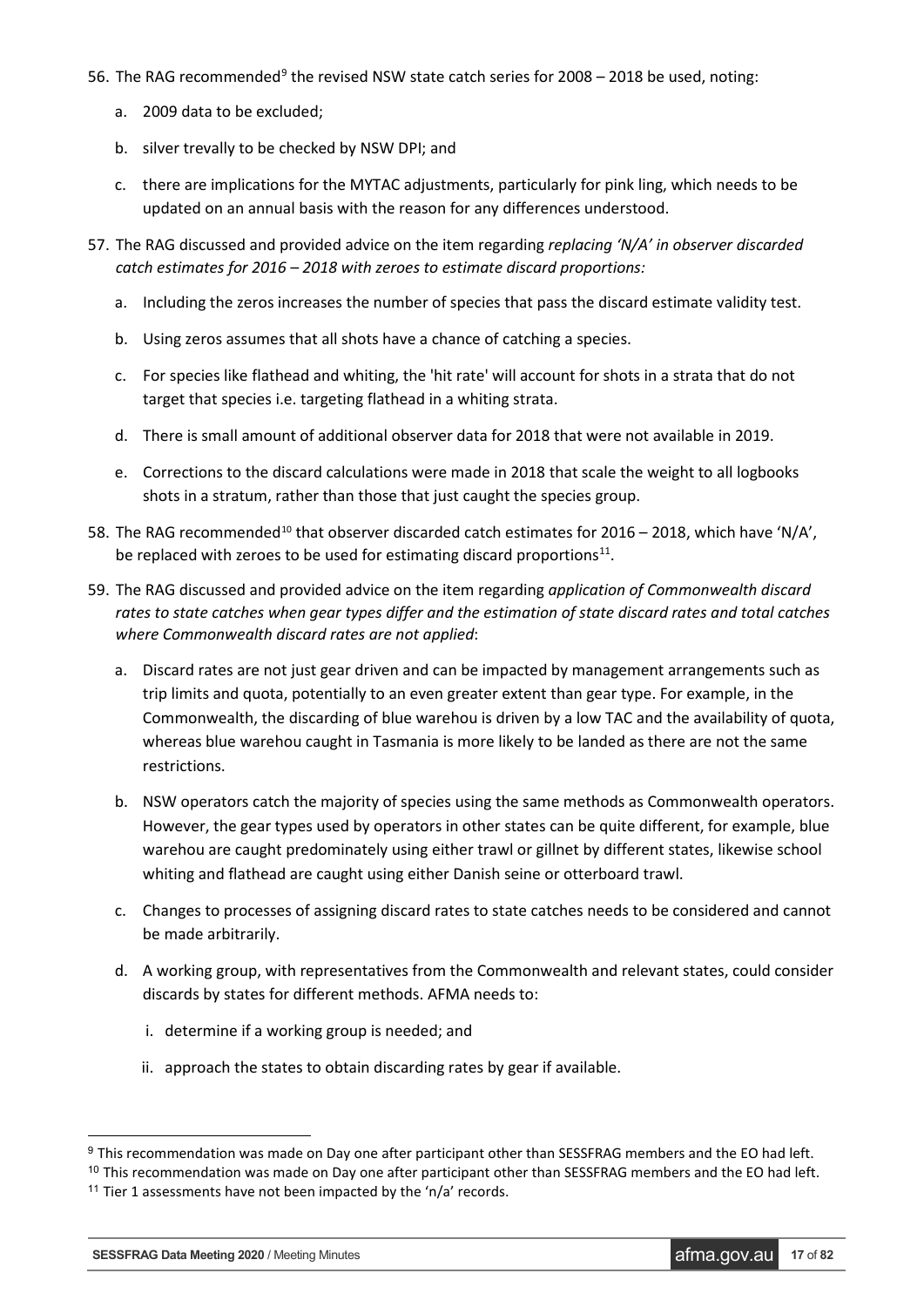56. The RAG recommended[9] the revised NSW state catch series for 2008 – 2018 be used, noting:

    a. 2009 data to be excluded;

    b. silver trevally to be checked by NSW DPI; and

    c. there are implications for the MYTAC adjustments, particularly for pink ling, which needs to be updated on an annual basis with the reason for any differences understood.

57. The RAG discussed and provided advice on the item regarding *replacing 'N/A' in observer discarded catch estimates for 2016 – 2018 with zeroes to estimate discard proportions:*

    a. Including the zeros increases the number of species that pass the discard estimate validity test.

    b. Using zeros assumes that all shots have a chance of catching a species.

    c. For species like flathead and whiting, the 'hit rate' will account for shots in a strata that do not target that species i.e. targeting flathead in a whiting strata.

    d. There is small amount of additional observer data for 2018 that were not available in 2019.

    e. Corrections to the discard calculations were made in 2018 that scale the weight to all logbooks shots in a stratum, rather than those that just caught the species group.

58. The RAG recommended[10] that observer discarded catch estimates for 2016 – 2018, which have 'N/A', be replaced with zeroes to be used for estimating discard proportions[11].

59. The RAG discussed and provided advice on the item regarding *application of Commonwealth discard rates to state catches when gear types differ and the estimation of state discard rates and total catches where Commonwealth discard rates are not applied*:

    a. Discard rates are not just gear driven and can be impacted by management arrangements such as trip limits and quota, potentially to an even greater extent than gear type. For example, in the Commonwealth, the discarding of blue warehou is driven by a low TAC and the availability of quota, whereas blue warehou caught in Tasmania is more likely to be landed as there are not the same restrictions.

    b. NSW operators catch the majority of species using the same methods as Commonwealth operators. However, the gear types used by operators in other states can be quite different, for example, blue warehou are caught predominately using either trawl or gillnet by different states, likewise school whiting and flathead are caught using either Danish seine or otterboard trawl.

    c. Changes to processes of assigning discard rates to state catches needs to be considered and cannot be made arbitrarily.

    d. A working group, with representatives from the Commonwealth and relevant states, could consider discards by states for different methods. AFMA needs to:

        i. determine if a working group is needed; and

        ii. approach the states to obtain discarding rates by gear if available.

---

[9] This recommendation was made on Day one after participant other than SESSFRAG members and the EO had left.

[10] This recommendation was made on Day one after participant other than SESSFRAG members and the EO had left.

[11] Tier 1 assessments have not been impacted by the 'n/a' records.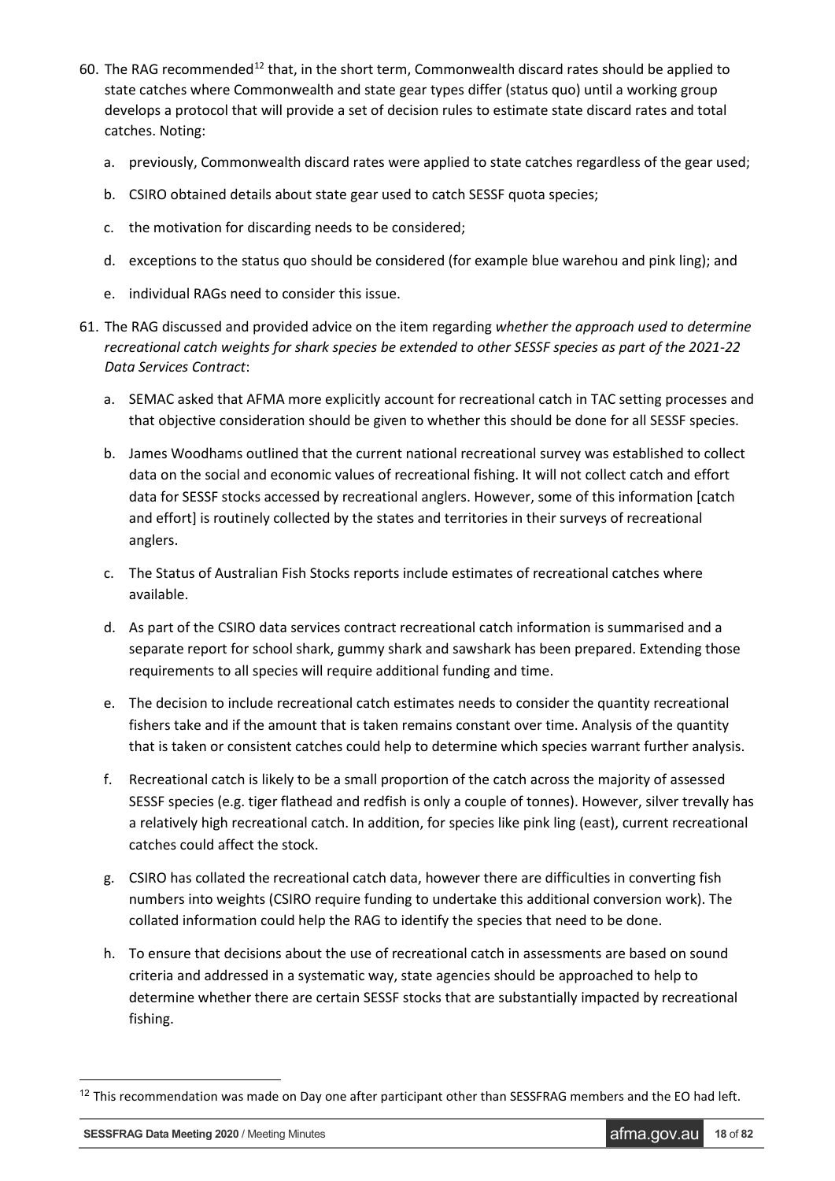60. The RAG recommended[12] that, in the short term, Commonwealth discard rates should be applied to state catches where Commonwealth and state gear types differ (status quo) until a working group develops a protocol that will provide a set of decision rules to estimate state discard rates and total catches. Noting:

    a. previously, Commonwealth discard rates were applied to state catches regardless of the gear used;

    b. CSIRO obtained details about state gear used to catch SESSF quota species;

    c. the motivation for discarding needs to be considered;

    d. exceptions to the status quo should be considered (for example blue warehou and pink ling); and

    e. individual RAGs need to consider this issue.

61. The RAG discussed and provided advice on the item regarding *whether the approach used to determine recreational catch weights for shark species be extended to other SESSF species as part of the 2021-22 Data Services Contract*:

    a. SEMAC asked that AFMA more explicitly account for recreational catch in TAC setting processes and that objective consideration should be given to whether this should be done for all SESSF species.

    b. James Woodhams outlined that the current national recreational survey was established to collect data on the social and economic values of recreational fishing. It will not collect catch and effort data for SESSF stocks accessed by recreational anglers. However, some of this information [catch and effort] is routinely collected by the states and territories in their surveys of recreational anglers.

    c. The Status of Australian Fish Stocks reports include estimates of recreational catches where available.

    d. As part of the CSIRO data services contract recreational catch information is summarised and a separate report for school shark, gummy shark and sawshark has been prepared. Extending those requirements to all species will require additional funding and time.

    e. The decision to include recreational catch estimates needs to consider the quantity recreational fishers take and if the amount that is taken remains constant over time. Analysis of the quantity that is taken or consistent catches could help to determine which species warrant further analysis.

    f. Recreational catch is likely to be a small proportion of the catch across the majority of assessed SESSF species (e.g. tiger flathead and redfish is only a couple of tonnes). However, silver trevally has a relatively high recreational catch. In addition, for species like pink ling (east), current recreational catches could affect the stock.

    g. CSIRO has collated the recreational catch data, however there are difficulties in converting fish numbers into weights (CSIRO require funding to undertake this additional conversion work). The collated information could help the RAG to identify the species that need to be done.

    h. To ensure that decisions about the use of recreational catch in assessments are based on sound criteria and addressed in a systematic way, state agencies should be approached to help to determine whether there are certain SESSF stocks that are substantially impacted by recreational fishing.

[12] This recommendation was made on Day one after participant other than SESSFRAG members and the EO had left.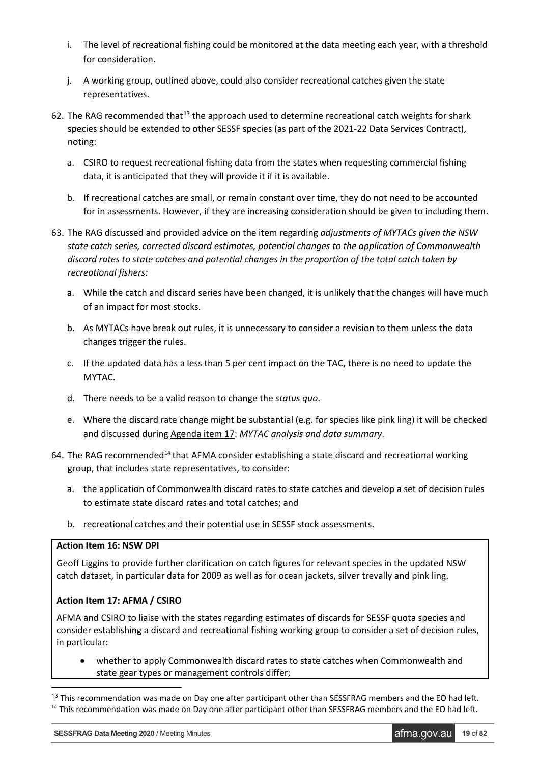i. The level of recreational fishing could be monitored at the data meeting each year, with a threshold for consideration.

j. A working group, outlined above, could also consider recreational catches given the state representatives.

62. The RAG recommended that[13] the approach used to determine recreational catch weights for shark species should be extended to other SESSF species (as part of the 2021-22 Data Services Contract), noting:

    a. CSIRO to request recreational fishing data from the states when requesting commercial fishing data, it is anticipated that they will provide it if it is available.

    b. If recreational catches are small, or remain constant over time, they do not need to be accounted for in assessments. However, if they are increasing consideration should be given to including them.

63. The RAG discussed and provided advice on the item regarding *adjustments of MYTACs given the NSW state catch series, corrected discard estimates, potential changes to the application of Commonwealth discard rates to state catches and potential changes in the proportion of the total catch taken by recreational fishers:*

    a. While the catch and discard series have been changed, it is unlikely that the changes will have much of an impact for most stocks.

    b. As MYTACs have break out rules, it is unnecessary to consider a revision to them unless the data changes trigger the rules.

    c. If the updated data has a less than 5 per cent impact on the TAC, there is no need to update the MYTAC.

    d. There needs to be a valid reason to change the *status quo*.

    e. Where the discard rate change might be substantial (e.g. for species like pink ling) it will be checked and discussed during Agenda item 17: *MYTAC analysis and data summary*.

64. The RAG recommended[14] that AFMA consider establishing a state discard and recreational working group, that includes state representatives, to consider:

    a. the application of Commonwealth discard rates to state catches and develop a set of decision rules to estimate state discard rates and total catches; and

    b. recreational catches and their potential use in SESSF stock assessments.

**Action Item 16: NSW DPI**

Geoff Liggins to provide further clarification on catch figures for relevant species in the updated NSW catch dataset, in particular data for 2009 as well as for ocean jackets, silver trevally and pink ling.

**Action Item 17: AFMA / CSIRO**

AFMA and CSIRO to liaise with the states regarding estimates of discards for SESSF quota species and consider establishing a discard and recreational fishing working group to consider a set of decision rules, in particular:

- whether to apply Commonwealth discard rates to state catches when Commonwealth and state gear types or management controls differ;

---

[13] This recommendation was made on Day one after participant other than SESSFRAG members and the EO had left.

[14] This recommendation was made on Day one after participant other than SESSFRAG members and the EO had left.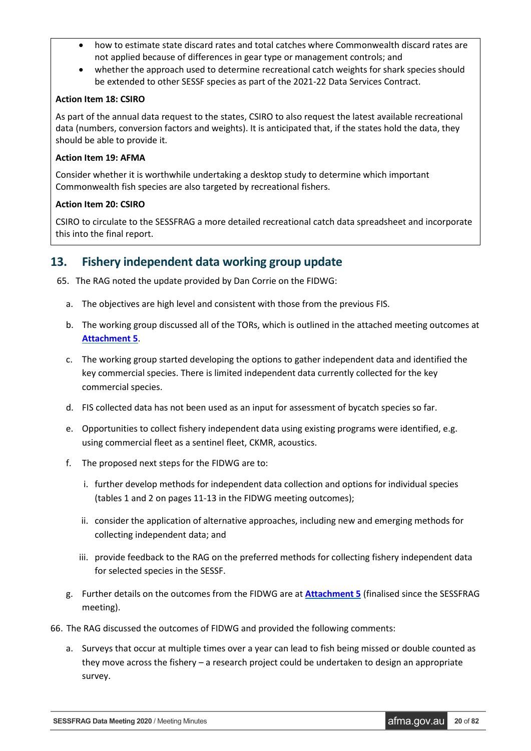- how to estimate state discard rates and total catches where Commonwealth discard rates are not applied because of differences in gear type or management controls; and
- whether the approach used to determine recreational catch weights for shark species should be extended to other SESSF species as part of the 2021-22 Data Services Contract.

**Action Item 18: CSIRO**

As part of the annual data request to the states, CSIRO to also request the latest available recreational data (numbers, conversion factors and weights). It is anticipated that, if the states hold the data, they should be able to provide it.

**Action Item 19: AFMA**

Consider whether it is worthwhile undertaking a desktop study to determine which important Commonwealth fish species are also targeted by recreational fishers.

**Action Item 20: CSIRO**

CSIRO to circulate to the SESSFRAG a more detailed recreational catch data spreadsheet and incorporate this into the final report.

## 13. Fishery independent data working group update

65. The RAG noted the update provided by Dan Corrie on the FIDWG:

    a. The objectives are high level and consistent with those from the previous FIS.

    b. The working group discussed all of the TORs, which is outlined in the attached meeting outcomes at **Attachment 5**.

    c. The working group started developing the options to gather independent data and identified the key commercial species. There is limited independent data currently collected for the key commercial species.

    d. FIS collected data has not been used as an input for assessment of bycatch species so far.

    e. Opportunities to collect fishery independent data using existing programs were identified, e.g. using commercial fleet as a sentinel fleet, CKMR, acoustics.

    f. The proposed next steps for the FIDWG are to:

       i. further develop methods for independent data collection and options for individual species (tables 1 and 2 on pages 11-13 in the FIDWG meeting outcomes);

       ii. consider the application of alternative approaches, including new and emerging methods for collecting independent data; and

       iii. provide feedback to the RAG on the preferred methods for collecting fishery independent data for selected species in the SESSF.

    g. Further details on the outcomes from the FIDWG are at **Attachment 5** (finalised since the SESSFRAG meeting).

66. The RAG discussed the outcomes of FIDWG and provided the following comments:

    a. Surveys that occur at multiple times over a year can lead to fish being missed or double counted as they move across the fishery – a research project could be undertaken to design an appropriate survey.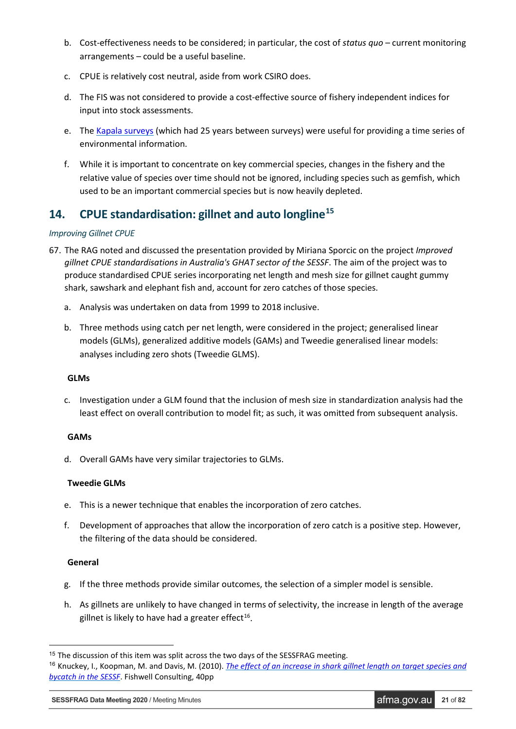b. Cost-effectiveness needs to be considered; in particular, the cost of *status quo* – current monitoring arrangements – could be a useful baseline.

c. CPUE is relatively cost neutral, aside from work CSIRO does.

d. The FIS was not considered to provide a cost-effective source of fishery independent indices for input into stock assessments.

e. The Kapala surveys (which had 25 years between surveys) were useful for providing a time series of environmental information.

f. While it is important to concentrate on key commercial species, changes in the fishery and the relative value of species over time should not be ignored, including species such as gemfish, which used to be an important commercial species but is now heavily depleted.

## 14. CPUE standardisation: gillnet and auto longline[15]

*Improving Gillnet CPUE*

67. The RAG noted and discussed the presentation provided by Miriana Sporcic on the project *Improved gillnet CPUE standardisations in Australia's GHAT sector of the SESSF*. The aim of the project was to produce standardised CPUE series incorporating net length and mesh size for gillnet caught gummy shark, sawshark and elephant fish and, account for zero catches of those species.

   a. Analysis was undertaken on data from 1999 to 2018 inclusive.

   b. Three methods using catch per net length, were considered in the project; generalised linear models (GLMs), generalized additive models (GAMs) and Tweedie generalised linear models: analyses including zero shots (Tweedie GLMS).

   **GLMs**

   c. Investigation under a GLM found that the inclusion of mesh size in standardization analysis had the least effect on overall contribution to model fit; as such, it was omitted from subsequent analysis.

   **GAMs**

   d. Overall GAMs have very similar trajectories to GLMs.

   **Tweedie GLMs**

   e. This is a newer technique that enables the incorporation of zero catches.

   f. Development of approaches that allow the incorporation of zero catch is a positive step. However, the filtering of the data should be considered.

   **General**

   g. If the three methods provide similar outcomes, the selection of a simpler model is sensible.

   h. As gillnets are unlikely to have changed in terms of selectivity, the increase in length of the average gillnet is likely to have had a greater effect[16].

---

[15] The discussion of this item was split across the two days of the SESSFRAG meeting.

[16] Knuckey, I., Koopman, M. and Davis, M. (2010). *The effect of an increase in shark gillnet length on target species and bycatch in the SESSF*. Fishwell Consulting, 40pp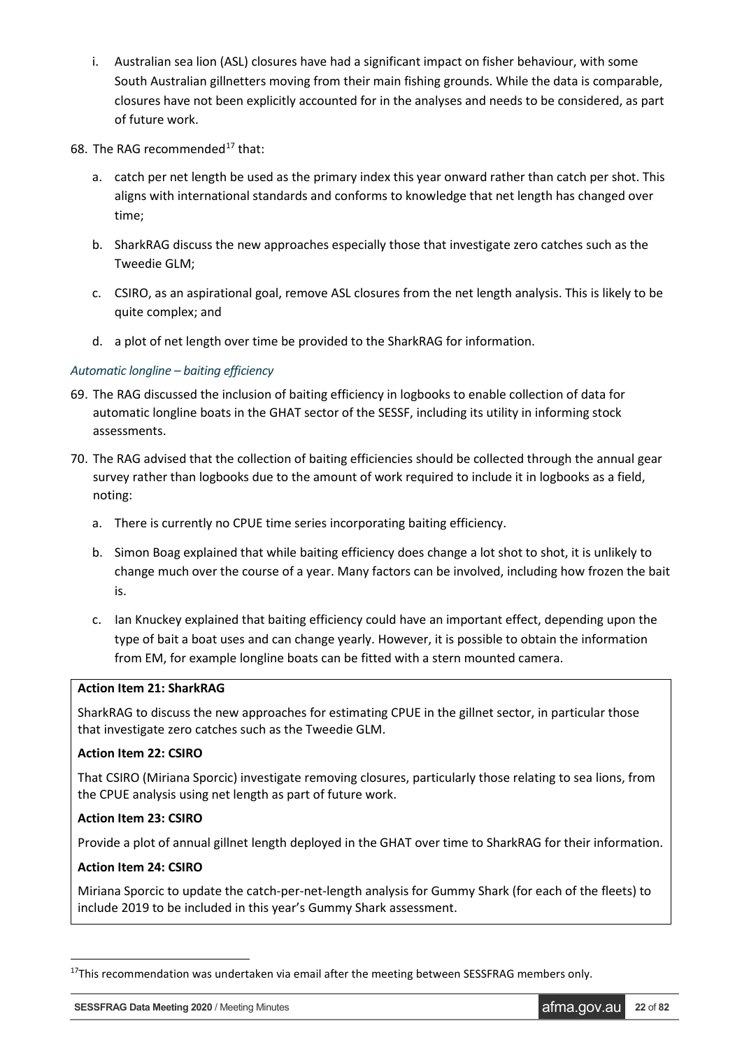i. Australian sea lion (ASL) closures have had a significant impact on fisher behaviour, with some South Australian gillnetters moving from their main fishing grounds. While the data is comparable, closures have not been explicitly accounted for in the analyses and needs to be considered, as part of future work.

68. The RAG recommended[17] that:

    a. catch per net length be used as the primary index this year onward rather than catch per shot. This aligns with international standards and conforms to knowledge that net length has changed over time;

    b. SharkRAG discuss the new approaches especially those that investigate zero catches such as the Tweedie GLM;

    c. CSIRO, as an aspirational goal, remove ASL closures from the net length analysis. This is likely to be quite complex; and

    d. a plot of net length over time be provided to the SharkRAG for information.

*Automatic longline – baiting efficiency*

69. The RAG discussed the inclusion of baiting efficiency in logbooks to enable collection of data for automatic longline boats in the GHAT sector of the SESSF, including its utility in informing stock assessments.

70. The RAG advised that the collection of baiting efficiencies should be collected through the annual gear survey rather than logbooks due to the amount of work required to include it in logbooks as a field, noting:

    a. There is currently no CPUE time series incorporating baiting efficiency.

    b. Simon Boag explained that while baiting efficiency does change a lot shot to shot, it is unlikely to change much over the course of a year. Many factors can be involved, including how frozen the bait is.

    c. Ian Knuckey explained that baiting efficiency could have an important effect, depending upon the type of bait a boat uses and can change yearly. However, it is possible to obtain the information from EM, for example longline boats can be fitted with a stern mounted camera.

**Action Item 21: SharkRAG**

SharkRAG to discuss the new approaches for estimating CPUE in the gillnet sector, in particular those that investigate zero catches such as the Tweedie GLM.

**Action Item 22: CSIRO**

That CSIRO (Miriana Sporcic) investigate removing closures, particularly those relating to sea lions, from the CPUE analysis using net length as part of future work.

**Action Item 23: CSIRO**

Provide a plot of annual gillnet length deployed in the GHAT over time to SharkRAG for their information.

**Action Item 24: CSIRO**

Miriana Sporcic to update the catch-per-net-length analysis for Gummy Shark (for each of the fleets) to include 2019 to be included in this year's Gummy Shark assessment.

[17] This recommendation was undertaken via email after the meeting between SESSFRAG members only.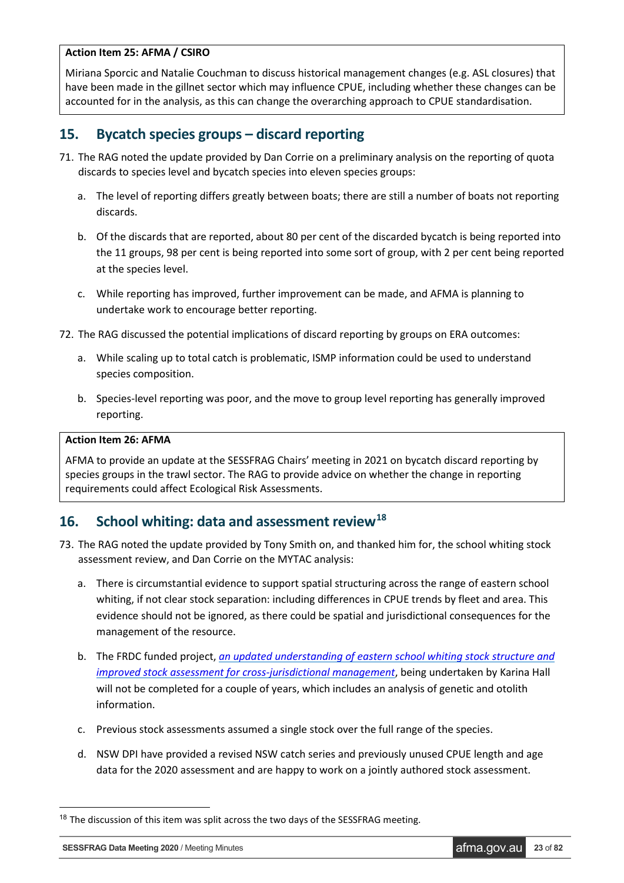**Action Item 25: AFMA / CSIRO**

Miriana Sporcic and Natalie Couchman to discuss historical management changes (e.g. ASL closures) that have been made in the gillnet sector which may influence CPUE, including whether these changes can be accounted for in the analysis, as this can change the overarching approach to CPUE standardisation.

## 15. Bycatch species groups – discard reporting

71. The RAG noted the update provided by Dan Corrie on a preliminary analysis on the reporting of quota discards to species level and bycatch species into eleven species groups:
    a. The level of reporting differs greatly between boats; there are still a number of boats not reporting discards.
    b. Of the discards that are reported, about 80 per cent of the discarded bycatch is being reported into the 11 groups, 98 per cent is being reported into some sort of group, with 2 per cent being reported at the species level.
    c. While reporting has improved, further improvement can be made, and AFMA is planning to undertake work to encourage better reporting.
72. The RAG discussed the potential implications of discard reporting by groups on ERA outcomes:
    a. While scaling up to total catch is problematic, ISMP information could be used to understand species composition.
    b. Species-level reporting was poor, and the move to group level reporting has generally improved reporting.

**Action Item 26: AFMA**

AFMA to provide an update at the SESSFRAG Chairs' meeting in 2021 on bycatch discard reporting by species groups in the trawl sector. The RAG to provide advice on whether the change in reporting requirements could affect Ecological Risk Assessments.

## 16. School whiting: data and assessment review[18]

73. The RAG noted the update provided by Tony Smith on, and thanked him for, the school whiting stock assessment review, and Dan Corrie on the MYTAC analysis:
    a. There is circumstantial evidence to support spatial structuring across the range of eastern school whiting, if not clear stock separation: including differences in CPUE trends by fleet and area. This evidence should not be ignored, as there could be spatial and jurisdictional consequences for the management of the resource.
    b. The FRDC funded project, *an updated understanding of eastern school whiting stock structure and improved stock assessment for cross-jurisdictional management*, being undertaken by Karina Hall will not be completed for a couple of years, which includes an analysis of genetic and otolith information.
    c. Previous stock assessments assumed a single stock over the full range of the species.
    d. NSW DPI have provided a revised NSW catch series and previously unused CPUE length and age data for the 2020 assessment and are happy to work on a jointly authored stock assessment.

[18] The discussion of this item was split across the two days of the SESSFRAG meeting.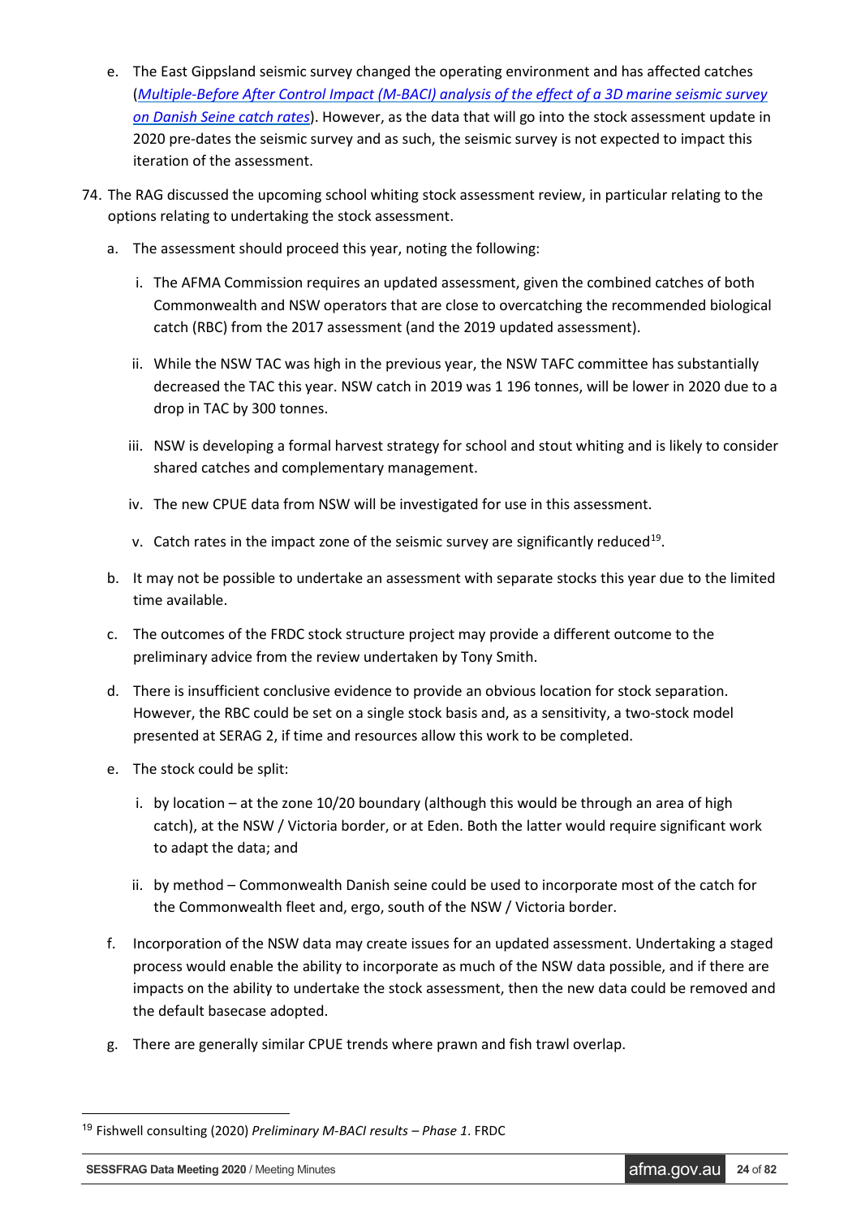e. The East Gippsland seismic survey changed the operating environment and has affected catches (*Multiple-Before After Control Impact (M-BACI) analysis of the effect of a 3D marine seismic survey on Danish Seine catch rates*). However, as the data that will go into the stock assessment update in 2020 pre-dates the seismic survey and as such, the seismic survey is not expected to impact this iteration of the assessment.

74. The RAG discussed the upcoming school whiting stock assessment review, in particular relating to the options relating to undertaking the stock assessment.

    a. The assessment should proceed this year, noting the following:

        i. The AFMA Commission requires an updated assessment, given the combined catches of both Commonwealth and NSW operators that are close to overcatching the recommended biological catch (RBC) from the 2017 assessment (and the 2019 updated assessment).

        ii. While the NSW TAC was high in the previous year, the NSW TAFC committee has substantially decreased the TAC this year. NSW catch in 2019 was 1 196 tonnes, will be lower in 2020 due to a drop in TAC by 300 tonnes.

        iii. NSW is developing a formal harvest strategy for school and stout whiting and is likely to consider shared catches and complementary management.

        iv. The new CPUE data from NSW will be investigated for use in this assessment.

        v. Catch rates in the impact zone of the seismic survey are significantly reduced[19].

    b. It may not be possible to undertake an assessment with separate stocks this year due to the limited time available.

    c. The outcomes of the FRDC stock structure project may provide a different outcome to the preliminary advice from the review undertaken by Tony Smith.

    d. There is insufficient conclusive evidence to provide an obvious location for stock separation. However, the RBC could be set on a single stock basis and, as a sensitivity, a two-stock model presented at SERAG 2, if time and resources allow this work to be completed.

    e. The stock could be split:

        i. by location – at the zone 10/20 boundary (although this would be through an area of high catch), at the NSW / Victoria border, or at Eden. Both the latter would require significant work to adapt the data; and

        ii. by method – Commonwealth Danish seine could be used to incorporate most of the catch for the Commonwealth fleet and, ergo, south of the NSW / Victoria border.

    f. Incorporation of the NSW data may create issues for an updated assessment. Undertaking a staged process would enable the ability to incorporate as much of the NSW data possible, and if there are impacts on the ability to undertake the stock assessment, then the new data could be removed and the default basecase adopted.

    g. There are generally similar CPUE trends where prawn and fish trawl overlap.

[19] Fishwell consulting (2020) *Preliminary M-BACI results – Phase 1*. FRDC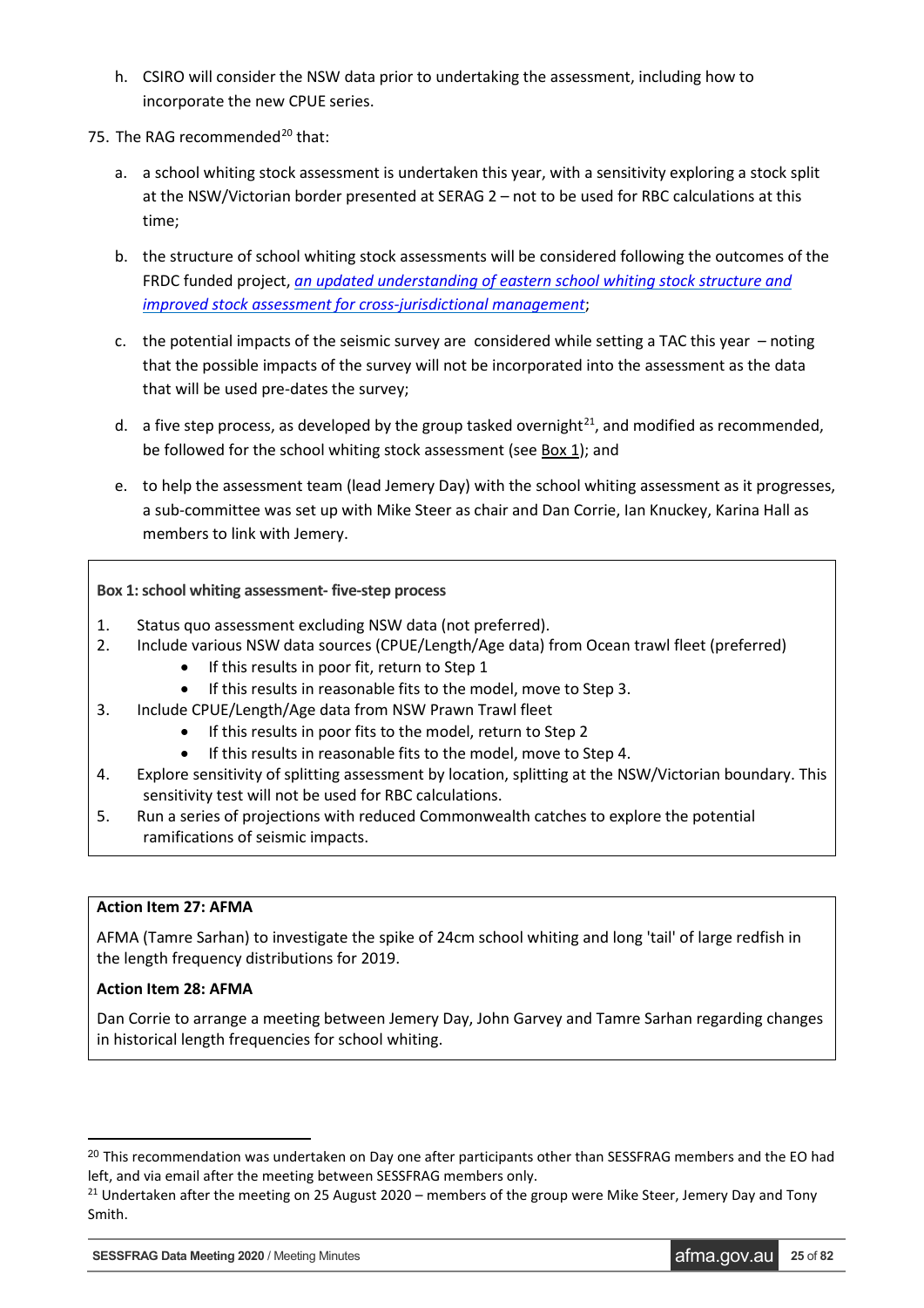h. CSIRO will consider the NSW data prior to undertaking the assessment, including how to incorporate the new CPUE series.

75. The RAG recommended[20] that:

a. a school whiting stock assessment is undertaken this year, with a sensitivity exploring a stock split at the NSW/Victorian border presented at SERAG 2 – not to be used for RBC calculations at this time;

b. the structure of school whiting stock assessments will be considered following the outcomes of the FRDC funded project, *an updated understanding of eastern school whiting stock structure and improved stock assessment for cross-jurisdictional management*;

c. the potential impacts of the seismic survey are considered while setting a TAC this year – noting that the possible impacts of the survey will not be incorporated into the assessment as the data that will be used pre-dates the survey;

d. a five step process, as developed by the group tasked overnight[21], and modified as recommended, be followed for the school whiting stock assessment (see Box 1); and

e. to help the assessment team (lead Jemery Day) with the school whiting assessment as it progresses, a sub-committee was set up with Mike Steer as chair and Dan Corrie, Ian Knuckey, Karina Hall as members to link with Jemery.

**Box 1: school whiting assessment- five-step process**

1. Status quo assessment excluding NSW data (not preferred).
2. Include various NSW data sources (CPUE/Length/Age data) from Ocean trawl fleet (preferred)
   - If this results in poor fit, return to Step 1
   - If this results in reasonable fits to the model, move to Step 3.
3. Include CPUE/Length/Age data from NSW Prawn Trawl fleet
   - If this results in poor fits to the model, return to Step 2
   - If this results in reasonable fits to the model, move to Step 4.
4. Explore sensitivity of splitting assessment by location, splitting at the NSW/Victorian boundary. This sensitivity test will not be used for RBC calculations.
5. Run a series of projections with reduced Commonwealth catches to explore the potential ramifications of seismic impacts.

**Action Item 27: AFMA**

AFMA (Tamre Sarhan) to investigate the spike of 24cm school whiting and long 'tail' of large redfish in the length frequency distributions for 2019.

**Action Item 28: AFMA**

Dan Corrie to arrange a meeting between Jemery Day, John Garvey and Tamre Sarhan regarding changes in historical length frequencies for school whiting.

---

[20] This recommendation was undertaken on Day one after participants other than SESSFRAG members and the EO had left, and via email after the meeting between SESSFRAG members only.

[21] Undertaken after the meeting on 25 August 2020 – members of the group were Mike Steer, Jemery Day and Tony Smith.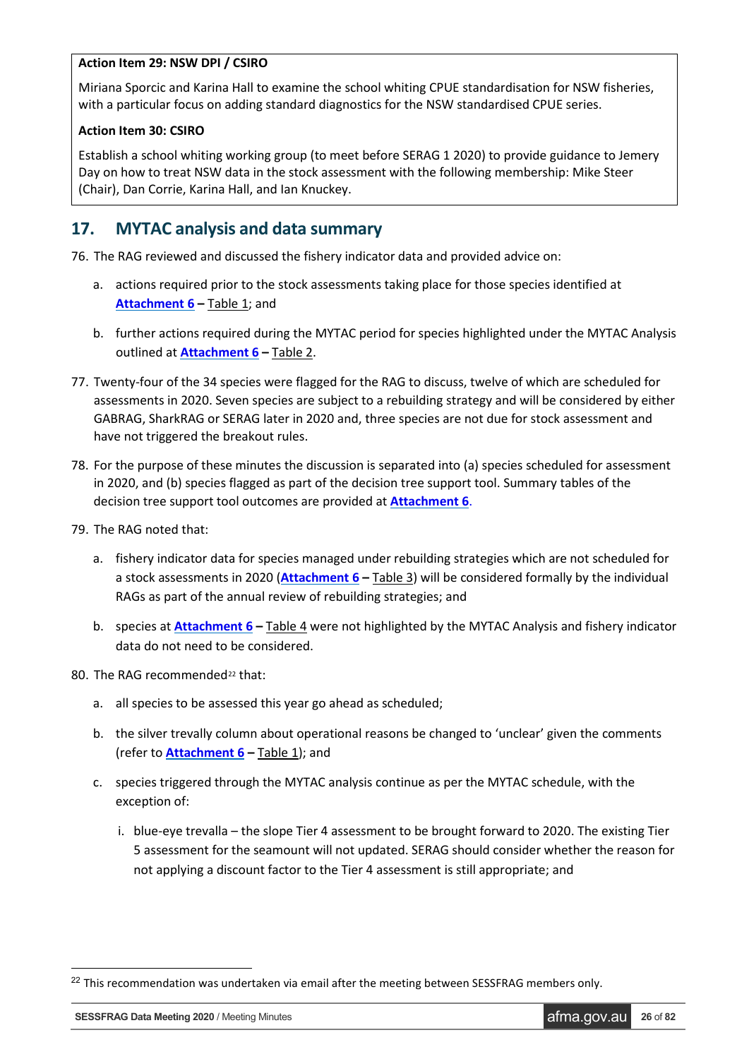**Action Item 29: NSW DPI / CSIRO**

Miriana Sporcic and Karina Hall to examine the school whiting CPUE standardisation for NSW fisheries, with a particular focus on adding standard diagnostics for the NSW standardised CPUE series.

**Action Item 30: CSIRO**

Establish a school whiting working group (to meet before SERAG 1 2020) to provide guidance to Jemery Day on how to treat NSW data in the stock assessment with the following membership: Mike Steer (Chair), Dan Corrie, Karina Hall, and Ian Knuckey.

## 17. MYTAC analysis and data summary

76. The RAG reviewed and discussed the fishery indicator data and provided advice on:

    a. actions required prior to the stock assessments taking place for those species identified at **Attachment 6** – Table 1; and

    b. further actions required during the MYTAC period for species highlighted under the MYTAC Analysis outlined at **Attachment 6** – Table 2.

77. Twenty-four of the 34 species were flagged for the RAG to discuss, twelve of which are scheduled for assessments in 2020. Seven species are subject to a rebuilding strategy and will be considered by either GABRAG, SharkRAG or SERAG later in 2020 and, three species are not due for stock assessment and have not triggered the breakout rules.

78. For the purpose of these minutes the discussion is separated into (a) species scheduled for assessment in 2020, and (b) species flagged as part of the decision tree support tool. Summary tables of the decision tree support tool outcomes are provided at **Attachment 6**.

79. The RAG noted that:

    a. fishery indicator data for species managed under rebuilding strategies which are not scheduled for a stock assessments in 2020 (**Attachment 6** – Table 3) will be considered formally by the individual RAGs as part of the annual review of rebuilding strategies; and

    b. species at **Attachment 6** – Table 4 were not highlighted by the MYTAC Analysis and fishery indicator data do not need to be considered.

80. The RAG recommended[22] that:

    a. all species to be assessed this year go ahead as scheduled;

    b. the silver trevally column about operational reasons be changed to 'unclear' given the comments (refer to **Attachment 6** – Table 1); and

    c. species triggered through the MYTAC analysis continue as per the MYTAC schedule, with the exception of:

        i. blue-eye trevalla – the slope Tier 4 assessment to be brought forward to 2020. The existing Tier 5 assessment for the seamount will not updated. SERAG should consider whether the reason for not applying a discount factor to the Tier 4 assessment is still appropriate; and

[22] This recommendation was undertaken via email after the meeting between SESSFRAG members only.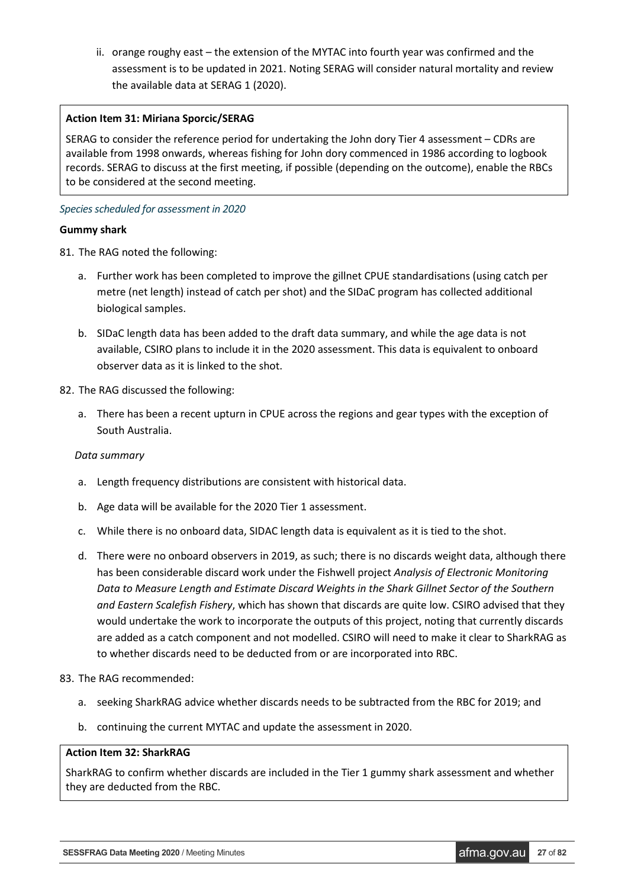ii. orange roughy east – the extension of the MYTAC into fourth year was confirmed and the assessment is to be updated in 2021. Noting SERAG will consider natural mortality and review the available data at SERAG 1 (2020).

> **Action Item 31: Miriana Sporcic/SERAG**
>
> SERAG to consider the reference period for undertaking the John dory Tier 4 assessment – CDRs are available from 1998 onwards, whereas fishing for John dory commenced in 1986 according to logbook records. SERAG to discuss at the first meeting, if possible (depending on the outcome), enable the RBCs to be considered at the second meeting.

*Species scheduled for assessment in 2020*

**Gummy shark**

81. The RAG noted the following:

    a. Further work has been completed to improve the gillnet CPUE standardisations (using catch per metre (net length) instead of catch per shot) and the SIDaC program has collected additional biological samples.

    b. SIDaC length data has been added to the draft data summary, and while the age data is not available, CSIRO plans to include it in the 2020 assessment. This data is equivalent to onboard observer data as it is linked to the shot.

82. The RAG discussed the following:

    a. There has been a recent upturn in CPUE across the regions and gear types with the exception of South Australia.

    *Data summary*

    a. Length frequency distributions are consistent with historical data.

    b. Age data will be available for the 2020 Tier 1 assessment.

    c. While there is no onboard data, SIDAC length data is equivalent as it is tied to the shot.

    d. There were no onboard observers in 2019, as such; there is no discards weight data, although there has been considerable discard work under the Fishwell project *Analysis of Electronic Monitoring Data to Measure Length and Estimate Discard Weights in the Shark Gillnet Sector of the Southern and Eastern Scalefish Fishery*, which has shown that discards are quite low. CSIRO advised that they would undertake the work to incorporate the outputs of this project, noting that currently discards are added as a catch component and not modelled. CSIRO will need to make it clear to SharkRAG as to whether discards need to be deducted from or are incorporated into RBC.

83. The RAG recommended:

    a. seeking SharkRAG advice whether discards needs to be subtracted from the RBC for 2019; and

    b. continuing the current MYTAC and update the assessment in 2020.

> **Action Item 32: SharkRAG**
>
> SharkRAG to confirm whether discards are included in the Tier 1 gummy shark assessment and whether they are deducted from the RBC.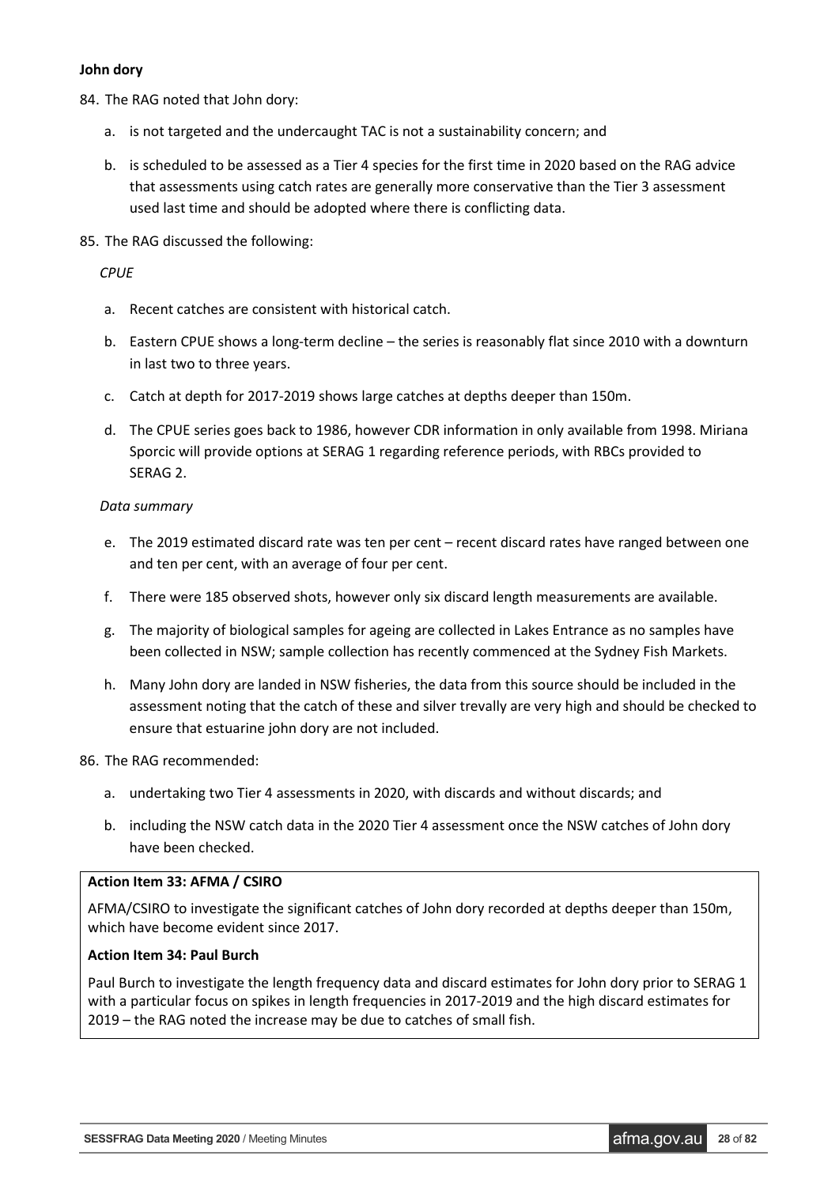**John dory**

84. The RAG noted that John dory:

    a. is not targeted and the undercaught TAC is not a sustainability concern; and

    b. is scheduled to be assessed as a Tier 4 species for the first time in 2020 based on the RAG advice that assessments using catch rates are generally more conservative than the Tier 3 assessment used last time and should be adopted where there is conflicting data.

85. The RAG discussed the following:

    *CPUE*

    a. Recent catches are consistent with historical catch.

    b. Eastern CPUE shows a long-term decline – the series is reasonably flat since 2010 with a downturn in last two to three years.

    c. Catch at depth for 2017-2019 shows large catches at depths deeper than 150m.

    d. The CPUE series goes back to 1986, however CDR information in only available from 1998. Miriana Sporcic will provide options at SERAG 1 regarding reference periods, with RBCs provided to SERAG 2.

    *Data summary*

    e. The 2019 estimated discard rate was ten per cent – recent discard rates have ranged between one and ten per cent, with an average of four per cent.

    f. There were 185 observed shots, however only six discard length measurements are available.

    g. The majority of biological samples for ageing are collected in Lakes Entrance as no samples have been collected in NSW; sample collection has recently commenced at the Sydney Fish Markets.

    h. Many John dory are landed in NSW fisheries, the data from this source should be included in the assessment noting that the catch of these and silver trevally are very high and should be checked to ensure that estuarine john dory are not included.

86. The RAG recommended:

    a. undertaking two Tier 4 assessments in 2020, with discards and without discards; and

    b. including the NSW catch data in the 2020 Tier 4 assessment once the NSW catches of John dory have been checked.

**Action Item 33: AFMA / CSIRO**

AFMA/CSIRO to investigate the significant catches of John dory recorded at depths deeper than 150m, which have become evident since 2017.

**Action Item 34: Paul Burch**

Paul Burch to investigate the length frequency data and discard estimates for John dory prior to SERAG 1 with a particular focus on spikes in length frequencies in 2017-2019 and the high discard estimates for 2019 – the RAG noted the increase may be due to catches of small fish.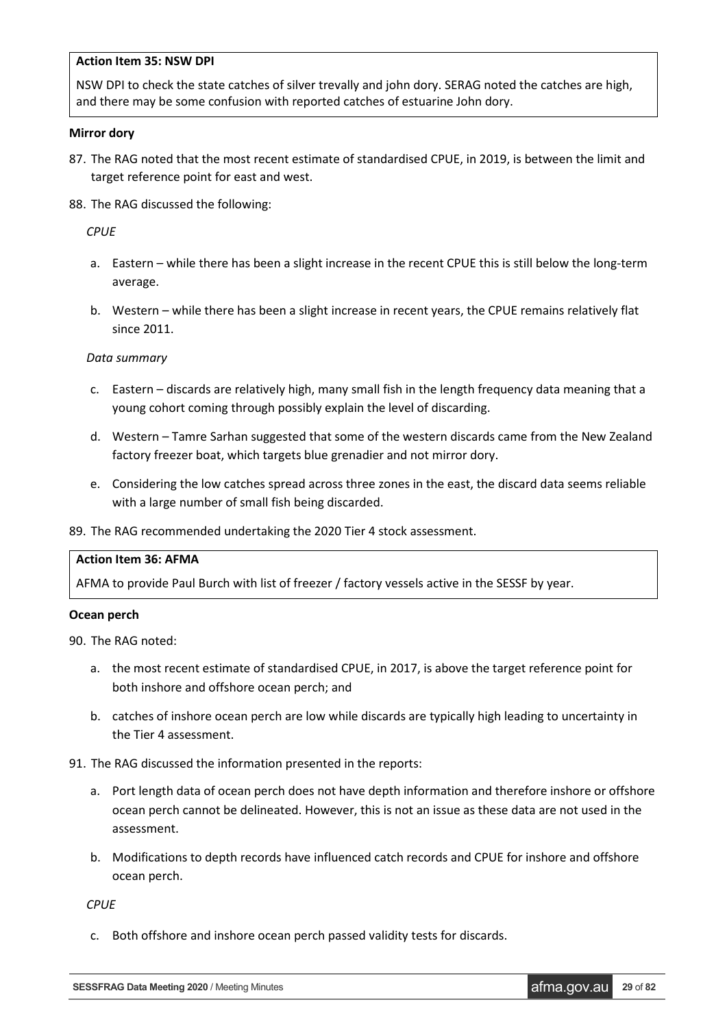**Action Item 35: NSW DPI**

NSW DPI to check the state catches of silver trevally and john dory. SERAG noted the catches are high, and there may be some confusion with reported catches of estuarine John dory.

**Mirror dory**

87. The RAG noted that the most recent estimate of standardised CPUE, in 2019, is between the limit and target reference point for east and west.

88. The RAG discussed the following:

    *CPUE*

    a. Eastern – while there has been a slight increase in the recent CPUE this is still below the long-term average.

    b. Western – while there has been a slight increase in recent years, the CPUE remains relatively flat since 2011.

    *Data summary*

    c. Eastern – discards are relatively high, many small fish in the length frequency data meaning that a young cohort coming through possibly explain the level of discarding.

    d. Western – Tamre Sarhan suggested that some of the western discards came from the New Zealand factory freezer boat, which targets blue grenadier and not mirror dory.

    e. Considering the low catches spread across three zones in the east, the discard data seems reliable with a large number of small fish being discarded.

89. The RAG recommended undertaking the 2020 Tier 4 stock assessment.

**Action Item 36: AFMA**

AFMA to provide Paul Burch with list of freezer / factory vessels active in the SESSF by year.

**Ocean perch**

90. The RAG noted:

    a. the most recent estimate of standardised CPUE, in 2017, is above the target reference point for both inshore and offshore ocean perch; and

    b. catches of inshore ocean perch are low while discards are typically high leading to uncertainty in the Tier 4 assessment.

91. The RAG discussed the information presented in the reports:

    a. Port length data of ocean perch does not have depth information and therefore inshore or offshore ocean perch cannot be delineated. However, this is not an issue as these data are not used in the assessment.

    b. Modifications to depth records have influenced catch records and CPUE for inshore and offshore ocean perch.

    *CPUE*

    c. Both offshore and inshore ocean perch passed validity tests for discards.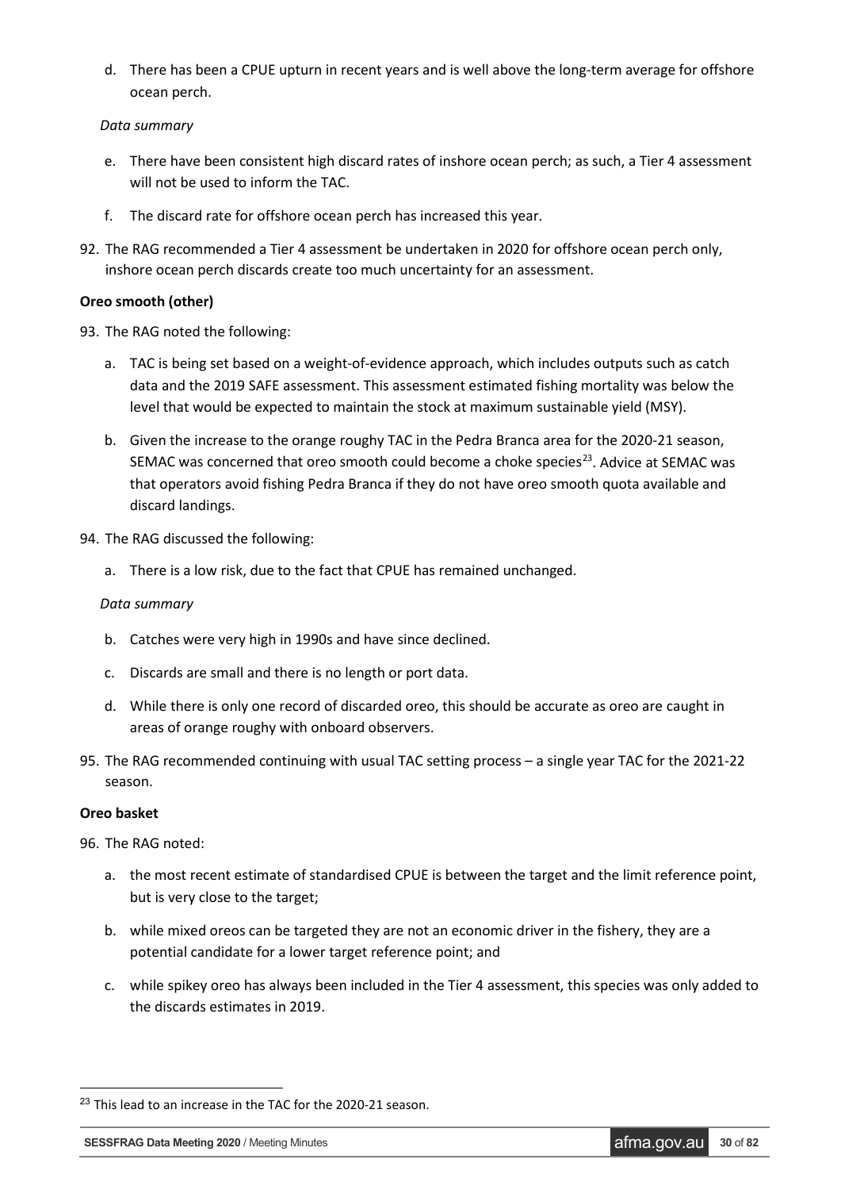d. There has been a CPUE upturn in recent years and is well above the long-term average for offshore ocean perch.

*Data summary*

e. There have been consistent high discard rates of inshore ocean perch; as such, a Tier 4 assessment will not be used to inform the TAC.

f. The discard rate for offshore ocean perch has increased this year.

92. The RAG recommended a Tier 4 assessment be undertaken in 2020 for offshore ocean perch only, inshore ocean perch discards create too much uncertainty for an assessment.

**Oreo smooth (other)**

93. The RAG noted the following:

    a. TAC is being set based on a weight-of-evidence approach, which includes outputs such as catch data and the 2019 SAFE assessment. This assessment estimated fishing mortality was below the level that would be expected to maintain the stock at maximum sustainable yield (MSY).

    b. Given the increase to the orange roughy TAC in the Pedra Branca area for the 2020-21 season, SEMAC was concerned that oreo smooth could become a choke species[23]. Advice at SEMAC was that operators avoid fishing Pedra Branca if they do not have oreo smooth quota available and discard landings.

94. The RAG discussed the following:

    a. There is a low risk, due to the fact that CPUE has remained unchanged.

    *Data summary*

    b. Catches were very high in 1990s and have since declined.

    c. Discards are small and there is no length or port data.

    d. While there is only one record of discarded oreo, this should be accurate as oreo are caught in areas of orange roughy with onboard observers.

95. The RAG recommended continuing with usual TAC setting process – a single year TAC for the 2021-22 season.

**Oreo basket**

96. The RAG noted:

    a. the most recent estimate of standardised CPUE is between the target and the limit reference point, but is very close to the target;

    b. while mixed oreos can be targeted they are not an economic driver in the fishery, they are a potential candidate for a lower target reference point; and

    c. while spikey oreo has always been included in the Tier 4 assessment, this species was only added to the discards estimates in 2019.

---

[23] This lead to an increase in the TAC for the 2020-21 season.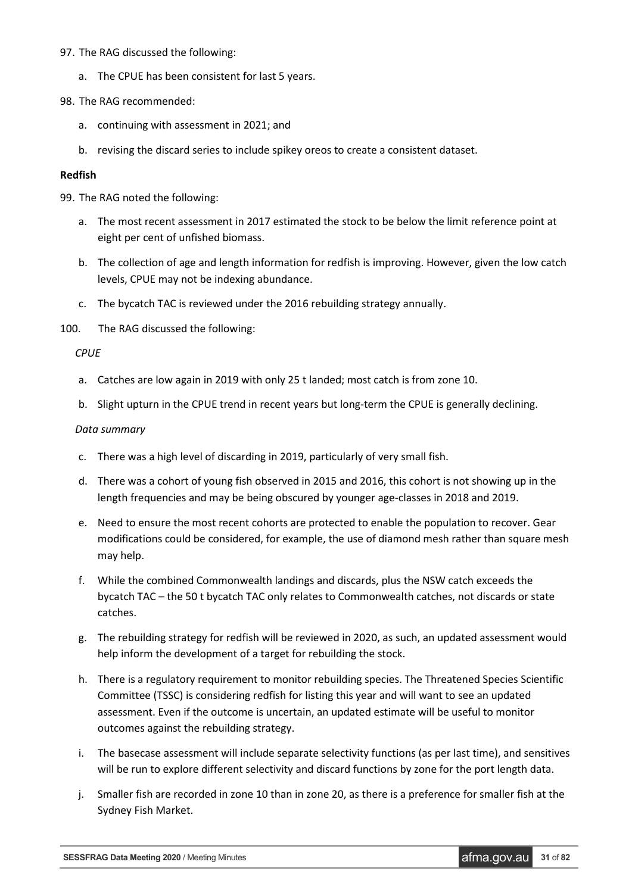97. The RAG discussed the following:
    a. The CPUE has been consistent for last 5 years.
98. The RAG recommended:
    a. continuing with assessment in 2021; and
    b. revising the discard series to include spikey oreos to create a consistent dataset.

**Redfish**

99. The RAG noted the following:
    a. The most recent assessment in 2017 estimated the stock to be below the limit reference point at eight per cent of unfished biomass.
    b. The collection of age and length information for redfish is improving. However, given the low catch levels, CPUE may not be indexing abundance.
    c. The bycatch TAC is reviewed under the 2016 rebuilding strategy annually.
100. The RAG discussed the following:

    *CPUE*

    a. Catches are low again in 2019 with only 25 t landed; most catch is from zone 10.
    b. Slight upturn in the CPUE trend in recent years but long-term the CPUE is generally declining.

    *Data summary*

    c. There was a high level of discarding in 2019, particularly of very small fish.
    d. There was a cohort of young fish observed in 2015 and 2016, this cohort is not showing up in the length frequencies and may be being obscured by younger age-classes in 2018 and 2019.
    e. Need to ensure the most recent cohorts are protected to enable the population to recover. Gear modifications could be considered, for example, the use of diamond mesh rather than square mesh may help.
    f. While the combined Commonwealth landings and discards, plus the NSW catch exceeds the bycatch TAC – the 50 t bycatch TAC only relates to Commonwealth catches, not discards or state catches.
    g. The rebuilding strategy for redfish will be reviewed in 2020, as such, an updated assessment would help inform the development of a target for rebuilding the stock.
    h. There is a regulatory requirement to monitor rebuilding species. The Threatened Species Scientific Committee (TSSC) is considering redfish for listing this year and will want to see an updated assessment. Even if the outcome is uncertain, an updated estimate will be useful to monitor outcomes against the rebuilding strategy.
    i. The basecase assessment will include separate selectivity functions (as per last time), and sensitives will be run to explore different selectivity and discard functions by zone for the port length data.
    j. Smaller fish are recorded in zone 10 than in zone 20, as there is a preference for smaller fish at the Sydney Fish Market.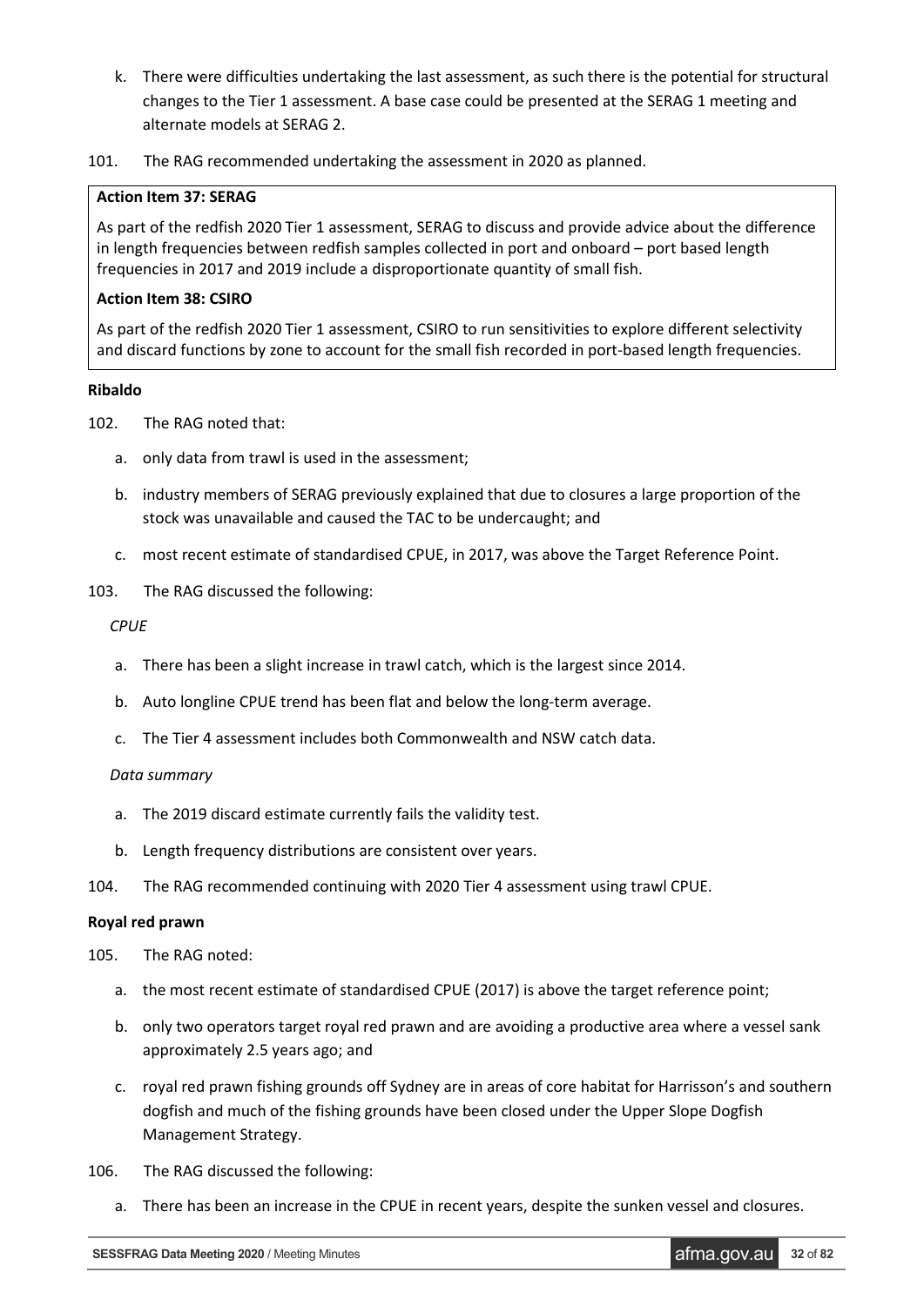k. There were difficulties undertaking the last assessment, as such there is the potential for structural changes to the Tier 1 assessment. A base case could be presented at the SERAG 1 meeting and alternate models at SERAG 2.

101. The RAG recommended undertaking the assessment in 2020 as planned.

> **Action Item 37: SERAG**
>
> As part of the redfish 2020 Tier 1 assessment, SERAG to discuss and provide advice about the difference in length frequencies between redfish samples collected in port and onboard – port based length frequencies in 2017 and 2019 include a disproportionate quantity of small fish.
>
> **Action Item 38: CSIRO**
>
> As part of the redfish 2020 Tier 1 assessment, CSIRO to run sensitivities to explore different selectivity and discard functions by zone to account for the small fish recorded in port-based length frequencies.

**Ribaldo**

102. The RAG noted that:

   a. only data from trawl is used in the assessment;

   b. industry members of SERAG previously explained that due to closures a large proportion of the stock was unavailable and caused the TAC to be undercaught; and

   c. most recent estimate of standardised CPUE, in 2017, was above the Target Reference Point.

103. The RAG discussed the following:

*CPUE*

   a. There has been a slight increase in trawl catch, which is the largest since 2014.

   b. Auto longline CPUE trend has been flat and below the long-term average.

   c. The Tier 4 assessment includes both Commonwealth and NSW catch data.

*Data summary*

   a. The 2019 discard estimate currently fails the validity test.

   b. Length frequency distributions are consistent over years.

104. The RAG recommended continuing with 2020 Tier 4 assessment using trawl CPUE.

**Royal red prawn**

105. The RAG noted:

   a. the most recent estimate of standardised CPUE (2017) is above the target reference point;

   b. only two operators target royal red prawn and are avoiding a productive area where a vessel sank approximately 2.5 years ago; and

   c. royal red prawn fishing grounds off Sydney are in areas of core habitat for Harrisson's and southern dogfish and much of the fishing grounds have been closed under the Upper Slope Dogfish Management Strategy.

106. The RAG discussed the following:

   a. There has been an increase in the CPUE in recent years, despite the sunken vessel and closures.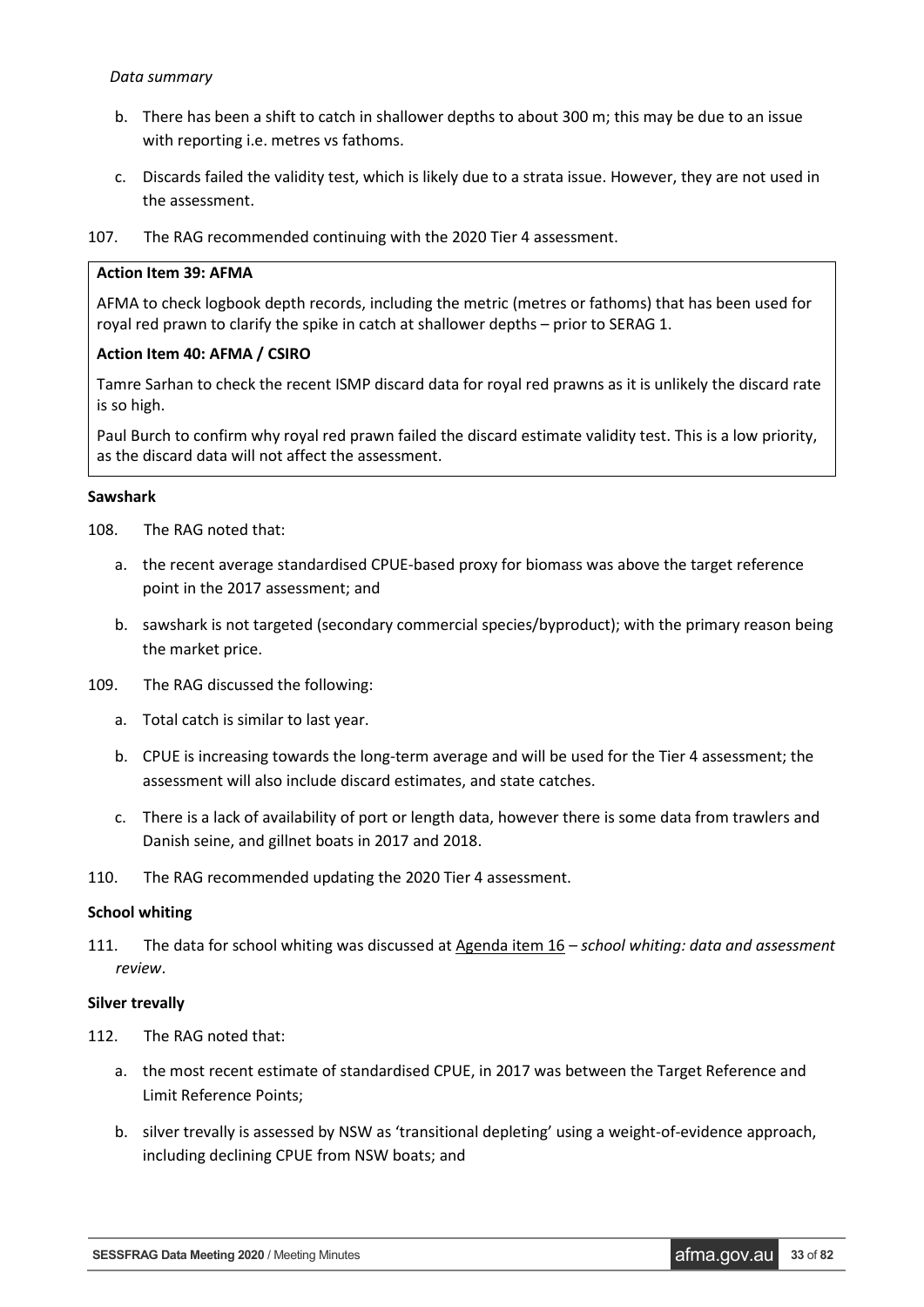*Data summary*

b. There has been a shift to catch in shallower depths to about 300 m; this may be due to an issue with reporting i.e. metres vs fathoms.

c. Discards failed the validity test, which is likely due to a strata issue. However, they are not used in the assessment.

107. The RAG recommended continuing with the 2020 Tier 4 assessment.

**Action Item 39: AFMA**

AFMA to check logbook depth records, including the metric (metres or fathoms) that has been used for royal red prawn to clarify the spike in catch at shallower depths – prior to SERAG 1.

**Action Item 40: AFMA / CSIRO**

Tamre Sarhan to check the recent ISMP discard data for royal red prawns as it is unlikely the discard rate is so high.

Paul Burch to confirm why royal red prawn failed the discard estimate validity test. This is a low priority, as the discard data will not affect the assessment.

**Sawshark**

108. The RAG noted that:

a. the recent average standardised CPUE-based proxy for biomass was above the target reference point in the 2017 assessment; and

b. sawshark is not targeted (secondary commercial species/byproduct); with the primary reason being the market price.

109. The RAG discussed the following:

a. Total catch is similar to last year.

b. CPUE is increasing towards the long-term average and will be used for the Tier 4 assessment; the assessment will also include discard estimates, and state catches.

c. There is a lack of availability of port or length data, however there is some data from trawlers and Danish seine, and gillnet boats in 2017 and 2018.

110. The RAG recommended updating the 2020 Tier 4 assessment.

**School whiting**

111. The data for school whiting was discussed at Agenda item 16 – *school whiting: data and assessment review*.

**Silver trevally**

112. The RAG noted that:

a. the most recent estimate of standardised CPUE, in 2017 was between the Target Reference and Limit Reference Points;

b. silver trevally is assessed by NSW as 'transitional depleting' using a weight-of-evidence approach, including declining CPUE from NSW boats; and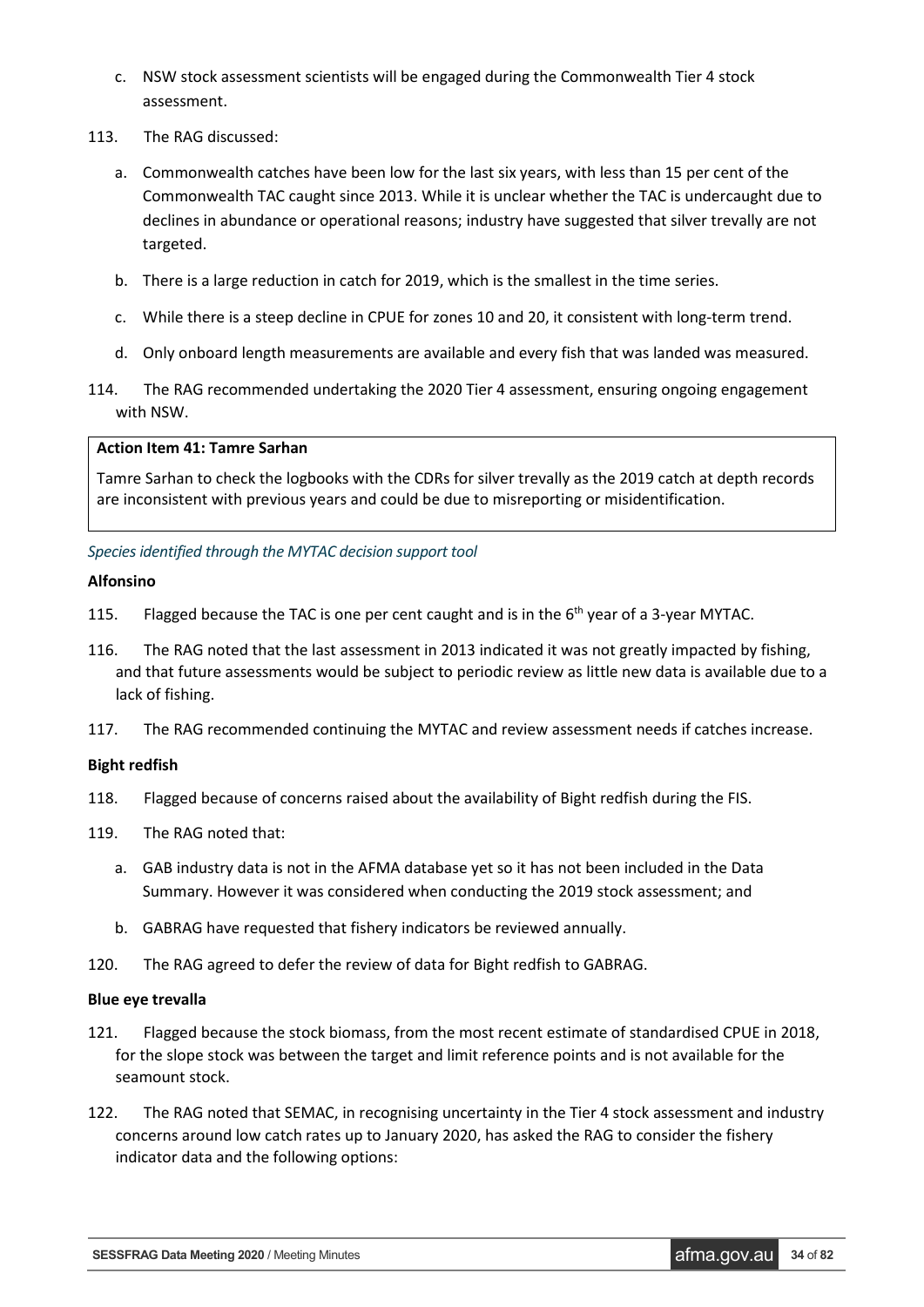c. NSW stock assessment scientists will be engaged during the Commonwealth Tier 4 stock assessment.

113. The RAG discussed:

a. Commonwealth catches have been low for the last six years, with less than 15 per cent of the Commonwealth TAC caught since 2013. While it is unclear whether the TAC is undercaught due to declines in abundance or operational reasons; industry have suggested that silver trevally are not targeted.

b. There is a large reduction in catch for 2019, which is the smallest in the time series.

c. While there is a steep decline in CPUE for zones 10 and 20, it consistent with long-term trend.

d. Only onboard length measurements are available and every fish that was landed was measured.

114. The RAG recommended undertaking the 2020 Tier 4 assessment, ensuring ongoing engagement with NSW.

| **Action Item 41: Tamre Sarhan** |
| --- |
| Tamre Sarhan to check the logbooks with the CDRs for silver trevally as the 2019 catch at depth records are inconsistent with previous years and could be due to misreporting or misidentification. |

*Species identified through the MYTAC decision support tool*

**Alfonsino**

115. Flagged because the TAC is one per cent caught and is in the 6th year of a 3-year MYTAC.

116. The RAG noted that the last assessment in 2013 indicated it was not greatly impacted by fishing, and that future assessments would be subject to periodic review as little new data is available due to a lack of fishing.

117. The RAG recommended continuing the MYTAC and review assessment needs if catches increase.

**Bight redfish**

118. Flagged because of concerns raised about the availability of Bight redfish during the FIS.

119. The RAG noted that:

a. GAB industry data is not in the AFMA database yet so it has not been included in the Data Summary. However it was considered when conducting the 2019 stock assessment; and

b. GABRAG have requested that fishery indicators be reviewed annually.

120. The RAG agreed to defer the review of data for Bight redfish to GABRAG.

**Blue eye trevalla**

121. Flagged because the stock biomass, from the most recent estimate of standardised CPUE in 2018, for the slope stock was between the target and limit reference points and is not available for the seamount stock.

122. The RAG noted that SEMAC, in recognising uncertainty in the Tier 4 stock assessment and industry concerns around low catch rates up to January 2020, has asked the RAG to consider the fishery indicator data and the following options: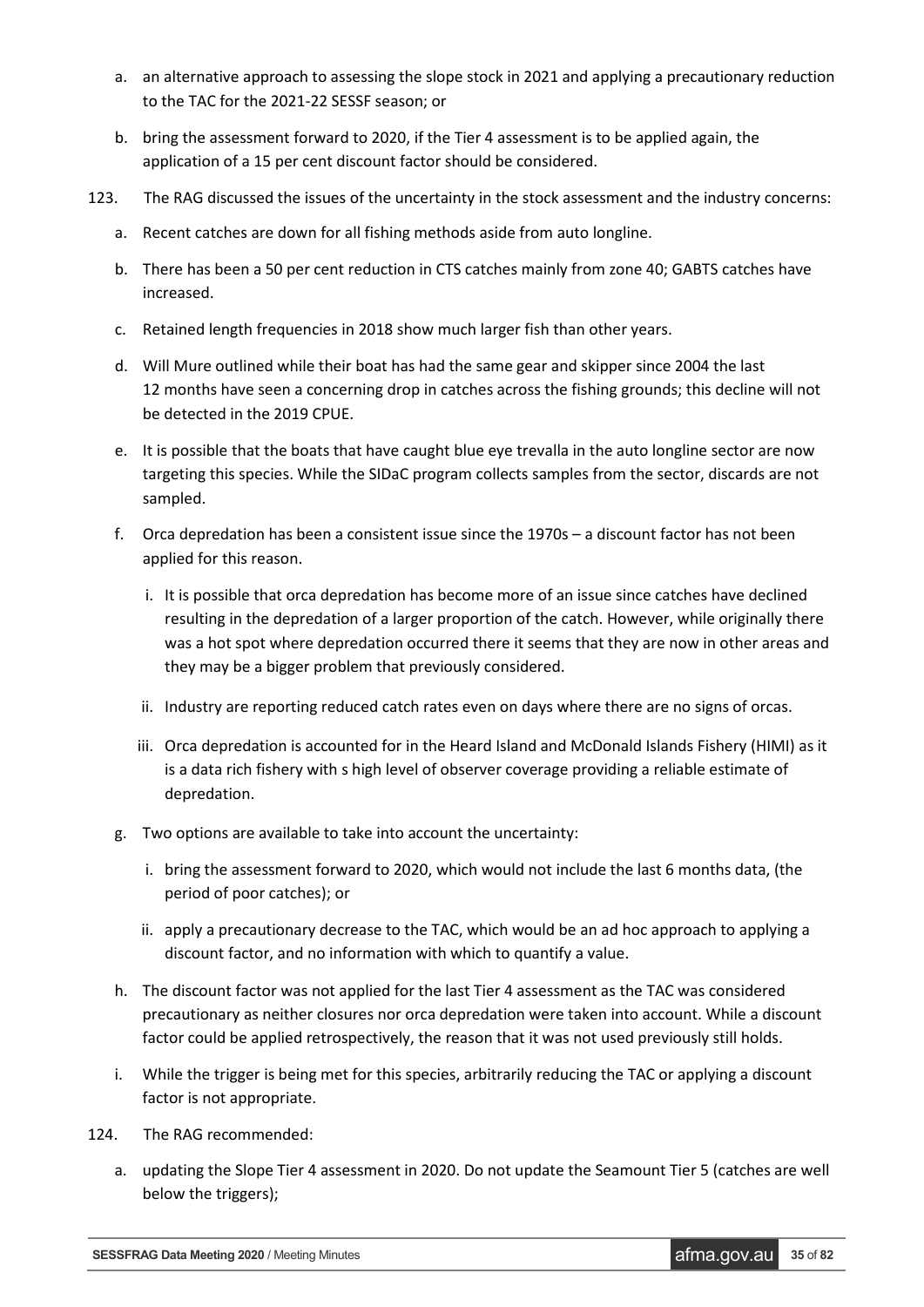a. an alternative approach to assessing the slope stock in 2021 and applying a precautionary reduction to the TAC for the 2021-22 SESSF season; or

b. bring the assessment forward to 2020, if the Tier 4 assessment is to be applied again, the application of a 15 per cent discount factor should be considered.

123. The RAG discussed the issues of the uncertainty in the stock assessment and the industry concerns:

   a. Recent catches are down for all fishing methods aside from auto longline.

   b. There has been a 50 per cent reduction in CTS catches mainly from zone 40; GABTS catches have increased.

   c. Retained length frequencies in 2018 show much larger fish than other years.

   d. Will Mure outlined while their boat has had the same gear and skipper since 2004 the last 12 months have seen a concerning drop in catches across the fishing grounds; this decline will not be detected in the 2019 CPUE.

   e. It is possible that the boats that have caught blue eye trevalla in the auto longline sector are now targeting this species. While the SIDaC program collects samples from the sector, discards are not sampled.

   f. Orca depredation has been a consistent issue since the 1970s – a discount factor has not been applied for this reason.

      i. It is possible that orca depredation has become more of an issue since catches have declined resulting in the depredation of a larger proportion of the catch. However, while originally there was a hot spot where depredation occurred there it seems that they are now in other areas and they may be a bigger problem that previously considered.

      ii. Industry are reporting reduced catch rates even on days where there are no signs of orcas.

      iii. Orca depredation is accounted for in the Heard Island and McDonald Islands Fishery (HIMI) as it is a data rich fishery with s high level of observer coverage providing a reliable estimate of depredation.

   g. Two options are available to take into account the uncertainty:

      i. bring the assessment forward to 2020, which would not include the last 6 months data, (the period of poor catches); or

      ii. apply a precautionary decrease to the TAC, which would be an ad hoc approach to applying a discount factor, and no information with which to quantify a value.

   h. The discount factor was not applied for the last Tier 4 assessment as the TAC was considered precautionary as neither closures nor orca depredation were taken into account. While a discount factor could be applied retrospectively, the reason that it was not used previously still holds.

   i. While the trigger is being met for this species, arbitrarily reducing the TAC or applying a discount factor is not appropriate.

124. The RAG recommended:

   a. updating the Slope Tier 4 assessment in 2020. Do not update the Seamount Tier 5 (catches are well below the triggers);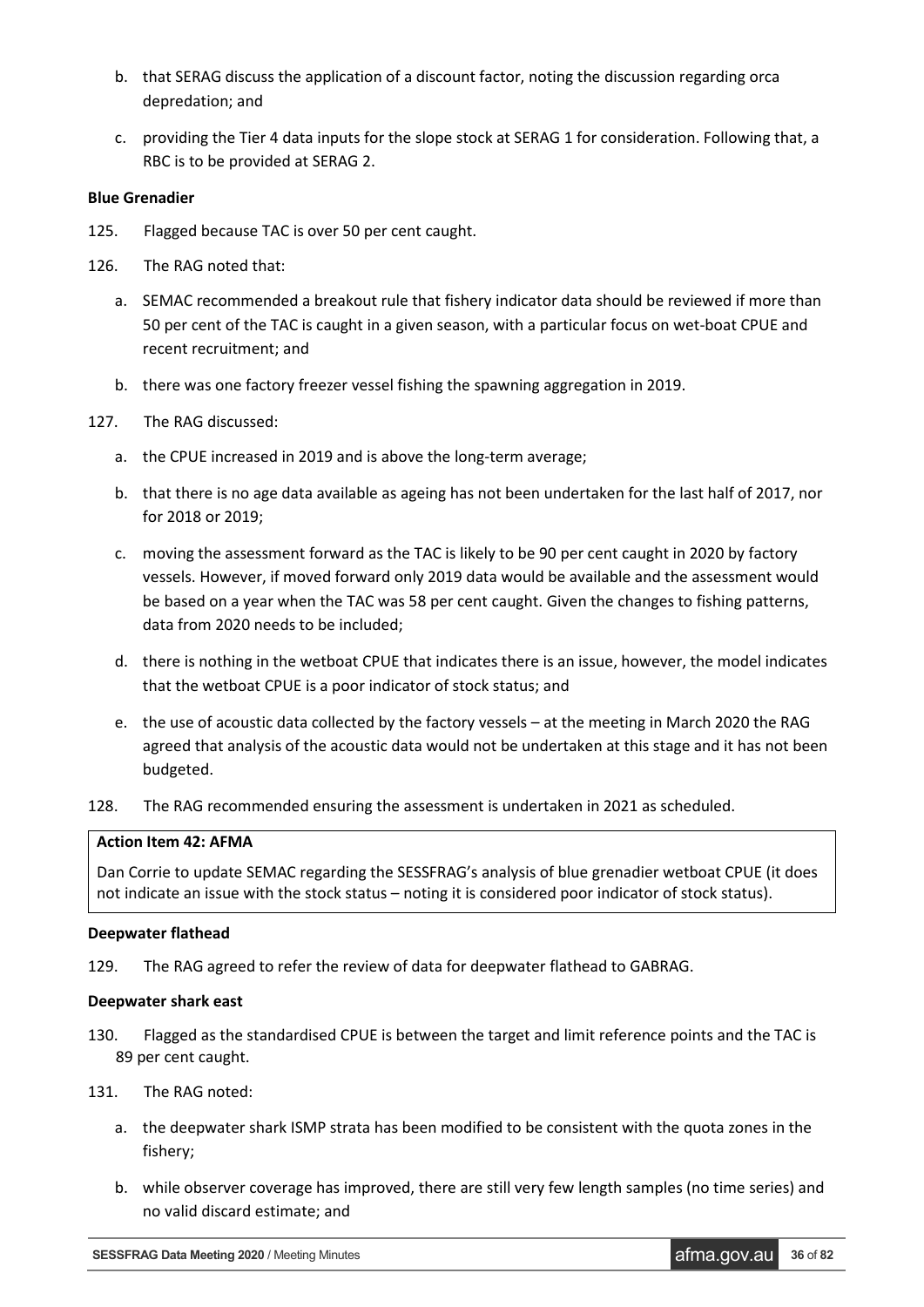b. that SERAG discuss the application of a discount factor, noting the discussion regarding orca depredation; and

c. providing the Tier 4 data inputs for the slope stock at SERAG 1 for consideration. Following that, a RBC is to be provided at SERAG 2.

**Blue Grenadier**

125. Flagged because TAC is over 50 per cent caught.

126. The RAG noted that:

a. SEMAC recommended a breakout rule that fishery indicator data should be reviewed if more than 50 per cent of the TAC is caught in a given season, with a particular focus on wet-boat CPUE and recent recruitment; and

b. there was one factory freezer vessel fishing the spawning aggregation in 2019.

127. The RAG discussed:

a. the CPUE increased in 2019 and is above the long-term average;

b. that there is no age data available as ageing has not been undertaken for the last half of 2017, nor for 2018 or 2019;

c. moving the assessment forward as the TAC is likely to be 90 per cent caught in 2020 by factory vessels. However, if moved forward only 2019 data would be available and the assessment would be based on a year when the TAC was 58 per cent caught. Given the changes to fishing patterns, data from 2020 needs to be included;

d. there is nothing in the wetboat CPUE that indicates there is an issue, however, the model indicates that the wetboat CPUE is a poor indicator of stock status; and

e. the use of acoustic data collected by the factory vessels – at the meeting in March 2020 the RAG agreed that analysis of the acoustic data would not be undertaken at this stage and it has not been budgeted.

128. The RAG recommended ensuring the assessment is undertaken in 2021 as scheduled.

| **Action Item 42: AFMA** |
|---|
| Dan Corrie to update SEMAC regarding the SESSFRAG's analysis of blue grenadier wetboat CPUE (it does not indicate an issue with the stock status – noting it is considered poor indicator of stock status). |

**Deepwater flathead**

129. The RAG agreed to refer the review of data for deepwater flathead to GABRAG.

**Deepwater shark east**

130. Flagged as the standardised CPUE is between the target and limit reference points and the TAC is 89 per cent caught.

131. The RAG noted:

a. the deepwater shark ISMP strata has been modified to be consistent with the quota zones in the fishery;

b. while observer coverage has improved, there are still very few length samples (no time series) and no valid discard estimate; and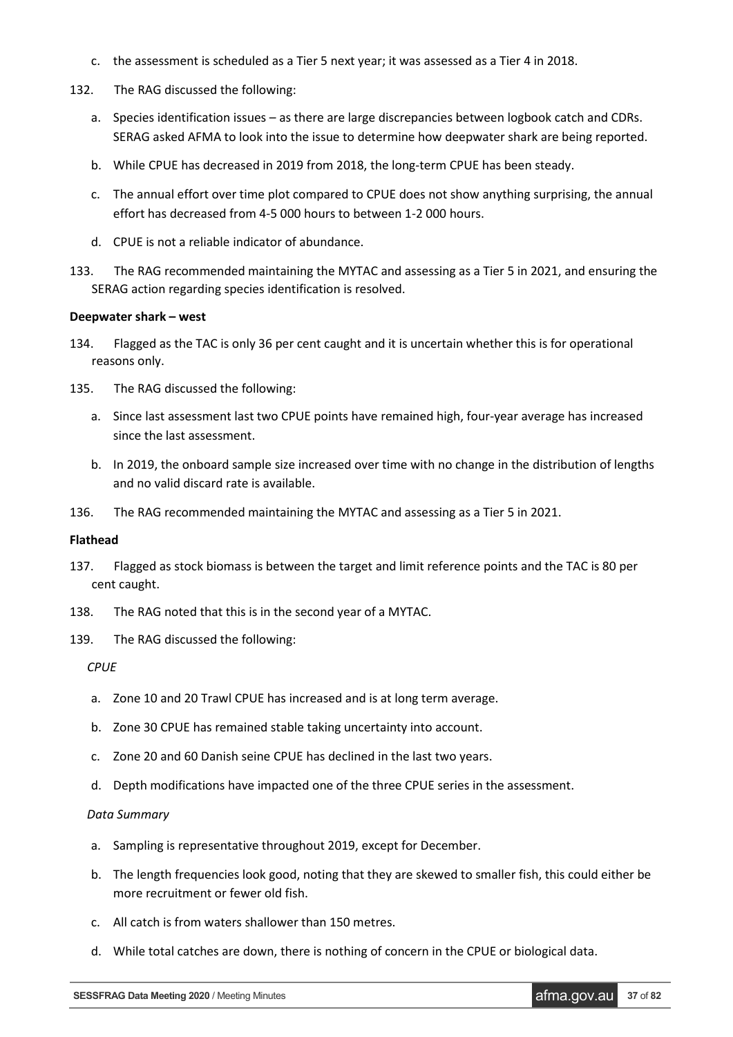c. the assessment is scheduled as a Tier 5 next year; it was assessed as a Tier 4 in 2018.

132. The RAG discussed the following:

a. Species identification issues – as there are large discrepancies between logbook catch and CDRs. SERAG asked AFMA to look into the issue to determine how deepwater shark are being reported.

b. While CPUE has decreased in 2019 from 2018, the long-term CPUE has been steady.

c. The annual effort over time plot compared to CPUE does not show anything surprising, the annual effort has decreased from 4-5 000 hours to between 1-2 000 hours.

d. CPUE is not a reliable indicator of abundance.

133. The RAG recommended maintaining the MYTAC and assessing as a Tier 5 in 2021, and ensuring the SERAG action regarding species identification is resolved.

**Deepwater shark – west**

134. Flagged as the TAC is only 36 per cent caught and it is uncertain whether this is for operational reasons only.

135. The RAG discussed the following:

a. Since last assessment last two CPUE points have remained high, four-year average has increased since the last assessment.

b. In 2019, the onboard sample size increased over time with no change in the distribution of lengths and no valid discard rate is available.

136. The RAG recommended maintaining the MYTAC and assessing as a Tier 5 in 2021.

**Flathead**

137. Flagged as stock biomass is between the target and limit reference points and the TAC is 80 per cent caught.

138. The RAG noted that this is in the second year of a MYTAC.

139. The RAG discussed the following:

*CPUE*

a. Zone 10 and 20 Trawl CPUE has increased and is at long term average.

b. Zone 30 CPUE has remained stable taking uncertainty into account.

c. Zone 20 and 60 Danish seine CPUE has declined in the last two years.

d. Depth modifications have impacted one of the three CPUE series in the assessment.

*Data Summary*

a. Sampling is representative throughout 2019, except for December.

b. The length frequencies look good, noting that they are skewed to smaller fish, this could either be more recruitment or fewer old fish.

c. All catch is from waters shallower than 150 metres.

d. While total catches are down, there is nothing of concern in the CPUE or biological data.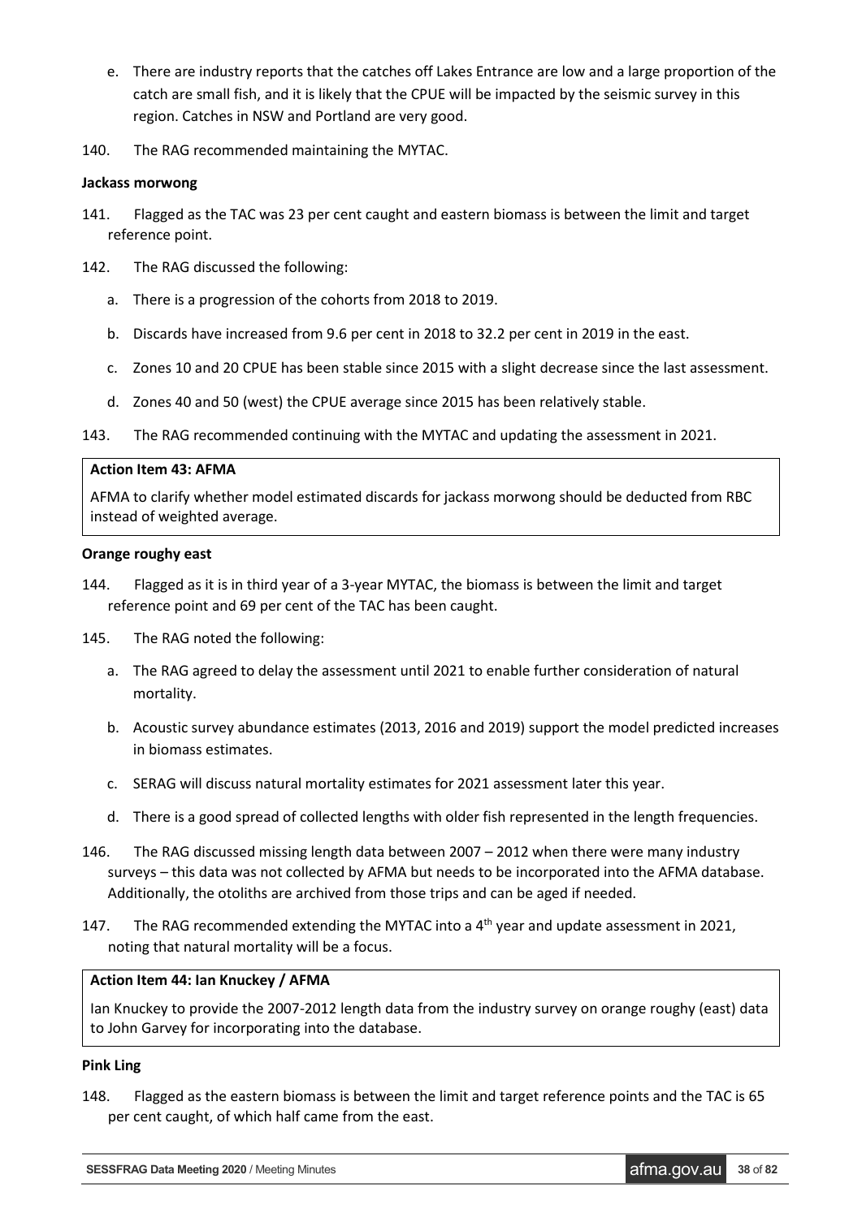e. There are industry reports that the catches off Lakes Entrance are low and a large proportion of the catch are small fish, and it is likely that the CPUE will be impacted by the seismic survey in this region. Catches in NSW and Portland are very good.

140. The RAG recommended maintaining the MYTAC.

**Jackass morwong**

141. Flagged as the TAC was 23 per cent caught and eastern biomass is between the limit and target reference point.

142. The RAG discussed the following:

a. There is a progression of the cohorts from 2018 to 2019.

b. Discards have increased from 9.6 per cent in 2018 to 32.2 per cent in 2019 in the east.

c. Zones 10 and 20 CPUE has been stable since 2015 with a slight decrease since the last assessment.

d. Zones 40 and 50 (west) the CPUE average since 2015 has been relatively stable.

143. The RAG recommended continuing with the MYTAC and updating the assessment in 2021.

> **Action Item 43: AFMA**
>
> AFMA to clarify whether model estimated discards for jackass morwong should be deducted from RBC instead of weighted average.

**Orange roughy east**

144. Flagged as it is in third year of a 3-year MYTAC, the biomass is between the limit and target reference point and 69 per cent of the TAC has been caught.

145. The RAG noted the following:

a. The RAG agreed to delay the assessment until 2021 to enable further consideration of natural mortality.

b. Acoustic survey abundance estimates (2013, 2016 and 2019) support the model predicted increases in biomass estimates.

c. SERAG will discuss natural mortality estimates for 2021 assessment later this year.

d. There is a good spread of collected lengths with older fish represented in the length frequencies.

146. The RAG discussed missing length data between 2007 – 2012 when there were many industry surveys – this data was not collected by AFMA but needs to be incorporated into the AFMA database. Additionally, the otoliths are archived from those trips and can be aged if needed.

147. The RAG recommended extending the MYTAC into a 4th year and update assessment in 2021, noting that natural mortality will be a focus.

> **Action Item 44: Ian Knuckey / AFMA**
>
> Ian Knuckey to provide the 2007-2012 length data from the industry survey on orange roughy (east) data to John Garvey for incorporating into the database.

**Pink Ling**

148. Flagged as the eastern biomass is between the limit and target reference points and the TAC is 65 per cent caught, of which half came from the east.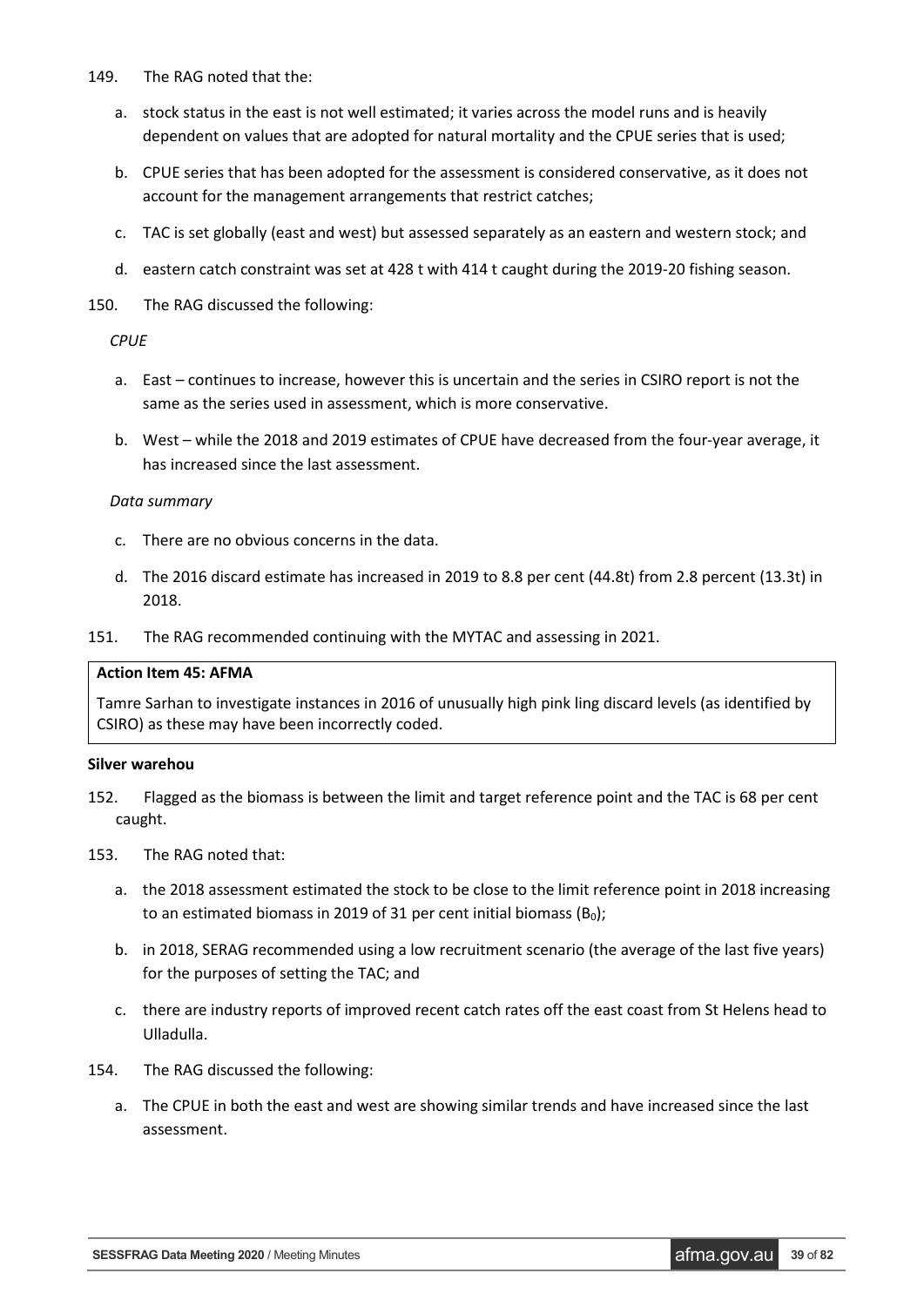149. The RAG noted that the:

   a. stock status in the east is not well estimated; it varies across the model runs and is heavily dependent on values that are adopted for natural mortality and the CPUE series that is used;

   b. CPUE series that has been adopted for the assessment is considered conservative, as it does not account for the management arrangements that restrict catches;

   c. TAC is set globally (east and west) but assessed separately as an eastern and western stock; and

   d. eastern catch constraint was set at 428 t with 414 t caught during the 2019-20 fishing season.

150. The RAG discussed the following:

   *CPUE*

   a. East – continues to increase, however this is uncertain and the series in CSIRO report is not the same as the series used in assessment, which is more conservative.

   b. West – while the 2018 and 2019 estimates of CPUE have decreased from the four-year average, it has increased since the last assessment.

   *Data summary*

   c. There are no obvious concerns in the data.

   d. The 2016 discard estimate has increased in 2019 to 8.8 per cent (44.8t) from 2.8 percent (13.3t) in 2018.

151. The RAG recommended continuing with the MYTAC and assessing in 2021.

| **Action Item 45: AFMA** |
|---|
| Tamre Sarhan to investigate instances in 2016 of unusually high pink ling discard levels (as identified by CSIRO) as these may have been incorrectly coded. |

**Silver warehou**

152. Flagged as the biomass is between the limit and target reference point and the TAC is 68 per cent caught.

153. The RAG noted that:

   a. the 2018 assessment estimated the stock to be close to the limit reference point in 2018 increasing to an estimated biomass in 2019 of 31 per cent initial biomass ($B_0$);

   b. in 2018, SERAG recommended using a low recruitment scenario (the average of the last five years) for the purposes of setting the TAC; and

   c. there are industry reports of improved recent catch rates off the east coast from St Helens head to Ulladulla.

154. The RAG discussed the following:

   a. The CPUE in both the east and west are showing similar trends and have increased since the last assessment.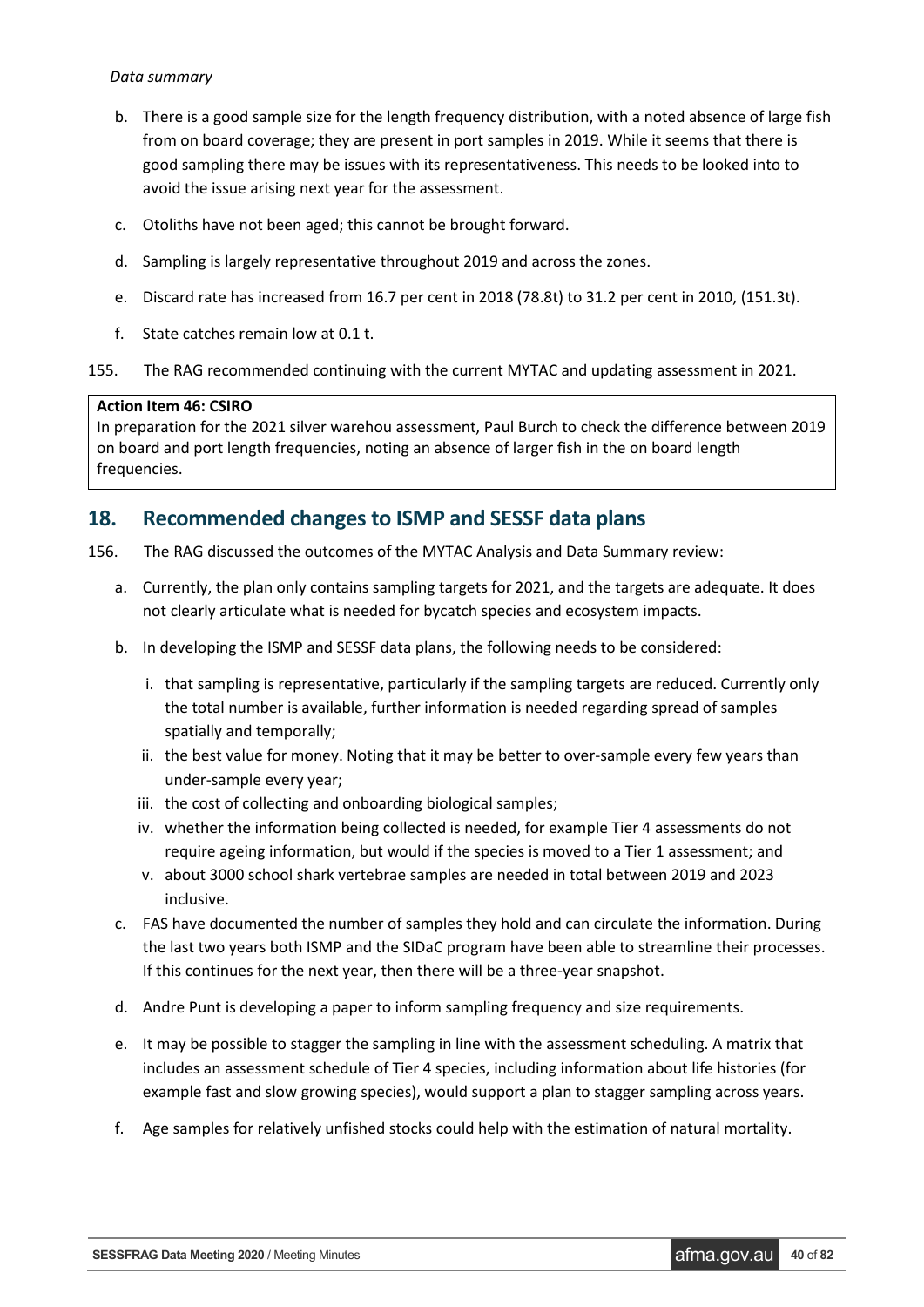*Data summary*

b. There is a good sample size for the length frequency distribution, with a noted absence of large fish from on board coverage; they are present in port samples in 2019. While it seems that there is good sampling there may be issues with its representativeness. This needs to be looked into to avoid the issue arising next year for the assessment.

c. Otoliths have not been aged; this cannot be brought forward.

d. Sampling is largely representative throughout 2019 and across the zones.

e. Discard rate has increased from 16.7 per cent in 2018 (78.8t) to 31.2 per cent in 2010, (151.3t).

f. State catches remain low at 0.1 t.

155. The RAG recommended continuing with the current MYTAC and updating assessment in 2021.

| **Action Item 46: CSIRO** |
| --- |
| In preparation for the 2021 silver warehou assessment, Paul Burch to check the difference between 2019 on board and port length frequencies, noting an absence of larger fish in the on board length frequencies. |

## 18. Recommended changes to ISMP and SESSF data plans

156. The RAG discussed the outcomes of the MYTAC Analysis and Data Summary review:

a. Currently, the plan only contains sampling targets for 2021, and the targets are adequate. It does not clearly articulate what is needed for bycatch species and ecosystem impacts.

b. In developing the ISMP and SESSF data plans, the following needs to be considered:

   i. that sampling is representative, particularly if the sampling targets are reduced. Currently only the total number is available, further information is needed regarding spread of samples spatially and temporally;

   ii. the best value for money. Noting that it may be better to over-sample every few years than under-sample every year;

   iii. the cost of collecting and onboarding biological samples;

   iv. whether the information being collected is needed, for example Tier 4 assessments do not require ageing information, but would if the species is moved to a Tier 1 assessment; and

   v. about 3000 school shark vertebrae samples are needed in total between 2019 and 2023 inclusive.

c. FAS have documented the number of samples they hold and can circulate the information. During the last two years both ISMP and the SIDaC program have been able to streamline their processes. If this continues for the next year, then there will be a three-year snapshot.

d. Andre Punt is developing a paper to inform sampling frequency and size requirements.

e. It may be possible to stagger the sampling in line with the assessment scheduling. A matrix that includes an assessment schedule of Tier 4 species, including information about life histories (for example fast and slow growing species), would support a plan to stagger sampling across years.

f. Age samples for relatively unfished stocks could help with the estimation of natural mortality.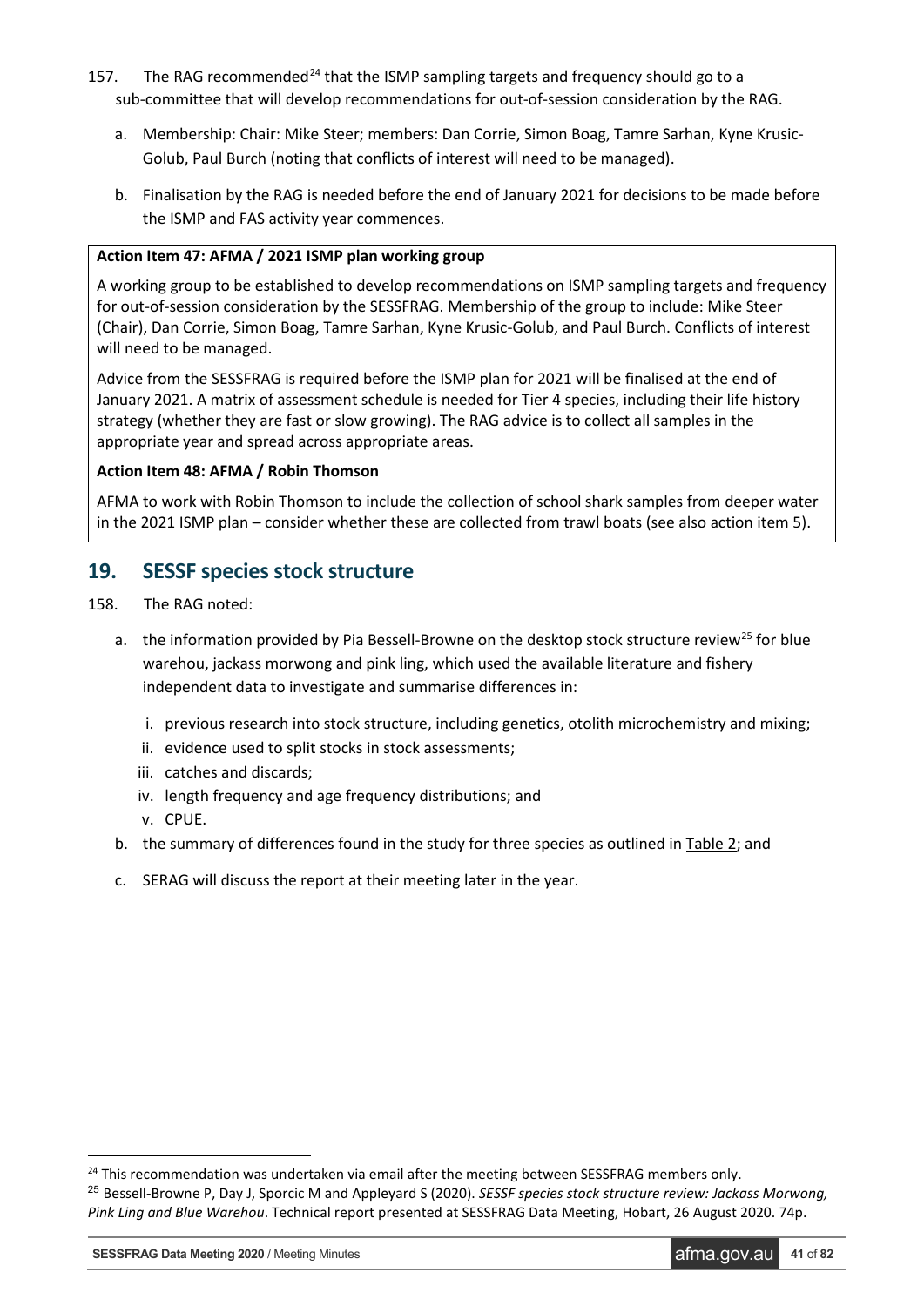157. The RAG recommended[24] that the ISMP sampling targets and frequency should go to a sub-committee that will develop recommendations for out-of-session consideration by the RAG.

   a. Membership: Chair: Mike Steer; members: Dan Corrie, Simon Boag, Tamre Sarhan, Kyne Krusic-Golub, Paul Burch (noting that conflicts of interest will need to be managed).

   b. Finalisation by the RAG is needed before the end of January 2021 for decisions to be made before the ISMP and FAS activity year commences.

> **Action Item 47: AFMA / 2021 ISMP plan working group**
>
> A working group to be established to develop recommendations on ISMP sampling targets and frequency for out-of-session consideration by the SESSFRAG. Membership of the group to include: Mike Steer (Chair), Dan Corrie, Simon Boag, Tamre Sarhan, Kyne Krusic-Golub, and Paul Burch. Conflicts of interest will need to be managed.
>
> Advice from the SESSFRAG is required before the ISMP plan for 2021 will be finalised at the end of January 2021. A matrix of assessment schedule is needed for Tier 4 species, including their life history strategy (whether they are fast or slow growing). The RAG advice is to collect all samples in the appropriate year and spread across appropriate areas.
>
> **Action Item 48: AFMA / Robin Thomson**
>
> AFMA to work with Robin Thomson to include the collection of school shark samples from deeper water in the 2021 ISMP plan – consider whether these are collected from trawl boats (see also action item 5).

## 19. SESSF species stock structure

158. The RAG noted:

   a. the information provided by Pia Bessell-Browne on the desktop stock structure review[25] for blue warehou, jackass morwong and pink ling, which used the available literature and fishery independent data to investigate and summarise differences in:

      i. previous research into stock structure, including genetics, otolith microchemistry and mixing;
      ii. evidence used to split stocks in stock assessments;
      iii. catches and discards;
      iv. length frequency and age frequency distributions; and
      v. CPUE.

   b. the summary of differences found in the study for three species as outlined in Table 2; and

   c. SERAG will discuss the report at their meeting later in the year.

---

[24] This recommendation was undertaken via email after the meeting between SESSFRAG members only.

[25] Bessell-Browne P, Day J, Sporcic M and Appleyard S (2020). *SESSF species stock structure review: Jackass Morwong, Pink Ling and Blue Warehou*. Technical report presented at SESSFRAG Data Meeting, Hobart, 26 August 2020. 74p.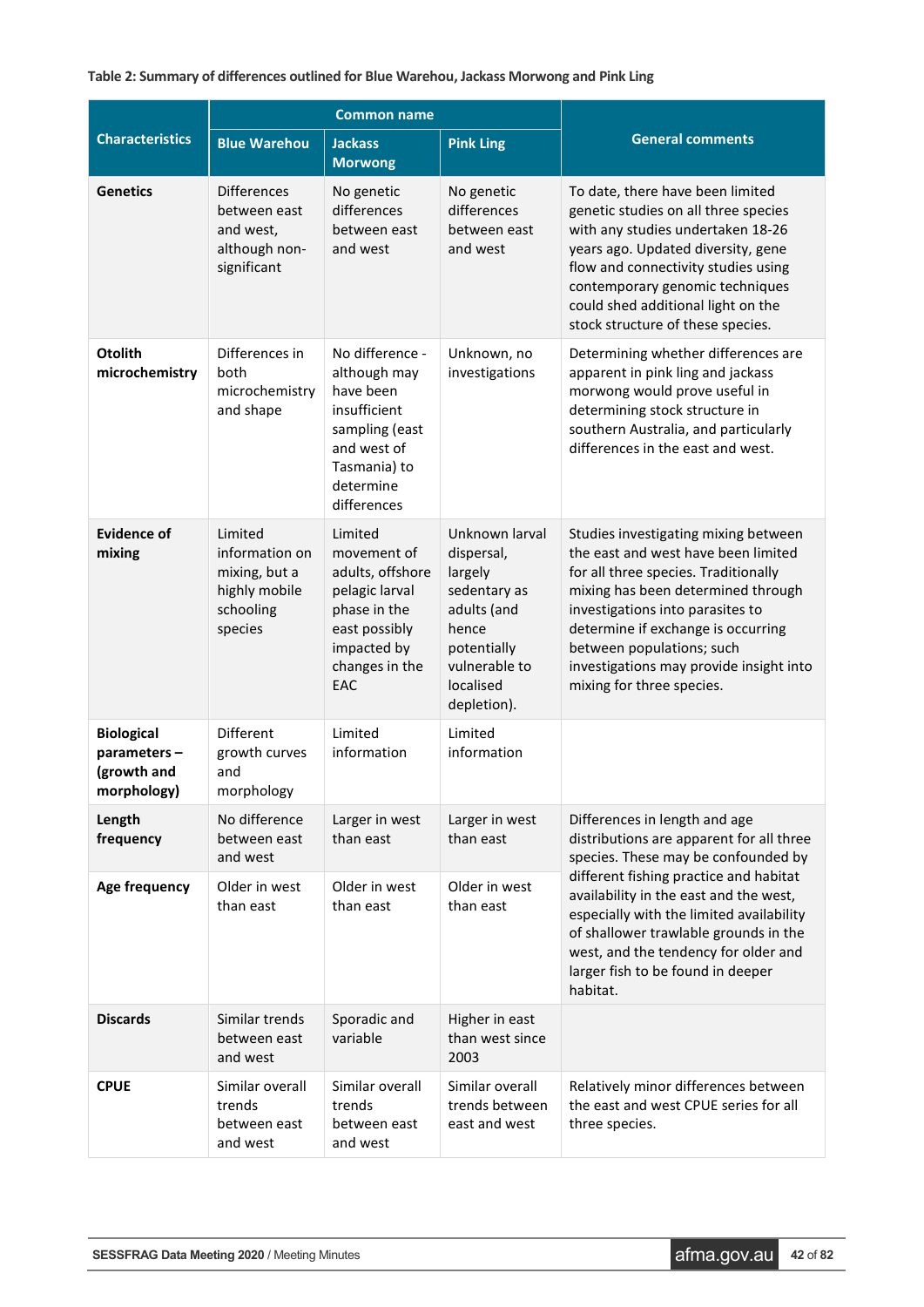**Table 2: Summary of differences outlined for Blue Warehou, Jackass Morwong and Pink Ling**

| Characteristics | Common name | | | General comments |
|---|---|---|---|---|
| | Blue Warehou | Jackass Morwong | Pink Ling | |
| **Genetics** | Differences between east and west, although non-significant | No genetic differences between east and west | No genetic differences between east and west | To date, there have been limited genetic studies on all three species with any studies undertaken 18-26 years ago. Updated diversity, gene flow and connectivity studies using contemporary genomic techniques could shed additional light on the stock structure of these species. |
| **Otolith microchemistry** | Differences in both microchemistry and shape | No difference - although may have been insufficient sampling (east and west of Tasmania) to determine differences | Unknown, no investigations | Determining whether differences are apparent in pink ling and jackass morwong would prove useful in determining stock structure in southern Australia, and particularly differences in the east and west. |
| **Evidence of mixing** | Limited information on mixing, but a highly mobile schooling species | Limited movement of adults, offshore pelagic larval phase in the east possibly impacted by changes in the EAC | Unknown larval dispersal, largely sedentary as adults (and hence potentially vulnerable to localised depletion). | Studies investigating mixing between the east and west have been limited for all three species. Traditionally mixing has been determined through investigations into parasites to determine if exchange is occurring between populations; such investigations may provide insight into mixing for three species. |
| **Biological parameters – (growth and morphology)** | Different growth curves and morphology | Limited information | Limited information | |
| **Length frequency** | No difference between east and west | Larger in west than east | Larger in west than east | Differences in length and age distributions are apparent for all three species. These may be confounded by different fishing practice and habitat availability in the east and the west, especially with the limited availability of shallower trawlable grounds in the west, and the tendency for older and larger fish to be found in deeper habitat. |
| **Age frequency** | Older in west than east | Older in west than east | Older in west than east | |
| **Discards** | Similar trends between east and west | Sporadic and variable | Higher in east than west since 2003 | |
| **CPUE** | Similar overall trends between east and west | Similar overall trends between east and west | Similar overall trends between east and west | Relatively minor differences between the east and west CPUE series for all three species. |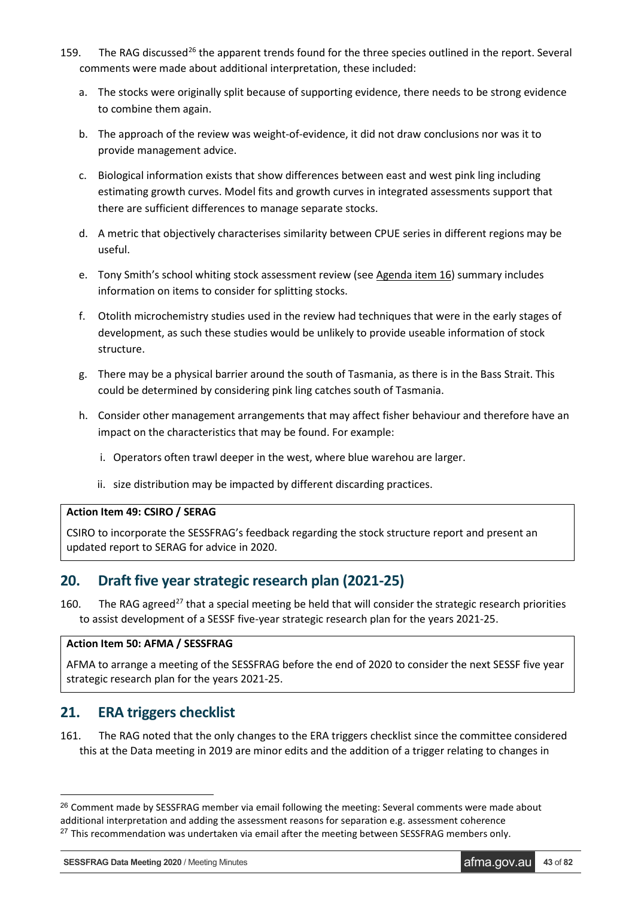159. The RAG discussed[26] the apparent trends found for the three species outlined in the report. Several comments were made about additional interpretation, these included:

   a. The stocks were originally split because of supporting evidence, there needs to be strong evidence to combine them again.

   b. The approach of the review was weight-of-evidence, it did not draw conclusions nor was it to provide management advice.

   c. Biological information exists that show differences between east and west pink ling including estimating growth curves. Model fits and growth curves in integrated assessments support that there are sufficient differences to manage separate stocks.

   d. A metric that objectively characterises similarity between CPUE series in different regions may be useful.

   e. Tony Smith's school whiting stock assessment review (see Agenda item 16) summary includes information on items to consider for splitting stocks.

   f. Otolith microchemistry studies used in the review had techniques that were in the early stages of development, as such these studies would be unlikely to provide useable information of stock structure.

   g. There may be a physical barrier around the south of Tasmania, as there is in the Bass Strait. This could be determined by considering pink ling catches south of Tasmania.

   h. Consider other management arrangements that may affect fisher behaviour and therefore have an impact on the characteristics that may be found. For example:

      i. Operators often trawl deeper in the west, where blue warehou are larger.

      ii. size distribution may be impacted by different discarding practices.

| **Action Item 49: CSIRO / SERAG** |
|---|
| CSIRO to incorporate the SESSFRAG's feedback regarding the stock structure report and present an updated report to SERAG for advice in 2020. |

## 20. Draft five year strategic research plan (2021-25)

160. The RAG agreed[27] that a special meeting be held that will consider the strategic research priorities to assist development of a SESSF five-year strategic research plan for the years 2021-25.

| **Action Item 50: AFMA / SESSFRAG** |
|---|
| AFMA to arrange a meeting of the SESSFRAG before the end of 2020 to consider the next SESSF five year strategic research plan for the years 2021-25. |

## 21. ERA triggers checklist

161. The RAG noted that the only changes to the ERA triggers checklist since the committee considered this at the Data meeting in 2019 are minor edits and the addition of a trigger relating to changes in

[26] Comment made by SESSFRAG member via email following the meeting: Several comments were made about additional interpretation and adding the assessment reasons for separation e.g. assessment coherence

[27] This recommendation was undertaken via email after the meeting between SESSFRAG members only.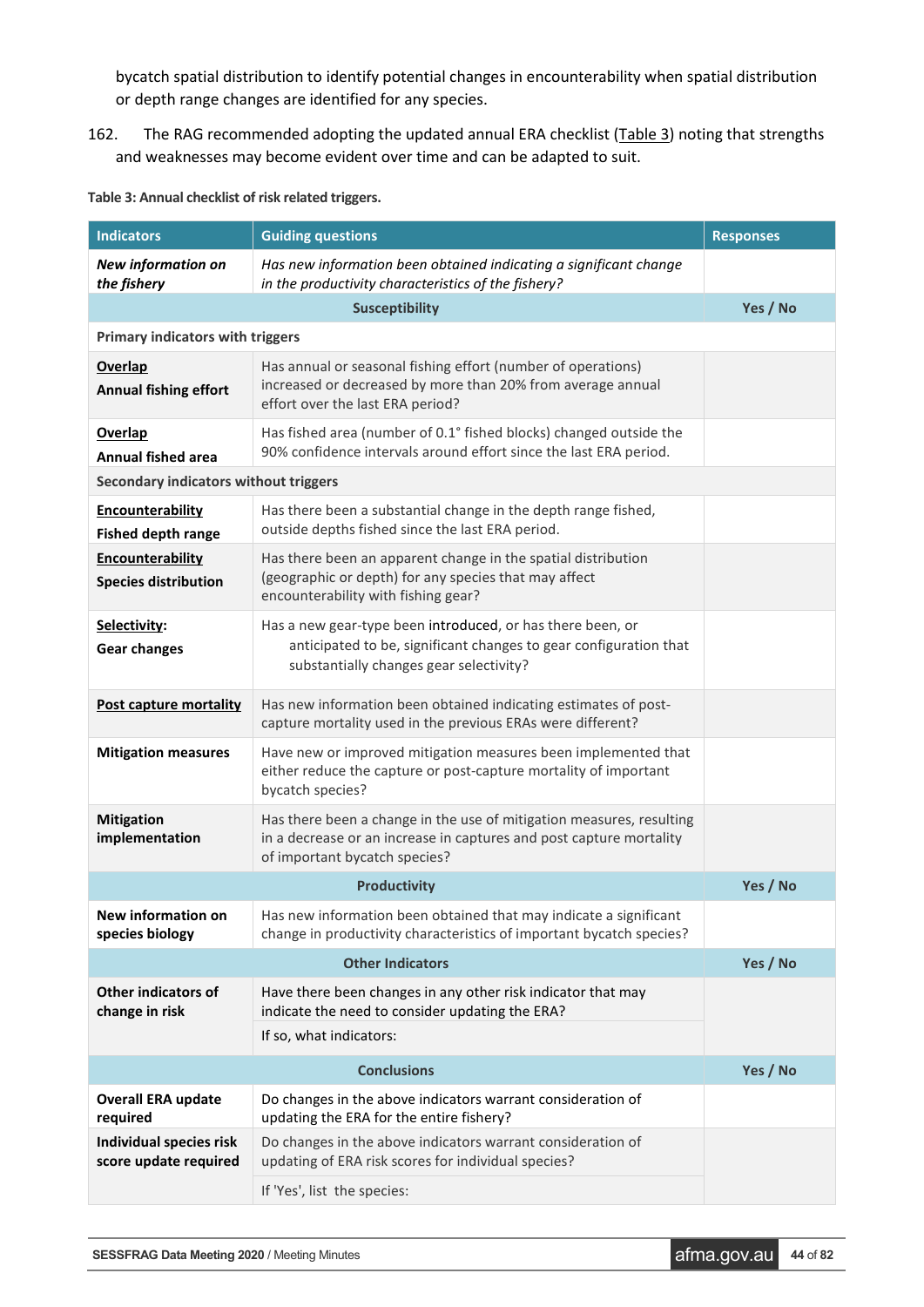bycatch spatial distribution to identify potential changes in encounterability when spatial distribution or depth range changes are identified for any species.

162. The RAG recommended adopting the updated annual ERA checklist (Table 3) noting that strengths and weaknesses may become evident over time and can be adapted to suit.

**Table 3: Annual checklist of risk related triggers.**

| Indicators | Guiding questions | Responses |
|---|---|---|
| ***New information on the fishery*** | *Has new information been obtained indicating a significant change in the productivity characteristics of the fishery?* | |
| | **Susceptibility** | **Yes / No** |
| **Primary indicators with triggers** | | |
| **Overlap** **Annual fishing effort** | Has annual or seasonal fishing effort (number of operations) increased or decreased by more than 20% from average annual effort over the last ERA period? | |
| **Overlap** **Annual fished area** | Has fished area (number of 0.1° fished blocks) changed outside the 90% confidence intervals around effort since the last ERA period. | |
| **Secondary indicators without triggers** | | |
| **Encounterability** **Fished depth range** | Has there been a substantial change in the depth range fished, outside depths fished since the last ERA period. | |
| **Encounterability** **Species distribution** | Has there been an apparent change in the spatial distribution (geographic or depth) for any species that may affect encounterability with fishing gear? | |
| **Selectivity:** **Gear changes** | Has a new gear-type been introduced, or has there been, or anticipated to be, significant changes to gear configuration that substantially changes gear selectivity? | |
| **Post capture mortality** | Has new information been obtained indicating estimates of post-capture mortality used in the previous ERAs were different? | |
| **Mitigation measures** | Have new or improved mitigation measures been implemented that either reduce the capture or post-capture mortality of important bycatch species? | |
| **Mitigation implementation** | Has there been a change in the use of mitigation measures, resulting in a decrease or an increase in captures and post capture mortality of important bycatch species? | |
| | **Productivity** | **Yes / No** |
| **New information on species biology** | Has new information been obtained that may indicate a significant change in productivity characteristics of important bycatch species? | |
| | **Other Indicators** | **Yes / No** |
| **Other indicators of change in risk** | Have there been changes in any other risk indicator that may indicate the need to consider updating the ERA? | |
| | If so, what indicators: | |
| | **Conclusions** | **Yes / No** |
| **Overall ERA update required** | Do changes in the above indicators warrant consideration of updating the ERA for the entire fishery? | |
| **Individual species risk score update required** | Do changes in the above indicators warrant consideration of updating of ERA risk scores for individual species? | |
| | If 'Yes', list the species: | |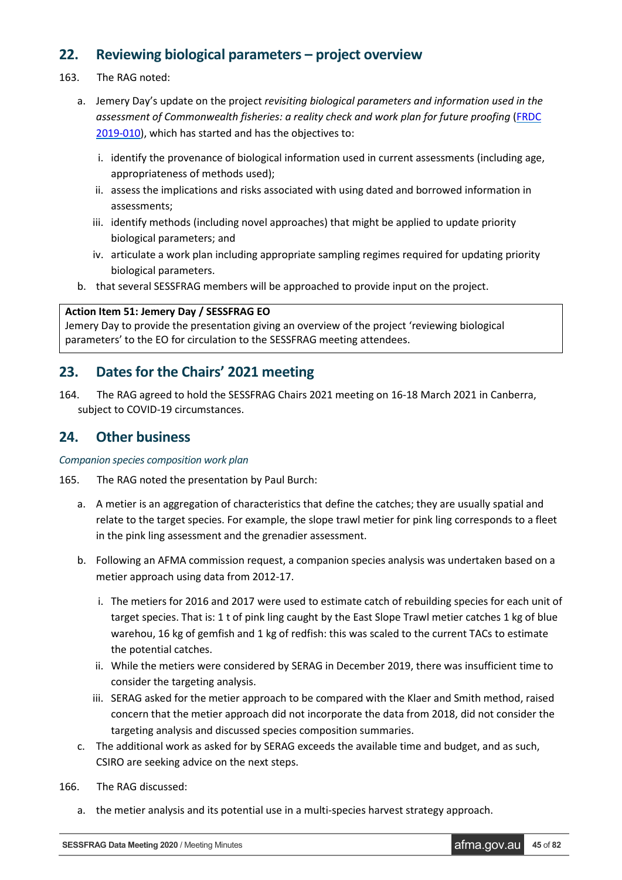## 22. Reviewing biological parameters – project overview

163. The RAG noted:

   a. Jemery Day's update on the project *revisiting biological parameters and information used in the assessment of Commonwealth fisheries: a reality check and work plan for future proofing* (FRDC 2019-010), which has started and has the objectives to:

      i. identify the provenance of biological information used in current assessments (including age, appropriateness of methods used);
      ii. assess the implications and risks associated with using dated and borrowed information in assessments;
      iii. identify methods (including novel approaches) that might be applied to update priority biological parameters; and
      iv. articulate a work plan including appropriate sampling regimes required for updating priority biological parameters.

   b. that several SESSFRAG members will be approached to provide input on the project.

| **Action Item 51: Jemery Day / SESSFRAG EO** |
|---|
| Jemery Day to provide the presentation giving an overview of the project 'reviewing biological parameters' to the EO for circulation to the SESSFRAG meeting attendees. |

## 23. Dates for the Chairs' 2021 meeting

164. The RAG agreed to hold the SESSFRAG Chairs 2021 meeting on 16-18 March 2021 in Canberra, subject to COVID-19 circumstances.

## 24. Other business

*Companion species composition work plan*

165. The RAG noted the presentation by Paul Burch:

   a. A metier is an aggregation of characteristics that define the catches; they are usually spatial and relate to the target species. For example, the slope trawl metier for pink ling corresponds to a fleet in the pink ling assessment and the grenadier assessment.

   b. Following an AFMA commission request, a companion species analysis was undertaken based on a metier approach using data from 2012-17.

      i. The metiers for 2016 and 2017 were used to estimate catch of rebuilding species for each unit of target species. That is: 1 t of pink ling caught by the East Slope Trawl metier catches 1 kg of blue warehou, 16 kg of gemfish and 1 kg of redfish: this was scaled to the current TACs to estimate the potential catches.
      ii. While the metiers were considered by SERAG in December 2019, there was insufficient time to consider the targeting analysis.
      iii. SERAG asked for the metier approach to be compared with the Klaer and Smith method, raised concern that the metier approach did not incorporate the data from 2018, did not consider the targeting analysis and discussed species composition summaries.

   c. The additional work as asked for by SERAG exceeds the available time and budget, and as such, CSIRO are seeking advice on the next steps.

166. The RAG discussed:

   a. the metier analysis and its potential use in a multi-species harvest strategy approach.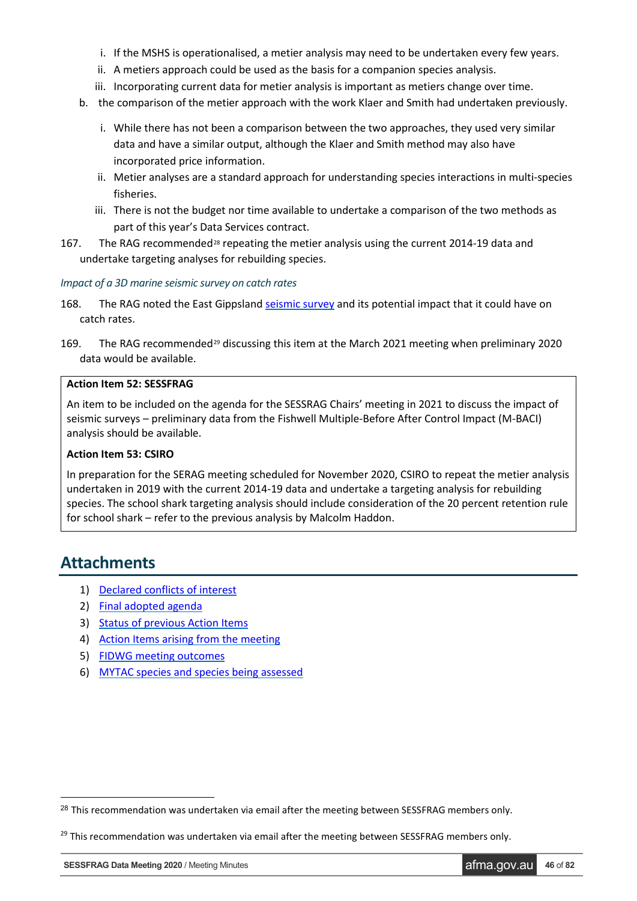i. If the MSHS is operationalised, a metier analysis may need to be undertaken every few years.
   ii. A metiers approach could be used as the basis for a companion species analysis.
   iii. Incorporating current data for metier analysis is important as metiers change over time.

b. the comparison of the metier approach with the work Klaer and Smith had undertaken previously.
   i. While there has not been a comparison between the two approaches, they used very similar data and have a similar output, although the Klaer and Smith method may also have incorporated price information.
   ii. Metier analyses are a standard approach for understanding species interactions in multi-species fisheries.
   iii. There is not the budget nor time available to undertake a comparison of the two methods as part of this year's Data Services contract.

167. The RAG recommended[28] repeating the metier analysis using the current 2014-19 data and undertake targeting analyses for rebuilding species.

*Impact of a 3D marine seismic survey on catch rates*

168. The RAG noted the East Gippsland [seismic survey] and its potential impact that it could have on catch rates.

169. The RAG recommended[29] discussing this item at the March 2021 meeting when preliminary 2020 data would be available.

> **Action Item 52: SESSFRAG**
>
> An item to be included on the agenda for the SESSRAG Chairs' meeting in 2021 to discuss the impact of seismic surveys – preliminary data from the Fishwell Multiple-Before After Control Impact (M-BACI) analysis should be available.
>
> **Action Item 53: CSIRO**
>
> In preparation for the SERAG meeting scheduled for November 2020, CSIRO to repeat the metier analysis undertaken in 2019 with the current 2014-19 data and undertake a targeting analysis for rebuilding species. The school shark targeting analysis should include consideration of the 20 percent retention rule for school shark – refer to the previous analysis by Malcolm Haddon.

## Attachments

1) Declared conflicts of interest
2) Final adopted agenda
3) Status of previous Action Items
4) Action Items arising from the meeting
5) FIDWG meeting outcomes
6) MYTAC species and species being assessed

---

[28] This recommendation was undertaken via email after the meeting between SESSFRAG members only.

[29] This recommendation was undertaken via email after the meeting between SESSFRAG members only.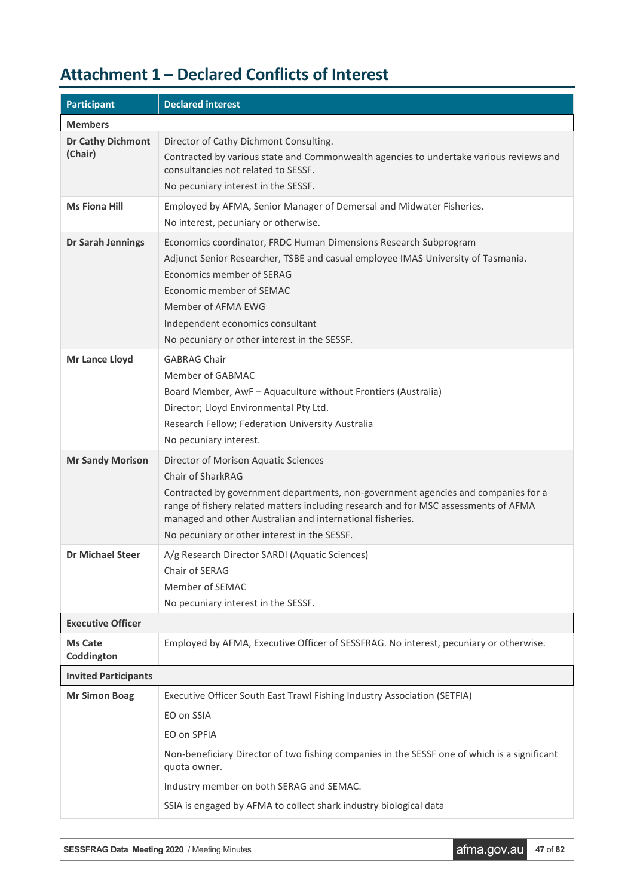# Attachment 1 – Declared Conflicts of Interest

| Participant | Declared interest |
|---|---|
| **Members** | |
| **Dr Cathy Dichmont (Chair)** | Director of Cathy Dichmont Consulting.<br>Contracted by various state and Commonwealth agencies to undertake various reviews and consultancies not related to SESSF.<br>No pecuniary interest in the SESSF. |
| **Ms Fiona Hill** | Employed by AFMA, Senior Manager of Demersal and Midwater Fisheries.<br>No interest, pecuniary or otherwise. |
| **Dr Sarah Jennings** | Economics coordinator, FRDC Human Dimensions Research Subprogram<br>Adjunct Senior Researcher, TSBE and casual employee IMAS University of Tasmania.<br>Economics member of SERAG<br>Economic member of SEMAC<br>Member of AFMA EWG<br>Independent economics consultant<br>No pecuniary or other interest in the SESSF. |
| **Mr Lance Lloyd** | GABRAG Chair<br>Member of GABMAC<br>Board Member, AwF – Aquaculture without Frontiers (Australia)<br>Director; Lloyd Environmental Pty Ltd.<br>Research Fellow; Federation University Australia<br>No pecuniary interest. |
| **Mr Sandy Morison** | Director of Morison Aquatic Sciences<br>Chair of SharkRAG<br>Contracted by government departments, non-government agencies and companies for a range of fishery related matters including research and for MSC assessments of AFMA managed and other Australian and international fisheries.<br>No pecuniary or other interest in the SESSF. |
| **Dr Michael Steer** | A/g Research Director SARDI (Aquatic Sciences)<br>Chair of SERAG<br>Member of SEMAC<br>No pecuniary interest in the SESSF. |
| **Executive Officer** | |
| **Ms Cate Coddington** | Employed by AFMA, Executive Officer of SESSFRAG. No interest, pecuniary or otherwise. |
| **Invited Participants** | |
| **Mr Simon Boag** | Executive Officer South East Trawl Fishing Industry Association (SETFIA)<br>EO on SSIA<br>EO on SPFIA<br>Non-beneficiary Director of two fishing companies in the SESSF one of which is a significant quota owner.<br>Industry member on both SERAG and SEMAC.<br>SSIA is engaged by AFMA to collect shark industry biological data |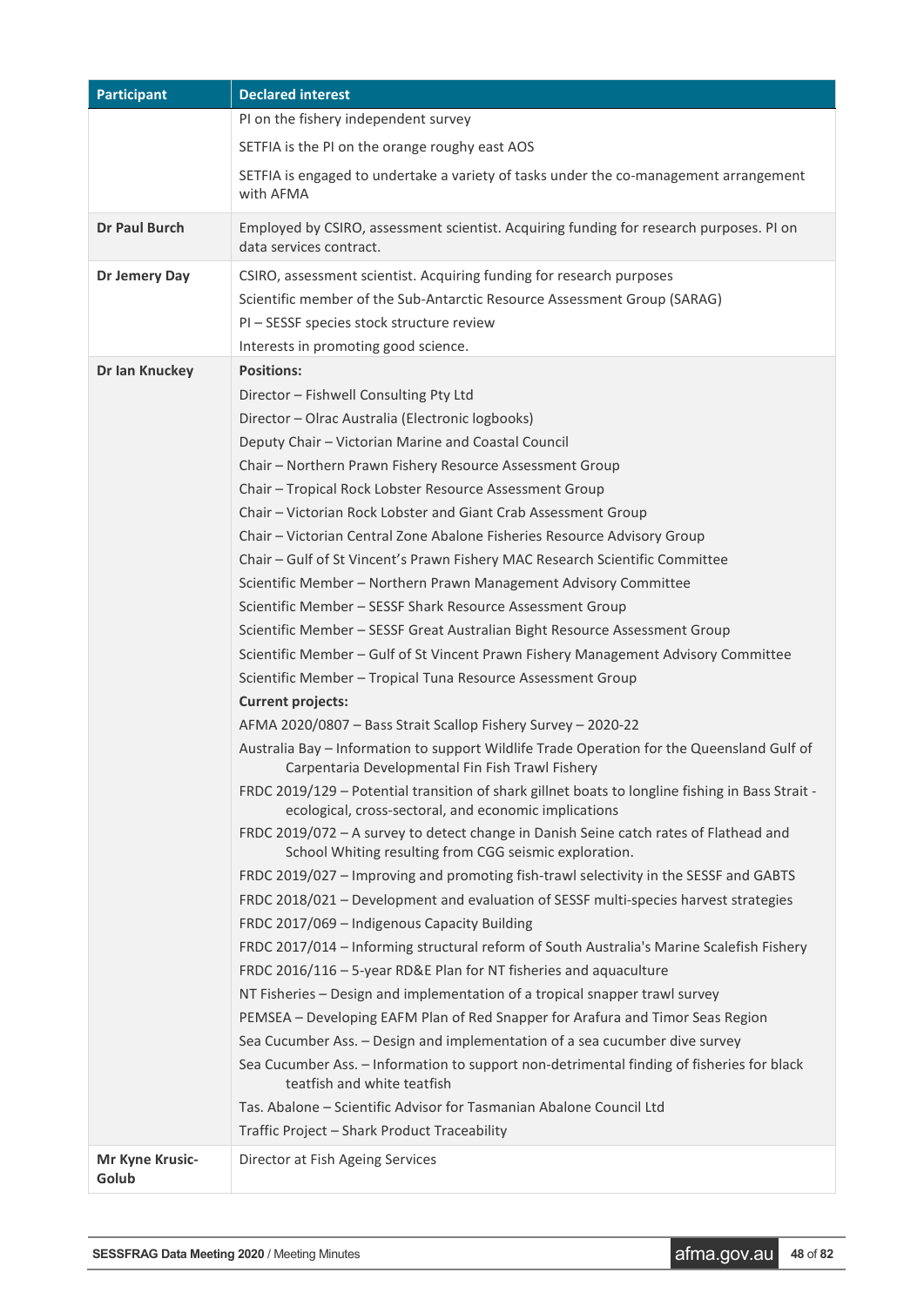| Participant | Declared interest |
| --- | --- |
| | PI on the fishery independent survey<br>SETFIA is the PI on the orange roughy east AOS<br>SETFIA is engaged to undertake a variety of tasks under the co-management arrangement with AFMA |
| **Dr Paul Burch** | Employed by CSIRO, assessment scientist. Acquiring funding for research purposes. PI on data services contract. |
| **Dr Jemery Day** | CSIRO, assessment scientist. Acquiring funding for research purposes<br>Scientific member of the Sub-Antarctic Resource Assessment Group (SARAG)<br>PI – SESSF species stock structure review<br>Interests in promoting good science. |
| **Dr Ian Knuckey** | **Positions:**<br>Director – Fishwell Consulting Pty Ltd<br>Director – Olrac Australia (Electronic logbooks)<br>Deputy Chair – Victorian Marine and Coastal Council<br>Chair – Northern Prawn Fishery Resource Assessment Group<br>Chair – Tropical Rock Lobster Resource Assessment Group<br>Chair – Victorian Rock Lobster and Giant Crab Assessment Group<br>Chair – Victorian Central Zone Abalone Fisheries Resource Advisory Group<br>Chair – Gulf of St Vincent's Prawn Fishery MAC Research Scientific Committee<br>Scientific Member – Northern Prawn Management Advisory Committee<br>Scientific Member – SESSF Shark Resource Assessment Group<br>Scientific Member – SESSF Great Australian Bight Resource Assessment Group<br>Scientific Member – Gulf of St Vincent Prawn Fishery Management Advisory Committee<br>Scientific Member – Tropical Tuna Resource Assessment Group<br>**Current projects:**<br>AFMA 2020/0807 – Bass Strait Scallop Fishery Survey – 2020-22<br>Australia Bay – Information to support Wildlife Trade Operation for the Queensland Gulf of Carpentaria Developmental Fin Fish Trawl Fishery<br>FRDC 2019/129 – Potential transition of shark gillnet boats to longline fishing in Bass Strait - ecological, cross-sectoral, and economic implications<br>FRDC 2019/072 – A survey to detect change in Danish Seine catch rates of Flathead and School Whiting resulting from CGG seismic exploration.<br>FRDC 2019/027 – Improving and promoting fish-trawl selectivity in the SESSF and GABTS<br>FRDC 2018/021 – Development and evaluation of SESSF multi-species harvest strategies<br>FRDC 2017/069 – Indigenous Capacity Building<br>FRDC 2017/014 – Informing structural reform of South Australia's Marine Scalefish Fishery<br>FRDC 2016/116 – 5-year RD&E Plan for NT fisheries and aquaculture<br>NT Fisheries – Design and implementation of a tropical snapper trawl survey<br>PEMSEA – Developing EAFM Plan of Red Snapper for Arafura and Timor Seas Region<br>Sea Cucumber Ass. – Design and implementation of a sea cucumber dive survey<br>Sea Cucumber Ass. – Information to support non-detrimental finding of fisheries for black teatfish and white teatfish<br>Tas. Abalone – Scientific Advisor for Tasmanian Abalone Council Ltd<br>Traffic Project – Shark Product Traceability |
| **Mr Kyne Krusic-Golub** | Director at Fish Ageing Services |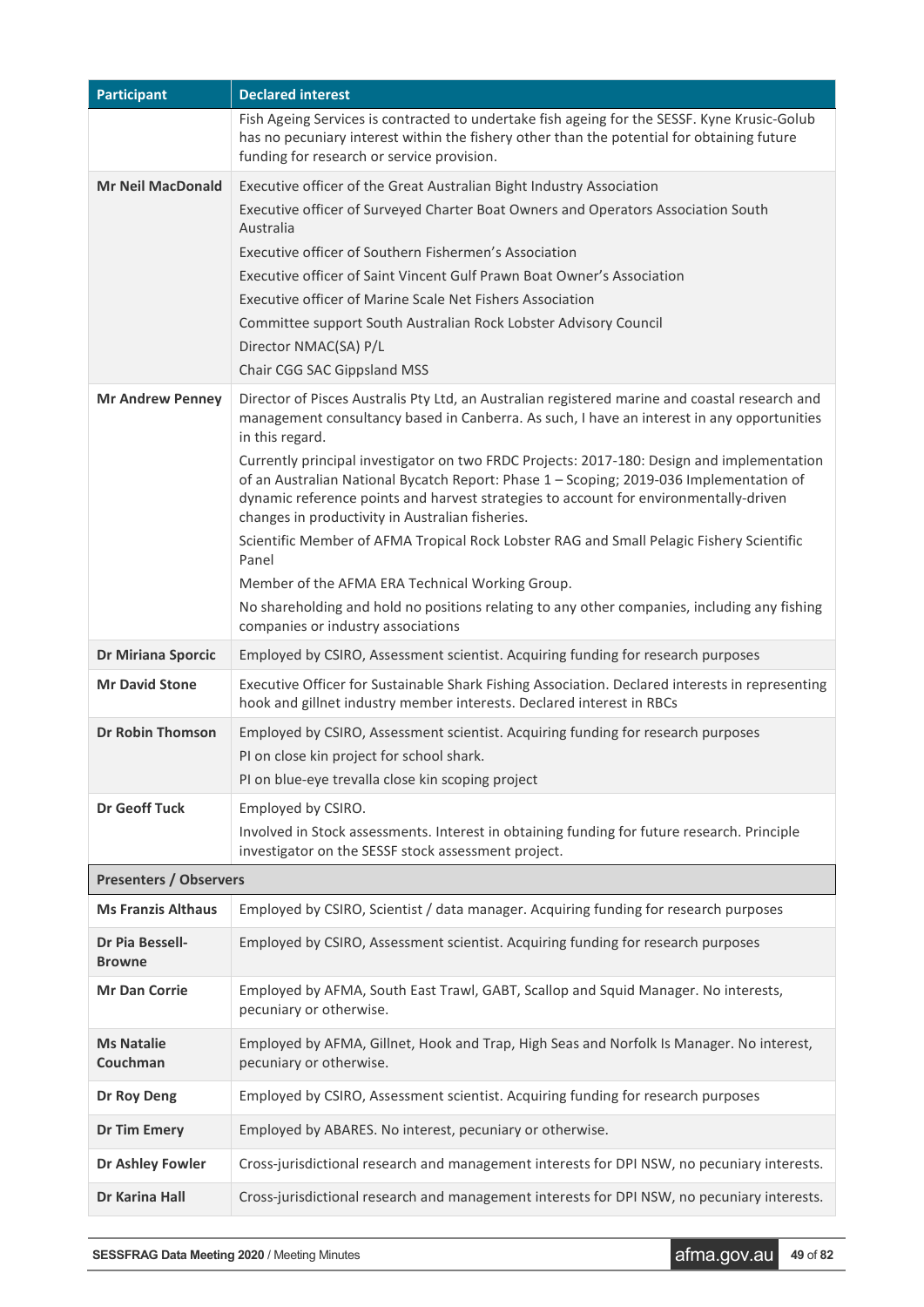| Participant | Declared interest |
| --- | --- |
| | Fish Ageing Services is contracted to undertake fish ageing for the SESSF. Kyne Krusic-Golub has no pecuniary interest within the fishery other than the potential for obtaining future funding for research or service provision. |
| **Mr Neil MacDonald** | Executive officer of the Great Australian Bight Industry Association<br>Executive officer of Surveyed Charter Boat Owners and Operators Association South Australia<br>Executive officer of Southern Fishermen's Association<br>Executive officer of Saint Vincent Gulf Prawn Boat Owner's Association<br>Executive officer of Marine Scale Net Fishers Association<br>Committee support South Australian Rock Lobster Advisory Council<br>Director NMAC(SA) P/L<br>Chair CGG SAC Gippsland MSS |
| **Mr Andrew Penney** | Director of Pisces Australis Pty Ltd, an Australian registered marine and coastal research and management consultancy based in Canberra. As such, I have an interest in any opportunities in this regard.<br>Currently principal investigator on two FRDC Projects: 2017-180: Design and implementation of an Australian National Bycatch Report: Phase 1 – Scoping; 2019-036 Implementation of dynamic reference points and harvest strategies to account for environmentally-driven changes in productivity in Australian fisheries.<br>Scientific Member of AFMA Tropical Rock Lobster RAG and Small Pelagic Fishery Scientific Panel<br>Member of the AFMA ERA Technical Working Group.<br>No shareholding and hold no positions relating to any other companies, including any fishing companies or industry associations |
| **Dr Miriana Sporcic** | Employed by CSIRO, Assessment scientist. Acquiring funding for research purposes |
| **Mr David Stone** | Executive Officer for Sustainable Shark Fishing Association. Declared interests in representing hook and gillnet industry member interests. Declared interest in RBCs |
| **Dr Robin Thomson** | Employed by CSIRO, Assessment scientist. Acquiring funding for research purposes<br>PI on close kin project for school shark.<br>PI on blue-eye trevalla close kin scoping project |
| **Dr Geoff Tuck** | Employed by CSIRO.<br>Involved in Stock assessments. Interest in obtaining funding for future research. Principle investigator on the SESSF stock assessment project. |
| **Presenters / Observers** | |
| **Ms Franzis Althaus** | Employed by CSIRO, Scientist / data manager. Acquiring funding for research purposes |
| **Dr Pia Bessell-Browne** | Employed by CSIRO, Assessment scientist. Acquiring funding for research purposes |
| **Mr Dan Corrie** | Employed by AFMA, South East Trawl, GABT, Scallop and Squid Manager. No interests, pecuniary or otherwise. |
| **Ms Natalie Couchman** | Employed by AFMA, Gillnet, Hook and Trap, High Seas and Norfolk Is Manager. No interest, pecuniary or otherwise. |
| **Dr Roy Deng** | Employed by CSIRO, Assessment scientist. Acquiring funding for research purposes |
| **Dr Tim Emery** | Employed by ABARES. No interest, pecuniary or otherwise. |
| **Dr Ashley Fowler** | Cross-jurisdictional research and management interests for DPI NSW, no pecuniary interests. |
| **Dr Karina Hall** | Cross-jurisdictional research and management interests for DPI NSW, no pecuniary interests. |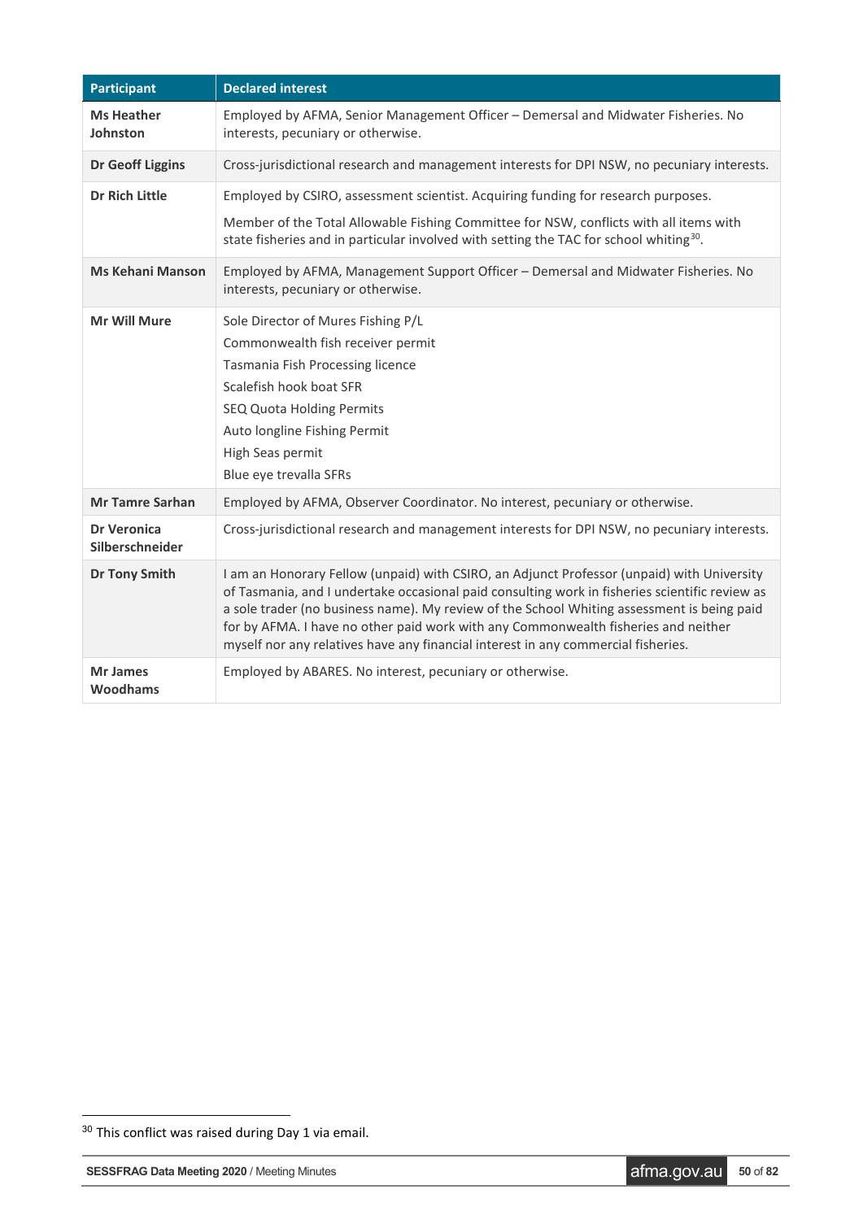| Participant | Declared interest |
|---|---|
| **Ms Heather Johnston** | Employed by AFMA, Senior Management Officer – Demersal and Midwater Fisheries. No interests, pecuniary or otherwise. |
| **Dr Geoff Liggins** | Cross-jurisdictional research and management interests for DPI NSW, no pecuniary interests. |
| **Dr Rich Little** | Employed by CSIRO, assessment scientist. Acquiring funding for research purposes.<br><br>Member of the Total Allowable Fishing Committee for NSW, conflicts with all items with state fisheries and in particular involved with setting the TAC for school whiting[30]. |
| **Ms Kehani Manson** | Employed by AFMA, Management Support Officer – Demersal and Midwater Fisheries. No interests, pecuniary or otherwise. |
| **Mr Will Mure** | Sole Director of Mures Fishing P/L<br>Commonwealth fish receiver permit<br>Tasmania Fish Processing licence<br>Scalefish hook boat SFR<br>SEQ Quota Holding Permits<br>Auto longline Fishing Permit<br>High Seas permit<br>Blue eye trevalla SFRs |
| **Mr Tamre Sarhan** | Employed by AFMA, Observer Coordinator. No interest, pecuniary or otherwise. |
| **Dr Veronica Silberschneider** | Cross-jurisdictional research and management interests for DPI NSW, no pecuniary interests. |
| **Dr Tony Smith** | I am an Honorary Fellow (unpaid) with CSIRO, an Adjunct Professor (unpaid) with University of Tasmania, and I undertake occasional paid consulting work in fisheries scientific review as a sole trader (no business name). My review of the School Whiting assessment is being paid for by AFMA. I have no other paid work with any Commonwealth fisheries and neither myself nor any relatives have any financial interest in any commercial fisheries. |
| **Mr James Woodhams** | Employed by ABARES. No interest, pecuniary or otherwise. |

[30] This conflict was raised during Day 1 via email.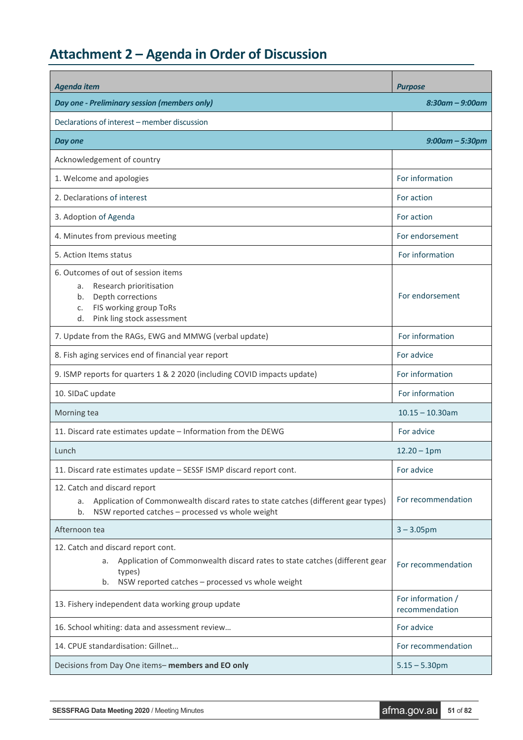# Attachment 2 – Agenda in Order of Discussion

| *Agenda item* | *Purpose* |
|---|---|
| ***Day one - Preliminary session (members only)*** | ***8:30am – 9:00am*** |
| Declarations of interest – member discussion | |
| ***Day one*** | ***9:00am – 5:30pm*** |
| Acknowledgement of country | |
| 1. Welcome and apologies | For information |
| 2. Declarations of interest | For action |
| 3. Adoption of Agenda | For action |
| 4. Minutes from previous meeting | For endorsement |
| 5. Action Items status | For information |
| 6. Outcomes of out of session items<br>a. Research prioritisation<br>b. Depth corrections<br>c. FIS working group ToRs<br>d. Pink ling stock assessment | For endorsement |
| 7. Update from the RAGs, EWG and MMWG (verbal update) | For information |
| 8. Fish aging services end of financial year report | For advice |
| 9. ISMP reports for quarters 1 & 2 2020 (including COVID impacts update) | For information |
| 10. SIDaC update | For information |
| Morning tea | 10.15 – 10.30am |
| 11. Discard rate estimates update – Information from the DEWG | For advice |
| Lunch | 12.20 – 1pm |
| 11. Discard rate estimates update – SESSF ISMP discard report cont. | For advice |
| 12. Catch and discard report<br>a. Application of Commonwealth discard rates to state catches (different gear types)<br>b. NSW reported catches – processed vs whole weight | For recommendation |
| Afternoon tea | 3 – 3.05pm |
| 12. Catch and discard report cont.<br>a. Application of Commonwealth discard rates to state catches (different gear types)<br>b. NSW reported catches – processed vs whole weight | For recommendation |
| 13. Fishery independent data working group update | For information / recommendation |
| 16. School whiting: data and assessment review… | For advice |
| 14. CPUE standardisation: Gillnet… | For recommendation |
| Decisions from Day One items– **members and EO only** | 5.15 – 5.30pm |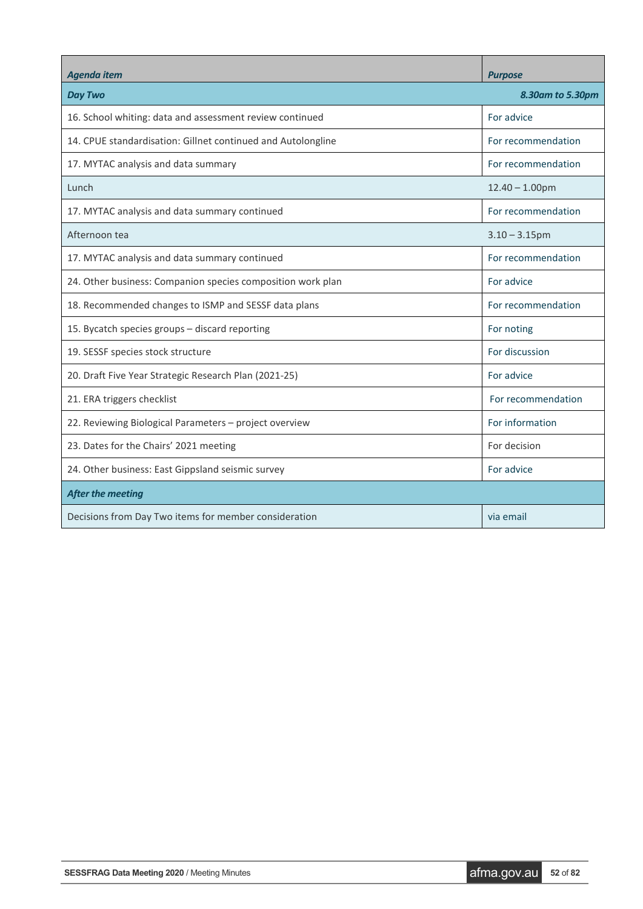| *Agenda item* | *Purpose* |
|---|---|
| ***Day Two*** | ***8.30am to 5.30pm*** |
| 16. School whiting: data and assessment review continued | For advice |
| 14. CPUE standardisation: Gillnet continued and Autolongline | For recommendation |
| 17. MYTAC analysis and data summary | For recommendation |
| Lunch | 12.40 – 1.00pm |
| 17. MYTAC analysis and data summary continued | For recommendation |
| Afternoon tea | 3.10 – 3.15pm |
| 17. MYTAC analysis and data summary continued | For recommendation |
| 24. Other business: Companion species composition work plan | For advice |
| 18. Recommended changes to ISMP and SESSF data plans | For recommendation |
| 15. Bycatch species groups – discard reporting | For noting |
| 19. SESSF species stock structure | For discussion |
| 20. Draft Five Year Strategic Research Plan (2021-25) | For advice |
| 21. ERA triggers checklist | For recommendation |
| 22. Reviewing Biological Parameters – project overview | For information |
| 23. Dates for the Chairs' 2021 meeting | For decision |
| 24. Other business: East Gippsland seismic survey | For advice |
| ***After the meeting*** | |
| Decisions from Day Two items for member consideration | via email |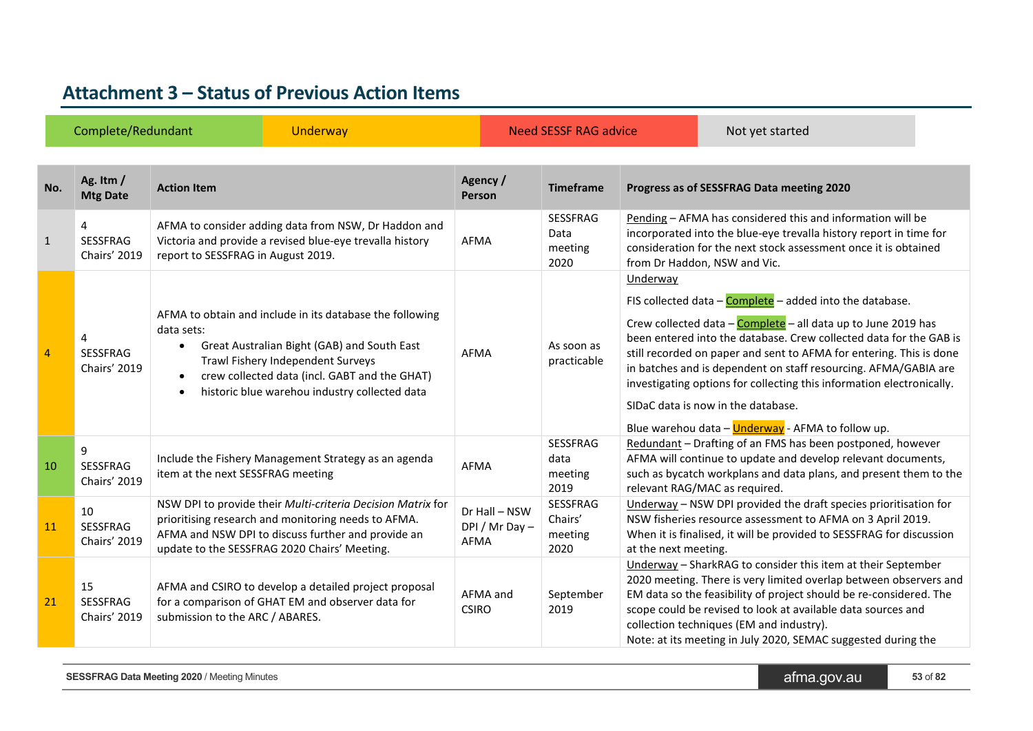# Attachment 3 – Status of Previous Action Items

| Complete/Redundant | Underway | Need SESSF RAG advice | Not yet started |
|---|---|---|---|

| No. | Ag. Itm / Mtg Date | Action Item | Agency / Person | Timeframe | Progress as of SESSFRAG Data meeting 2020 |
|---|---|---|---|---|---|
| 1 | 4 SESSFRAG Chairs' 2019 | AFMA to consider adding data from NSW, Dr Haddon and Victoria and provide a revised blue-eye trevalla history report to SESSFRAG in August 2019. | AFMA | SESSFRAG Data meeting 2020 | Pending – AFMA has considered this and information will be incorporated into the blue-eye trevalla history report in time for consideration for the next stock assessment once it is obtained from Dr Haddon, NSW and Vic. |
| 4 | 4 SESSFRAG Chairs' 2019 | AFMA to obtain and include in its database the following data sets: <br>• Great Australian Bight (GAB) and South East Trawl Fishery Independent Surveys <br>• crew collected data (incl. GABT and the GHAT) <br>• historic blue warehou industry collected data | AFMA | As soon as practicable | Underway <br>FIS collected data – Complete – added into the database. <br>Crew collected data – Complete – all data up to June 2019 has been entered into the database. Crew collected data for the GAB is still recorded on paper and sent to AFMA for entering. This is done in batches and is dependent on staff resourcing. AFMA/GABIA are investigating options for collecting this information electronically. <br>SIDaC data is now in the database. <br>Blue warehou data – Underway - AFMA to follow up. |
| 10 | 9 SESSFRAG Chairs' 2019 | Include the Fishery Management Strategy as an agenda item at the next SESSFRAG meeting | AFMA | SESSFRAG data meeting 2019 | Redundant – Drafting of an FMS has been postponed, however AFMA will continue to update and develop relevant documents, such as bycatch workplans and data plans, and present them to the relevant RAG/MAC as required. |
| 11 | 10 SESSFRAG Chairs' 2019 | NSW DPI to provide their *Multi-criteria Decision Matrix* for prioritising research and monitoring needs to AFMA. AFMA and NSW DPI to discuss further and provide an update to the SESSFRAG 2020 Chairs' Meeting. | Dr Hall – NSW DPI / Mr Day – AFMA | SESSFRAG Chairs' meeting 2020 | Underway – NSW DPI provided the draft species prioritisation for NSW fisheries resource assessment to AFMA on 3 April 2019. When it is finalised, it will be provided to SESSFRAG for discussion at the next meeting. |
| 21 | 15 SESSFRAG Chairs' 2019 | AFMA and CSIRO to develop a detailed project proposal for a comparison of GHAT EM and observer data for submission to the ARC / ABARES. | AFMA and CSIRO | September 2019 | Underway – SharkRAG to consider this item at their September 2020 meeting. There is very limited overlap between observers and EM data so the feasibility of project should be re-considered. The scope could be revised to look at available data sources and collection techniques (EM and industry). <br>Note: at its meeting in July 2020, SEMAC suggested during the |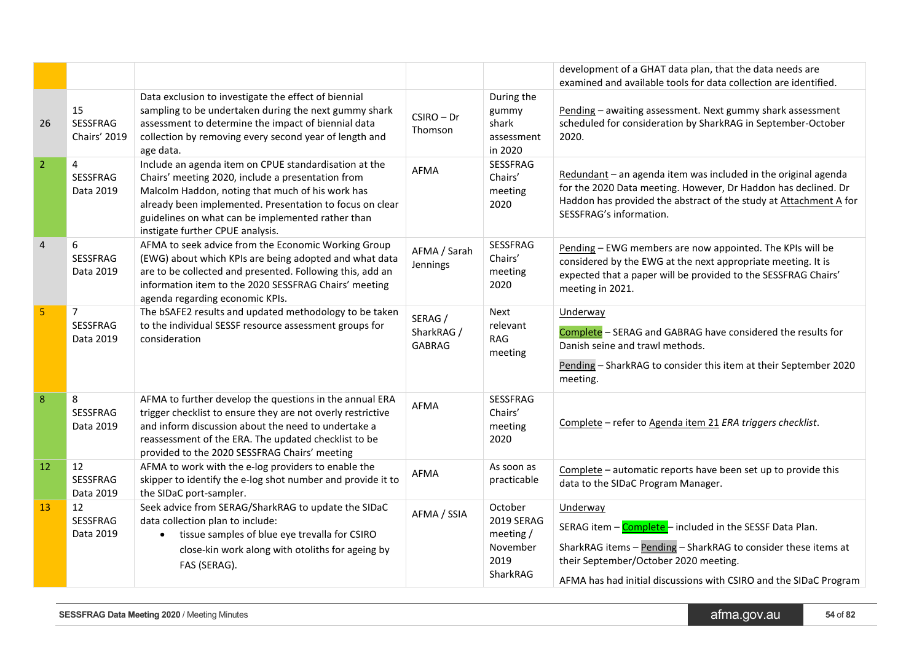| | | | | | |
|---|---|---|---|---|---|
| | | | | | development of a GHAT data plan, that the data needs are examined and available tools for data collection are identified. |
| 26 | 15 SESSFRAG Chairs' 2019 | Data exclusion to investigate the effect of biennial sampling to be undertaken during the next gummy shark assessment to determine the impact of biennial data collection by removing every second year of length and age data. | CSIRO – Dr Thomson | During the gummy shark assessment in 2020 | Pending – awaiting assessment. Next gummy shark assessment scheduled for consideration by SharkRAG in September-October 2020. |
| 2 | 4 SESSFRAG Data 2019 | Include an agenda item on CPUE standardisation at the Chairs' meeting 2020, include a presentation from Malcolm Haddon, noting that much of his work has already been implemented. Presentation to focus on clear guidelines on what can be implemented rather than instigate further CPUE analysis. | AFMA | SESSFRAG Chairs' meeting 2020 | Redundant – an agenda item was included in the original agenda for the 2020 Data meeting. However, Dr Haddon has declined. Dr Haddon has provided the abstract of the study at Attachment A for SESSFRAG's information. |
| 4 | 6 SESSFRAG Data 2019 | AFMA to seek advice from the Economic Working Group (EWG) about which KPIs are being adopted and what data are to be collected and presented. Following this, add an information item to the 2020 SESSFRAG Chairs' meeting agenda regarding economic KPIs. | AFMA / Sarah Jennings | SESSFRAG Chairs' meeting 2020 | Pending – EWG members are now appointed. The KPIs will be considered by the EWG at the next appropriate meeting. It is expected that a paper will be provided to the SESSFRAG Chairs' meeting in 2021. |
| 5 | 7 SESSFRAG Data 2019 | The bSAFE2 results and updated methodology to be taken to the individual SESSF resource assessment groups for consideration | SERAG / SharkRAG / GABRAG | Next relevant RAG meeting | Underway<br><br>Complete – SERAG and GABRAG have considered the results for Danish seine and trawl methods.<br><br>Pending – SharkRAG to consider this item at their September 2020 meeting. |
| 8 | 8 SESSFRAG Data 2019 | AFMA to further develop the questions in the annual ERA trigger checklist to ensure they are not overly restrictive and inform discussion about the need to undertake a reassessment of the ERA. The updated checklist to be provided to the 2020 SESSFRAG Chairs' meeting | AFMA | SESSFRAG Chairs' meeting 2020 | Complete – refer to Agenda item 21 *ERA triggers checklist*. |
| 12 | 12 SESSFRAG Data 2019 | AFMA to work with the e-log providers to enable the skipper to identify the e-log shot number and provide it to the SIDaC port-sampler. | AFMA | As soon as practicable | Complete – automatic reports have been set up to provide this data to the SIDaC Program Manager. |
| 13 | 12 SESSFRAG Data 2019 | Seek advice from SERAG/SharkRAG to update the SIDaC data collection plan to include:<br>• tissue samples of blue eye trevalla for CSIRO close-kin work along with otoliths for ageing by FAS (SERAG). | AFMA / SSIA | October 2019 SERAG meeting / November 2019 SharkRAG | Underway<br><br>SERAG item – Complete – included in the SESSF Data Plan.<br><br>SharkRAG items – Pending – SharkRAG to consider these items at their September/October 2020 meeting.<br><br>AFMA has had initial discussions with CSIRO and the SIDaC Program |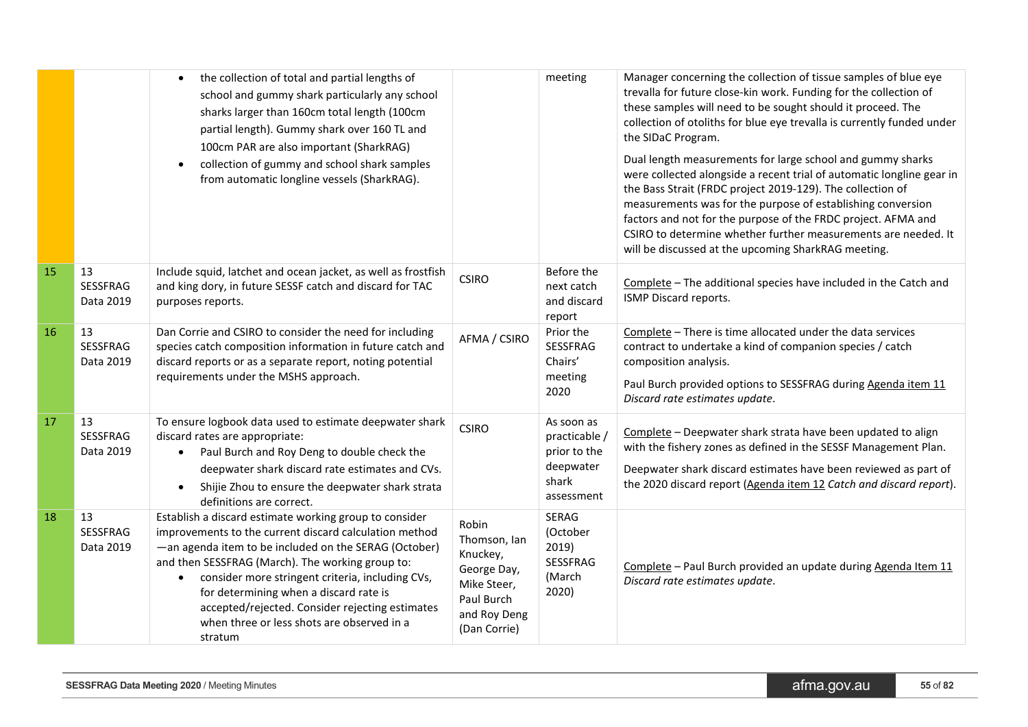| | | | | | |
|---|---|---|---|---|---|
| | | • the collection of total and partial lengths of school and gummy shark particularly any school sharks larger than 160cm total length (100cm partial length). Gummy shark over 160 TL and 100cm PAR are also important (SharkRAG)<br>• collection of gummy and school shark samples from automatic longline vessels (SharkRAG). | | meeting | Manager concerning the collection of tissue samples of blue eye trevalla for future close-kin work. Funding for the collection of these samples will need to be sought should it proceed. The collection of otoliths for blue eye trevalla is currently funded under the SIDaC Program.<br><br>Dual length measurements for large school and gummy sharks were collected alongside a recent trial of automatic longline gear in the Bass Strait (FRDC project 2019-129). The collection of measurements was for the purpose of establishing conversion factors and not for the purpose of the FRDC project. AFMA and CSIRO to determine whether further measurements are needed. It will be discussed at the upcoming SharkRAG meeting. |
| 15 | 13 SESSFRAG Data 2019 | Include squid, latchet and ocean jacket, as well as frostfish and king dory, in future SESSF catch and discard for TAC purposes reports. | CSIRO | Before the next catch and discard report | Complete – The additional species have included in the Catch and ISMP Discard reports. |
| 16 | 13 SESSFRAG Data 2019 | Dan Corrie and CSIRO to consider the need for including species catch composition information in future catch and discard reports or as a separate report, noting potential requirements under the MSHS approach. | AFMA / CSIRO | Prior the SESSFRAG Chairs' meeting 2020 | Complete – There is time allocated under the data services contract to undertake a kind of companion species / catch composition analysis.<br><br>Paul Burch provided options to SESSFRAG during Agenda item 11 *Discard rate estimates update*. |
| 17 | 13 SESSFRAG Data 2019 | To ensure logbook data used to estimate deepwater shark discard rates are appropriate:<br>• Paul Burch and Roy Deng to double check the deepwater shark discard rate estimates and CVs.<br>• Shijie Zhou to ensure the deepwater shark strata definitions are correct. | CSIRO | As soon as practicable / prior to the deepwater shark assessment | Complete – Deepwater shark strata have been updated to align with the fishery zones as defined in the SESSF Management Plan.<br><br>Deepwater shark discard estimates have been reviewed as part of the 2020 discard report (Agenda item 12 *Catch and discard report*). |
| 18 | 13 SESSFRAG Data 2019 | Establish a discard estimate working group to consider improvements to the current discard calculation method —an agenda item to be included on the SERAG (October) and then SESSFRAG (March). The working group to:<br>• consider more stringent criteria, including CVs, for determining when a discard rate is accepted/rejected. Consider rejecting estimates when three or less shots are observed in a stratum | Robin Thomson, Ian Knuckey, George Day, Mike Steer, Paul Burch and Roy Deng (Dan Corrie) | SERAG (October 2019) SESSFRAG (March 2020) | Complete – Paul Burch provided an update during Agenda Item 11 *Discard rate estimates update*. |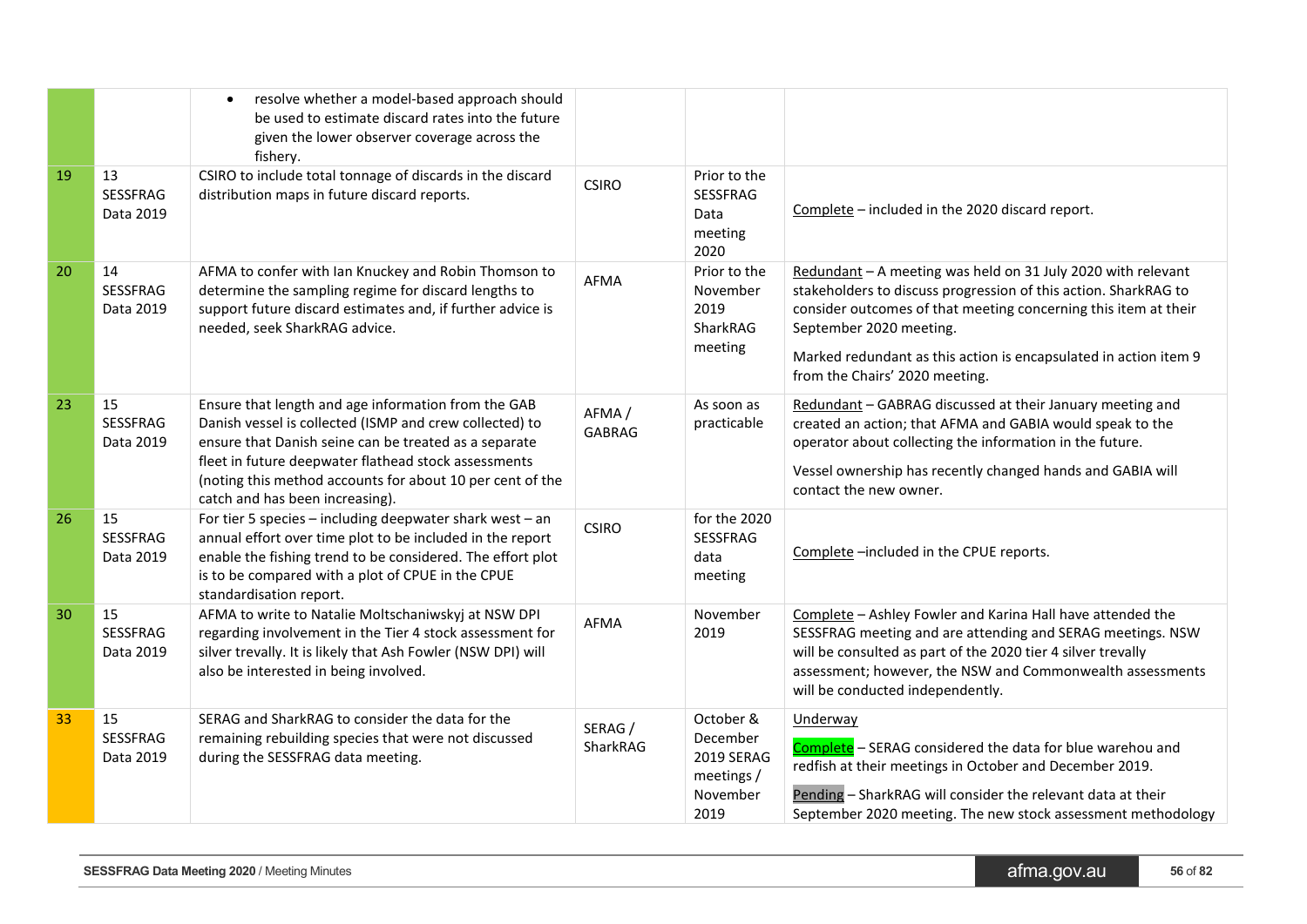|  |  |  |  |  |  |
|---|---|---|---|---|---|
|  |  | • resolve whether a model-based approach should be used to estimate discard rates into the future given the lower observer coverage across the fishery. |  |  |  |
| 19 | 13 SESSFRAG Data 2019 | CSIRO to include total tonnage of discards in the discard distribution maps in future discard reports. | CSIRO | Prior to the SESSFRAG Data meeting 2020 | Complete – included in the 2020 discard report. |
| 20 | 14 SESSFRAG Data 2019 | AFMA to confer with Ian Knuckey and Robin Thomson to determine the sampling regime for discard lengths to support future discard estimates and, if further advice is needed, seek SharkRAG advice. | AFMA | Prior to the November 2019 SharkRAG meeting | Redundant – A meeting was held on 31 July 2020 with relevant stakeholders to discuss progression of this action. SharkRAG to consider outcomes of that meeting concerning this item at their September 2020 meeting.<br><br>Marked redundant as this action is encapsulated in action item 9 from the Chairs' 2020 meeting. |
| 23 | 15 SESSFRAG Data 2019 | Ensure that length and age information from the GAB Danish vessel is collected (ISMP and crew collected) to ensure that Danish seine can be treated as a separate fleet in future deepwater flathead stock assessments (noting this method accounts for about 10 per cent of the catch and has been increasing). | AFMA / GABRAG | As soon as practicable | Redundant – GABRAG discussed at their January meeting and created an action; that AFMA and GABIA would speak to the operator about collecting the information in the future.<br><br>Vessel ownership has recently changed hands and GABIA will contact the new owner. |
| 26 | 15 SESSFRAG Data 2019 | For tier 5 species – including deepwater shark west – an annual effort over time plot to be included in the report enable the fishing trend to be considered. The effort plot is to be compared with a plot of CPUE in the CPUE standardisation report. | CSIRO | for the 2020 SESSFRAG data meeting | Complete –included in the CPUE reports. |
| 30 | 15 SESSFRAG Data 2019 | AFMA to write to Natalie Moltschaniwskyj at NSW DPI regarding involvement in the Tier 4 stock assessment for silver trevally. It is likely that Ash Fowler (NSW DPI) will also be interested in being involved. | AFMA | November 2019 | Complete – Ashley Fowler and Karina Hall have attended the SESSFRAG meeting and are attending and SERAG meetings. NSW will be consulted as part of the 2020 tier 4 silver trevally assessment; however, the NSW and Commonwealth assessments will be conducted independently. |
| 33 | 15 SESSFRAG Data 2019 | SERAG and SharkRAG to consider the data for the remaining rebuilding species that were not discussed during the SESSFRAG data meeting. | SERAG / SharkRAG | October & December 2019 SERAG meetings / November 2019 | Underway<br><br>Complete – SERAG considered the data for blue warehou and redfish at their meetings in October and December 2019.<br><br>Pending – SharkRAG will consider the relevant data at their September 2020 meeting. The new stock assessment methodology |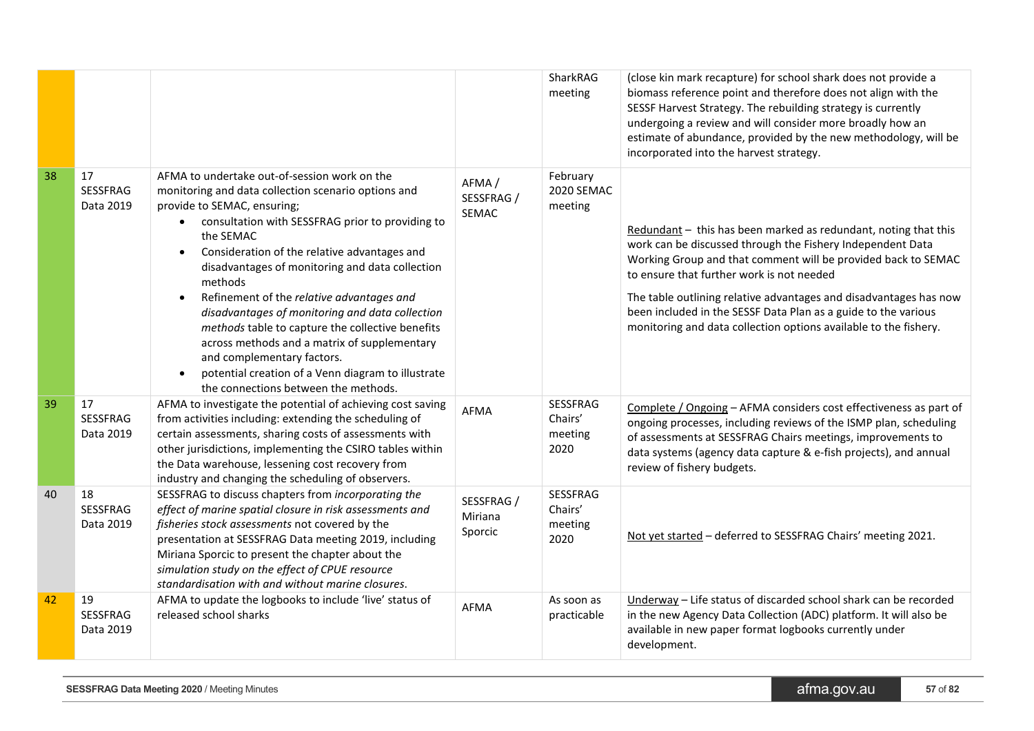| | | | | | |
|---|---|---|---|---|---|
| | | | | SharkRAG meeting | (close kin mark recapture) for school shark does not provide a biomass reference point and therefore does not align with the SESSF Harvest Strategy. The rebuilding strategy is currently undergoing a review and will consider more broadly how an estimate of abundance, provided by the new methodology, will be incorporated into the harvest strategy. |
| 38 | 17 SESSFRAG Data 2019 | AFMA to undertake out-of-session work on the monitoring and data collection scenario options and provide to SEMAC, ensuring;<br>• consultation with SESSFRAG prior to providing to the SEMAC<br>• Consideration of the relative advantages and disadvantages of monitoring and data collection methods<br>• Refinement of the *relative advantages and disadvantages of monitoring and data collection methods* table to capture the collective benefits across methods and a matrix of supplementary and complementary factors.<br>• potential creation of a Venn diagram to illustrate the connections between the methods. | AFMA / SESSFRAG / SEMAC | February 2020 SEMAC meeting | Redundant – this has been marked as redundant, noting that this work can be discussed through the Fishery Independent Data Working Group and that comment will be provided back to SEMAC to ensure that further work is not needed<br><br>The table outlining relative advantages and disadvantages has now been included in the SESSF Data Plan as a guide to the various monitoring and data collection options available to the fishery. |
| 39 | 17 SESSFRAG Data 2019 | AFMA to investigate the potential of achieving cost saving from activities including: extending the scheduling of certain assessments, sharing costs of assessments with other jurisdictions, implementing the CSIRO tables within the Data warehouse, lessening cost recovery from industry and changing the scheduling of observers. | AFMA | SESSFRAG Chairs' meeting 2020 | Complete / Ongoing – AFMA considers cost effectiveness as part of ongoing processes, including reviews of the ISMP plan, scheduling of assessments at SESSFRAG Chairs meetings, improvements to data systems (agency data capture & e-fish projects), and annual review of fishery budgets. |
| 40 | 18 SESSFRAG Data 2019 | SESSFRAG to discuss chapters from *incorporating the effect of marine spatial closure in risk assessments and fisheries stock assessments* not covered by the presentation at SESSFRAG Data meeting 2019, including Miriana Sporcic to present the chapter about the *simulation study on the effect of CPUE resource standardisation with and without marine closures*. | SESSFRAG / Miriana Sporcic | SESSFRAG Chairs' meeting 2020 | Not yet started – deferred to SESSFRAG Chairs' meeting 2021. |
| 42 | 19 SESSFRAG Data 2019 | AFMA to update the logbooks to include 'live' status of released school sharks | AFMA | As soon as practicable | Underway – Life status of discarded school shark can be recorded in the new Agency Data Collection (ADC) platform. It will also be available in new paper format logbooks currently under development. |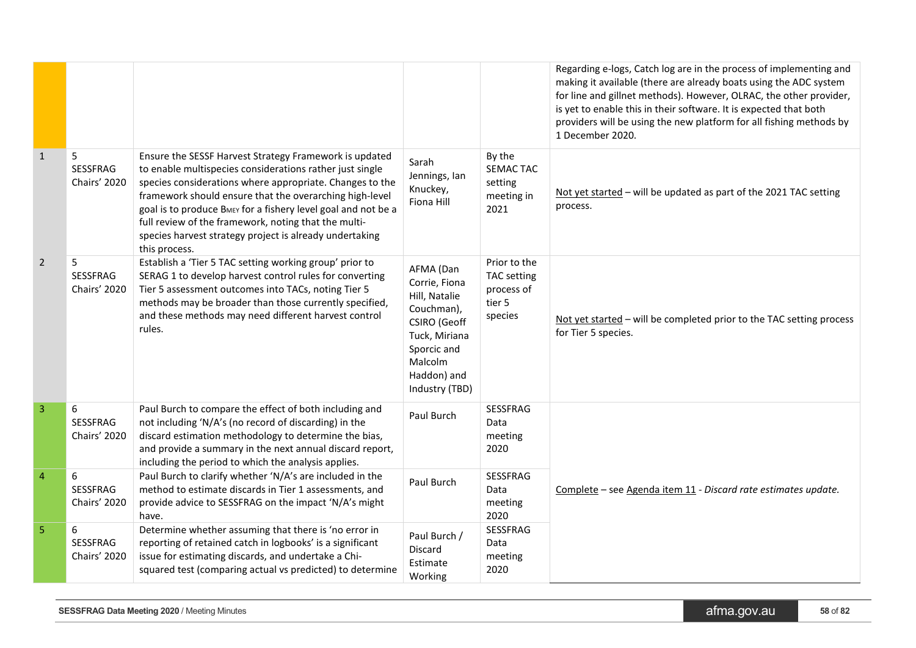| | | | | | |
|---|---|---|---|---|---|
| | | | | | Regarding e-logs, Catch log are in the process of implementing and making it available (there are already boats using the ADC system for line and gillnet methods). However, OLRAC, the other provider, is yet to enable this in their software. It is expected that both providers will be using the new platform for all fishing methods by 1 December 2020. |
| 1 | 5 SESSFRAG Chairs' 2020 | Ensure the SESSF Harvest Strategy Framework is updated to enable multispecies considerations rather just single species considerations where appropriate. Changes to the framework should ensure that the overarching high-level goal is to produce $B_{MEY}$ for a fishery level goal and not be a full review of the framework, noting that the multi-species harvest strategy project is already undertaking this process. | Sarah Jennings, Ian Knuckey, Fiona Hill | By the SEMAC TAC setting meeting in 2021 | Not yet started – will be updated as part of the 2021 TAC setting process. |
| 2 | 5 SESSFRAG Chairs' 2020 | Establish a 'Tier 5 TAC setting working group' prior to SERAG 1 to develop harvest control rules for converting Tier 5 assessment outcomes into TACs, noting Tier 5 methods may be broader than those currently specified, and these methods may need different harvest control rules. | AFMA (Dan Corrie, Fiona Hill, Natalie Couchman), CSIRO (Geoff Tuck, Miriana Sporcic and Malcolm Haddon) and Industry (TBD) | Prior to the TAC setting process of tier 5 species | Not yet started – will be completed prior to the TAC setting process for Tier 5 species. |
| 3 | 6 SESSFRAG Chairs' 2020 | Paul Burch to compare the effect of both including and not including 'N/A's (no record of discarding) in the discard estimation methodology to determine the bias, and provide a summary in the next annual discard report, including the period to which the analysis applies. | Paul Burch | SESSFRAG Data meeting 2020 | Complete – see Agenda item 11 - *Discard rate estimates update.* |
| 4 | 6 SESSFRAG Chairs' 2020 | Paul Burch to clarify whether 'N/A's are included in the method to estimate discards in Tier 1 assessments, and provide advice to SESSFRAG on the impact 'N/A's might have. | Paul Burch | SESSFRAG Data meeting 2020 | |
| 5 | 6 SESSFRAG Chairs' 2020 | Determine whether assuming that there is 'no error in reporting of retained catch in logbooks' is a significant issue for estimating discards, and undertake a Chi-squared test (comparing actual vs predicted) to determine | Paul Burch / Discard Estimate Working | SESSFRAG Data meeting 2020 | |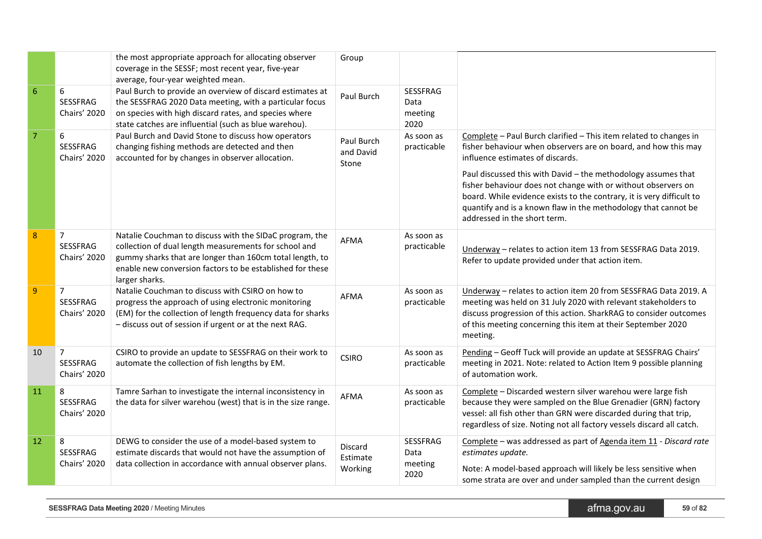| | | | | | |
|---|---|---|---|---|---|
| | | the most appropriate approach for allocating observer coverage in the SESSF; most recent year, five-year average, four-year weighted mean. | Group | | |
| 6 | 6 SESSFRAG Chairs' 2020 | Paul Burch to provide an overview of discard estimates at the SESSFRAG 2020 Data meeting, with a particular focus on species with high discard rates, and species where state catches are influential (such as blue warehou). | Paul Burch | SESSFRAG Data meeting 2020 | |
| 7 | 6 SESSFRAG Chairs' 2020 | Paul Burch and David Stone to discuss how operators changing fishing methods are detected and then accounted for by changes in observer allocation. | Paul Burch and David Stone | As soon as practicable | Complete – Paul Burch clarified – This item related to changes in fisher behaviour when observers are on board, and how this may influence estimates of discards.<br><br>Paul discussed this with David – the methodology assumes that fisher behaviour does not change with or without observers on board. While evidence exists to the contrary, it is very difficult to quantify and is a known flaw in the methodology that cannot be addressed in the short term. |
| 8 | 7 SESSFRAG Chairs' 2020 | Natalie Couchman to discuss with the SIDaC program, the collection of dual length measurements for school and gummy sharks that are longer than 160cm total length, to enable new conversion factors to be established for these larger sharks. | AFMA | As soon as practicable | Underway – relates to action item 13 from SESSFRAG Data 2019. Refer to update provided under that action item. |
| 9 | 7 SESSFRAG Chairs' 2020 | Natalie Couchman to discuss with CSIRO on how to progress the approach of using electronic monitoring (EM) for the collection of length frequency data for sharks – discuss out of session if urgent or at the next RAG. | AFMA | As soon as practicable | Underway – relates to action item 20 from SESSFRAG Data 2019. A meeting was held on 31 July 2020 with relevant stakeholders to discuss progression of this action. SharkRAG to consider outcomes of this meeting concerning this item at their September 2020 meeting. |
| 10 | 7 SESSFRAG Chairs' 2020 | CSIRO to provide an update to SESSFRAG on their work to automate the collection of fish lengths by EM. | CSIRO | As soon as practicable | Pending – Geoff Tuck will provide an update at SESSFRAG Chairs' meeting in 2021. Note: related to Action Item 9 possible planning of automation work. |
| 11 | 8 SESSFRAG Chairs' 2020 | Tamre Sarhan to investigate the internal inconsistency in the data for silver warehou (west) that is in the size range. | AFMA | As soon as practicable | Complete – Discarded western silver warehou were large fish because they were sampled on the Blue Grenadier (GRN) factory vessel: all fish other than GRN were discarded during that trip, regardless of size. Noting not all factory vessels discard all catch. |
| 12 | 8 SESSFRAG Chairs' 2020 | DEWG to consider the use of a model-based system to estimate discards that would not have the assumption of data collection in accordance with annual observer plans. | Discard Estimate Working | SESSFRAG Data meeting 2020 | Complete – was addressed as part of Agenda item 11 - *Discard rate estimates update.*<br><br>Note: A model-based approach will likely be less sensitive when some strata are over and under sampled than the current design |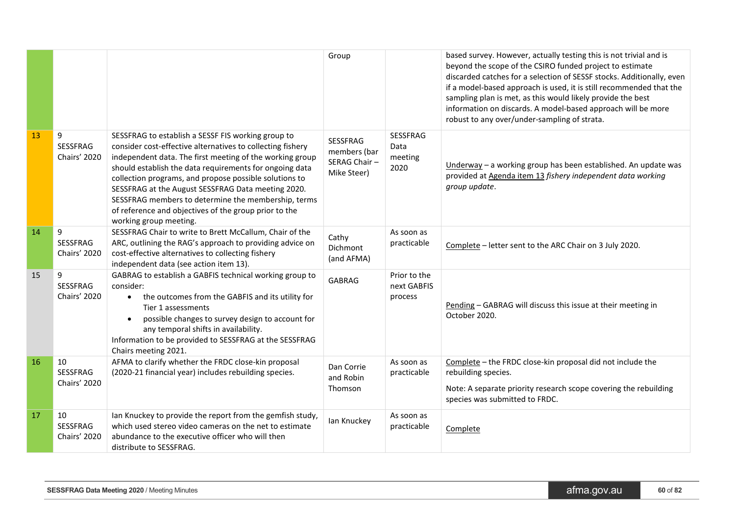| | | | | | |
|---|---|---|---|---|---|
| | | | Group | | based survey. However, actually testing this is not trivial and is beyond the scope of the CSIRO funded project to estimate discarded catches for a selection of SESSF stocks. Additionally, even if a model-based approach is used, it is still recommended that the sampling plan is met, as this would likely provide the best information on discards. A model-based approach will be more robust to any over/under-sampling of strata. |
| 13 | 9 SESSFRAG Chairs' 2020 | SESSFRAG to establish a SESSF FIS working group to consider cost-effective alternatives to collecting fishery independent data. The first meeting of the working group should establish the data requirements for ongoing data collection programs, and propose possible solutions to SESSFRAG at the August SESSFRAG Data meeting 2020. SESSFRAG members to determine the membership, terms of reference and objectives of the group prior to the working group meeting. | SESSFRAG members (bar SERAG Chair – Mike Steer) | SESSFRAG Data meeting 2020 | Underway – a working group has been established. An update was provided at Agenda item 13 *fishery independent data working group update*. |
| 14 | 9 SESSFRAG Chairs' 2020 | SESSFRAG Chair to write to Brett McCallum, Chair of the ARC, outlining the RAG's approach to providing advice on cost-effective alternatives to collecting fishery independent data (see action item 13). | Cathy Dichmont (and AFMA) | As soon as practicable | Complete – letter sent to the ARC Chair on 3 July 2020. |
| 15 | 9 SESSFRAG Chairs' 2020 | GABRAG to establish a GABFIS technical working group to consider:<br>• the outcomes from the GABFIS and its utility for Tier 1 assessments<br>• possible changes to survey design to account for any temporal shifts in availability.<br>Information to be provided to SESSFRAG at the SESSFRAG Chairs meeting 2021. | GABRAG | Prior to the next GABFIS process | Pending – GABRAG will discuss this issue at their meeting in October 2020. |
| 16 | 10 SESSFRAG Chairs' 2020 | AFMA to clarify whether the FRDC close-kin proposal (2020-21 financial year) includes rebuilding species. | Dan Corrie and Robin Thomson | As soon as practicable | Complete – the FRDC close-kin proposal did not include the rebuilding species.<br>Note: A separate priority research scope covering the rebuilding species was submitted to FRDC. |
| 17 | 10 SESSFRAG Chairs' 2020 | Ian Knuckey to provide the report from the gemfish study, which used stereo video cameras on the net to estimate abundance to the executive officer who will then distribute to SESSFRAG. | Ian Knuckey | As soon as practicable | Complete |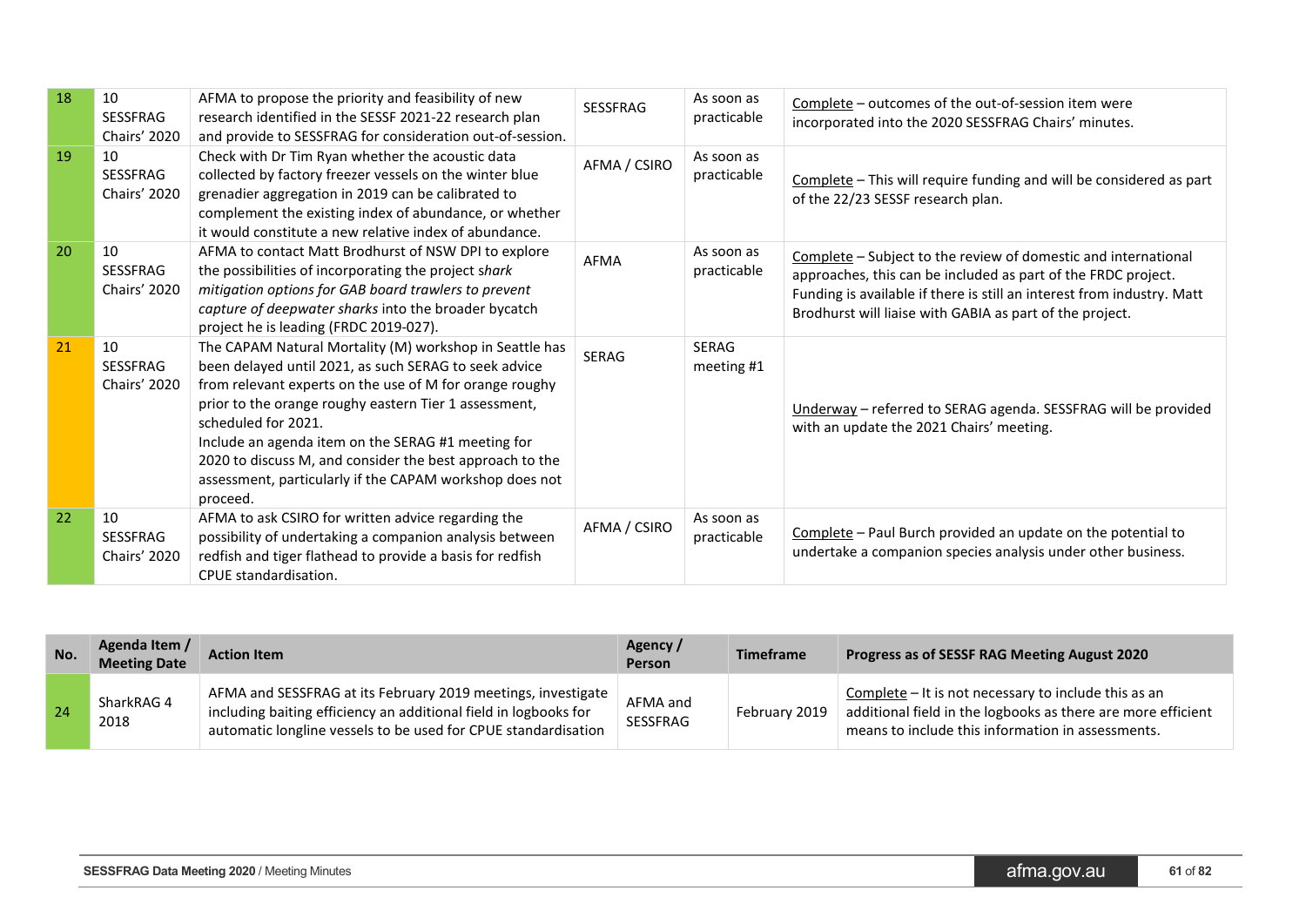| 18 | 10 SESSFRAG Chairs' 2020 | AFMA to propose the priority and feasibility of new research identified in the SESSF 2021-22 research plan and provide to SESSFRAG for consideration out-of-session. | SESSFRAG | As soon as practicable | Complete – outcomes of the out-of-session item were incorporated into the 2020 SESSFRAG Chairs' minutes. |
|---|---|---|---|---|---|
| 19 | 10 SESSFRAG Chairs' 2020 | Check with Dr Tim Ryan whether the acoustic data collected by factory freezer vessels on the winter blue grenadier aggregation in 2019 can be calibrated to complement the existing index of abundance, or whether it would constitute a new relative index of abundance. | AFMA / CSIRO | As soon as practicable | Complete – This will require funding and will be considered as part of the 22/23 SESSF research plan. |
| 20 | 10 SESSFRAG Chairs' 2020 | AFMA to contact Matt Brodhurst of NSW DPI to explore the possibilities of incorporating the project *shark mitigation options for GAB board trawlers to prevent capture of deepwater sharks* into the broader bycatch project he is leading (FRDC 2019-027). | AFMA | As soon as practicable | Complete – Subject to the review of domestic and international approaches, this can be included as part of the FRDC project. Funding is available if there is still an interest from industry. Matt Brodhurst will liaise with GABIA as part of the project. |
| 21 | 10 SESSFRAG Chairs' 2020 | The CAPAM Natural Mortality (M) workshop in Seattle has been delayed until 2021, as such SERAG to seek advice from relevant experts on the use of M for orange roughy prior to the orange roughy eastern Tier 1 assessment, scheduled for 2021. Include an agenda item on the SERAG #1 meeting for 2020 to discuss M, and consider the best approach to the assessment, particularly if the CAPAM workshop does not proceed. | SERAG | SERAG meeting #1 | Underway – referred to SERAG agenda. SESSFRAG will be provided with an update the 2021 Chairs' meeting. |
| 22 | 10 SESSFRAG Chairs' 2020 | AFMA to ask CSIRO for written advice regarding the possibility of undertaking a companion analysis between redfish and tiger flathead to provide a basis for redfish CPUE standardisation. | AFMA / CSIRO | As soon as practicable | Complete – Paul Burch provided an update on the potential to undertake a companion species analysis under other business. |

| No. | Agenda Item / Meeting Date | Action Item | Agency / Person | Timeframe | Progress as of SESSF RAG Meeting August 2020 |
|---|---|---|---|---|---|
| 24 | SharkRAG 4 2018 | AFMA and SESSFRAG at its February 2019 meetings, investigate including baiting efficiency an additional field in logbooks for automatic longline vessels to be used for CPUE standardisation | AFMA and SESSFRAG | February 2019 | Complete – It is not necessary to include this as an additional field in the logbooks as there are more efficient means to include this information in assessments. |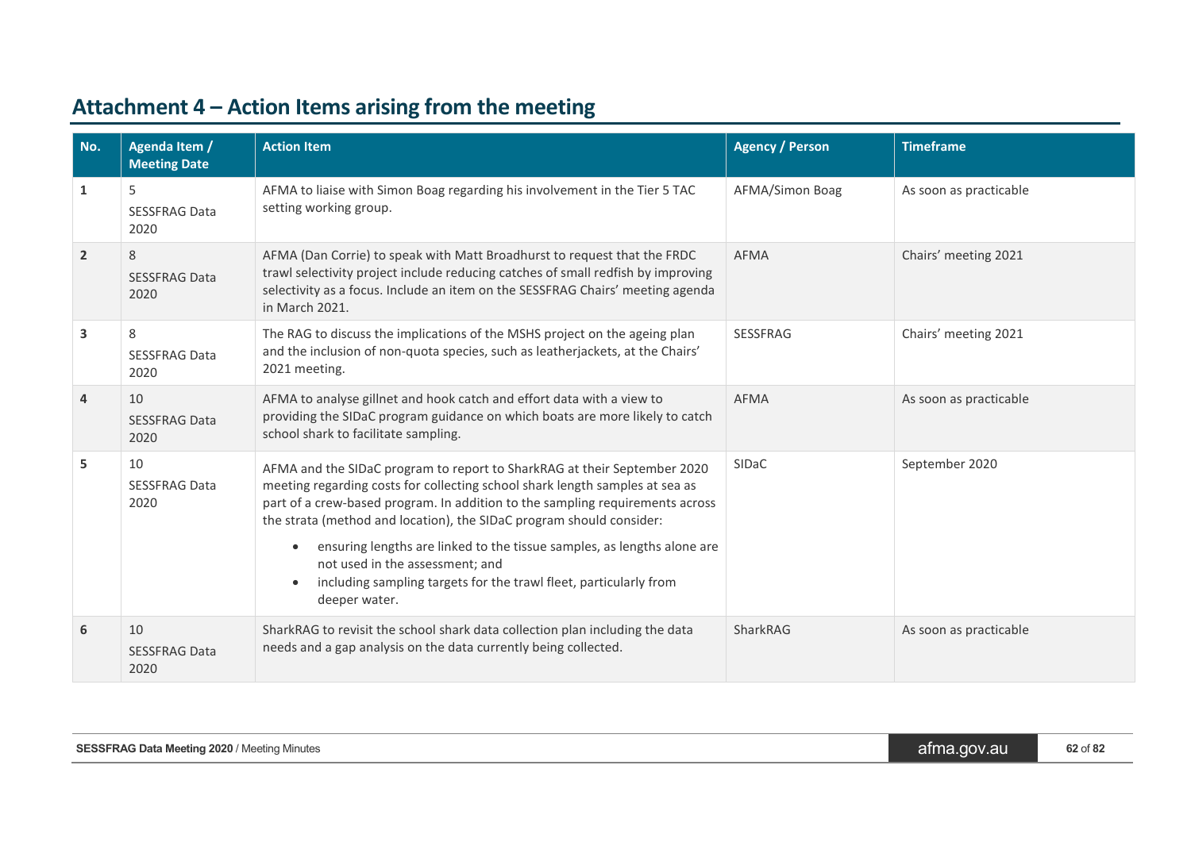## Attachment 4 – Action Items arising from the meeting

| No. | Agenda Item / Meeting Date | Action Item | Agency / Person | Timeframe |
|---|---|---|---|---|
| 1 | 5<br>SESSFRAG Data 2020 | AFMA to liaise with Simon Boag regarding his involvement in the Tier 5 TAC setting working group. | AFMA/Simon Boag | As soon as practicable |
| 2 | 8<br>SESSFRAG Data 2020 | AFMA (Dan Corrie) to speak with Matt Broadhurst to request that the FRDC trawl selectivity project include reducing catches of small redfish by improving selectivity as a focus. Include an item on the SESSFRAG Chairs' meeting agenda in March 2021. | AFMA | Chairs' meeting 2021 |
| 3 | 8<br>SESSFRAG Data 2020 | The RAG to discuss the implications of the MSHS project on the ageing plan and the inclusion of non-quota species, such as leatherjackets, at the Chairs' 2021 meeting. | SESSFRAG | Chairs' meeting 2021 |
| 4 | 10<br>SESSFRAG Data 2020 | AFMA to analyse gillnet and hook catch and effort data with a view to providing the SIDaC program guidance on which boats are more likely to catch school shark to facilitate sampling. | AFMA | As soon as practicable |
| 5 | 10<br>SESSFRAG Data 2020 | AFMA and the SIDaC program to report to SharkRAG at their September 2020 meeting regarding costs for collecting school shark length samples at sea as part of a crew-based program. In addition to the sampling requirements across the strata (method and location), the SIDaC program should consider:<br>• ensuring lengths are linked to the tissue samples, as lengths alone are not used in the assessment; and<br>• including sampling targets for the trawl fleet, particularly from deeper water. | SIDaC | September 2020 |
| 6 | 10<br>SESSFRAG Data 2020 | SharkRAG to revisit the school shark data collection plan including the data needs and a gap analysis on the data currently being collected. | SharkRAG | As soon as practicable |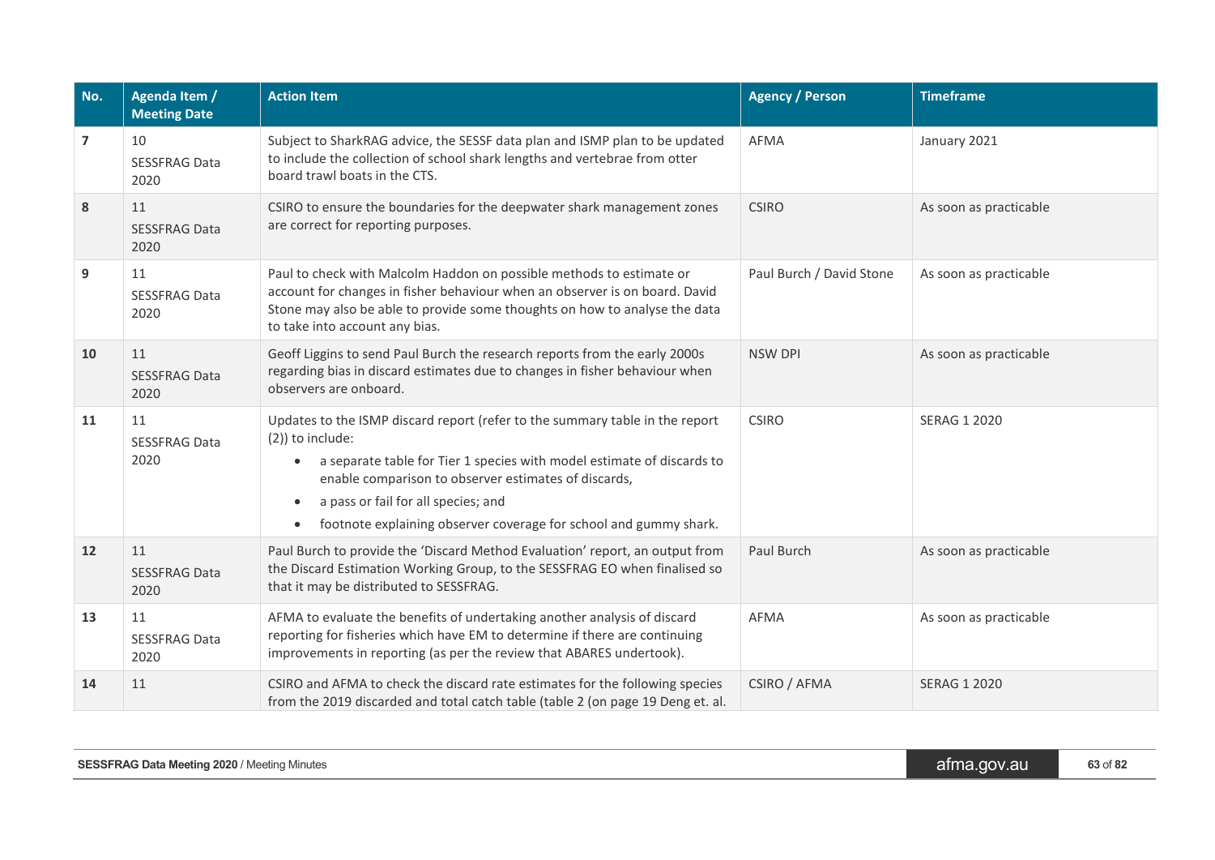| No. | Agenda Item / Meeting Date | Action Item | Agency / Person | Timeframe |
|---|---|---|---|---|
| **7** | 10<br>SESSFRAG Data 2020 | Subject to SharkRAG advice, the SESSF data plan and ISMP plan to be updated to include the collection of school shark lengths and vertebrae from otter board trawl boats in the CTS. | AFMA | January 2021 |
| **8** | 11<br>SESSFRAG Data 2020 | CSIRO to ensure the boundaries for the deepwater shark management zones are correct for reporting purposes. | CSIRO | As soon as practicable |
| **9** | 11<br>SESSFRAG Data 2020 | Paul to check with Malcolm Haddon on possible methods to estimate or account for changes in fisher behaviour when an observer is on board. David Stone may also be able to provide some thoughts on how to analyse the data to take into account any bias. | Paul Burch / David Stone | As soon as practicable |
| **10** | 11<br>SESSFRAG Data 2020 | Geoff Liggins to send Paul Burch the research reports from the early 2000s regarding bias in discard estimates due to changes in fisher behaviour when observers are onboard. | NSW DPI | As soon as practicable |
| **11** | 11<br>SESSFRAG Data 2020 | Updates to the ISMP discard report (refer to the summary table in the report (2)) to include:<br>• a separate table for Tier 1 species with model estimate of discards to enable comparison to observer estimates of discards,<br>• a pass or fail for all species; and<br>• footnote explaining observer coverage for school and gummy shark. | CSIRO | SERAG 1 2020 |
| **12** | 11<br>SESSFRAG Data 2020 | Paul Burch to provide the 'Discard Method Evaluation' report, an output from the Discard Estimation Working Group, to the SESSFRAG EO when finalised so that it may be distributed to SESSFRAG. | Paul Burch | As soon as practicable |
| **13** | 11<br>SESSFRAG Data 2020 | AFMA to evaluate the benefits of undertaking another analysis of discard reporting for fisheries which have EM to determine if there are continuing improvements in reporting (as per the review that ABARES undertook). | AFMA | As soon as practicable |
| **14** | 11 | CSIRO and AFMA to check the discard rate estimates for the following species from the 2019 discarded and total catch table (table 2 (on page 19 Deng et. al. | CSIRO / AFMA | SERAG 1 2020 |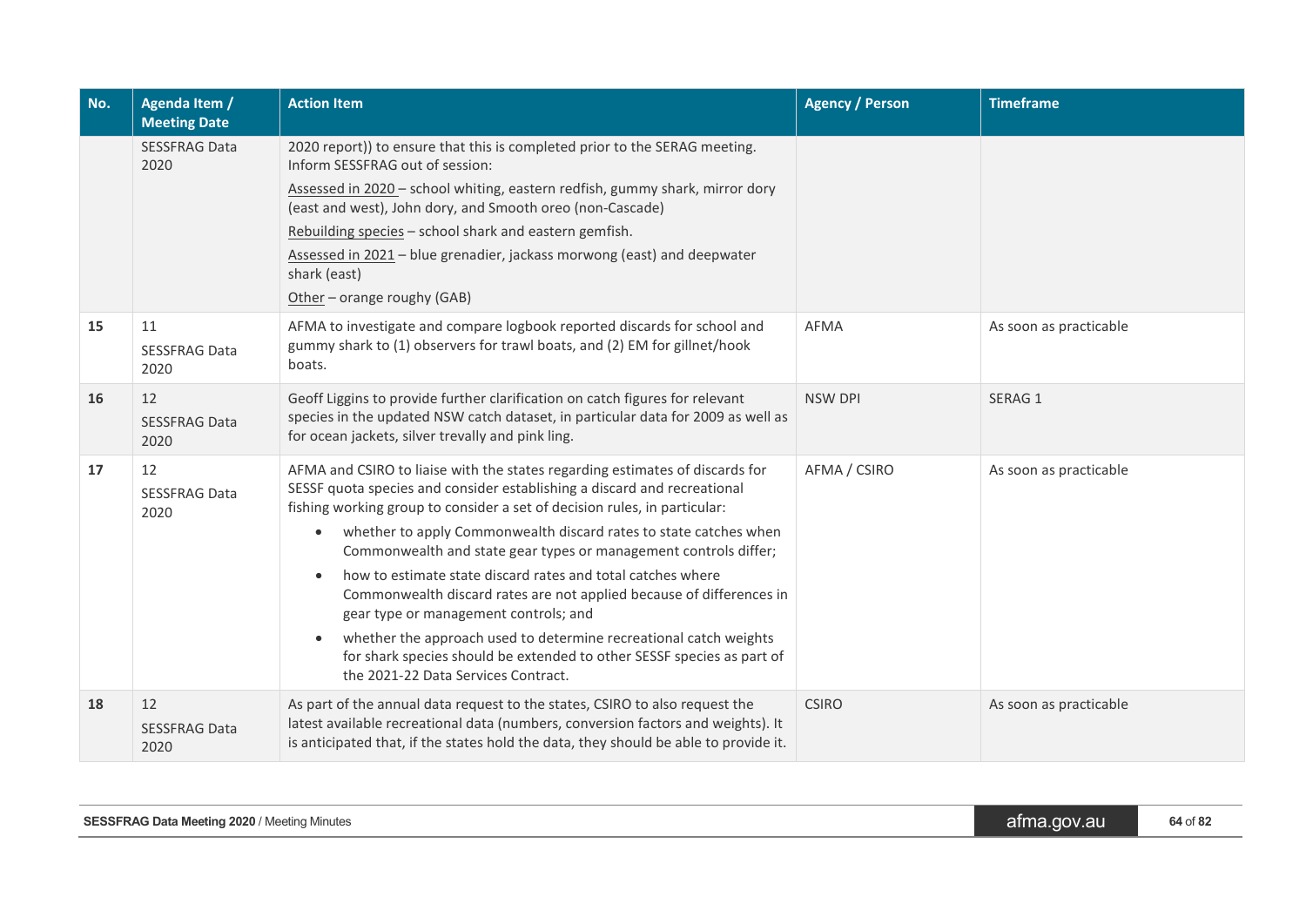| No. | Agenda Item / Meeting Date | Action Item | Agency / Person | Timeframe |
|---|---|---|---|---|
| | SESSFRAG Data 2020 | 2020 report)) to ensure that this is completed prior to the SERAG meeting. Inform SESSFRAG out of session:<br>Assessed in 2020 – school whiting, eastern redfish, gummy shark, mirror dory (east and west), John dory, and Smooth oreo (non-Cascade)<br>Rebuilding species – school shark and eastern gemfish.<br>Assessed in 2021 – blue grenadier, jackass morwong (east) and deepwater shark (east)<br>Other – orange roughy (GAB) | | |
| 15 | 11<br>SESSFRAG Data 2020 | AFMA to investigate and compare logbook reported discards for school and gummy shark to (1) observers for trawl boats, and (2) EM for gillnet/hook boats. | AFMA | As soon as practicable |
| 16 | 12<br>SESSFRAG Data 2020 | Geoff Liggins to provide further clarification on catch figures for relevant species in the updated NSW catch dataset, in particular data for 2009 as well as for ocean jackets, silver trevally and pink ling. | NSW DPI | SERAG 1 |
| 17 | 12<br>SESSFRAG Data 2020 | AFMA and CSIRO to liaise with the states regarding estimates of discards for SESSF quota species and consider establishing a discard and recreational fishing working group to consider a set of decision rules, in particular:<br>• whether to apply Commonwealth discard rates to state catches when Commonwealth and state gear types or management controls differ;<br>• how to estimate state discard rates and total catches where Commonwealth discard rates are not applied because of differences in gear type or management controls; and<br>• whether the approach used to determine recreational catch weights for shark species should be extended to other SESSF species as part of the 2021-22 Data Services Contract. | AFMA / CSIRO | As soon as practicable |
| 18 | 12<br>SESSFRAG Data 2020 | As part of the annual data request to the states, CSIRO to also request the latest available recreational data (numbers, conversion factors and weights). It is anticipated that, if the states hold the data, they should be able to provide it. | CSIRO | As soon as practicable |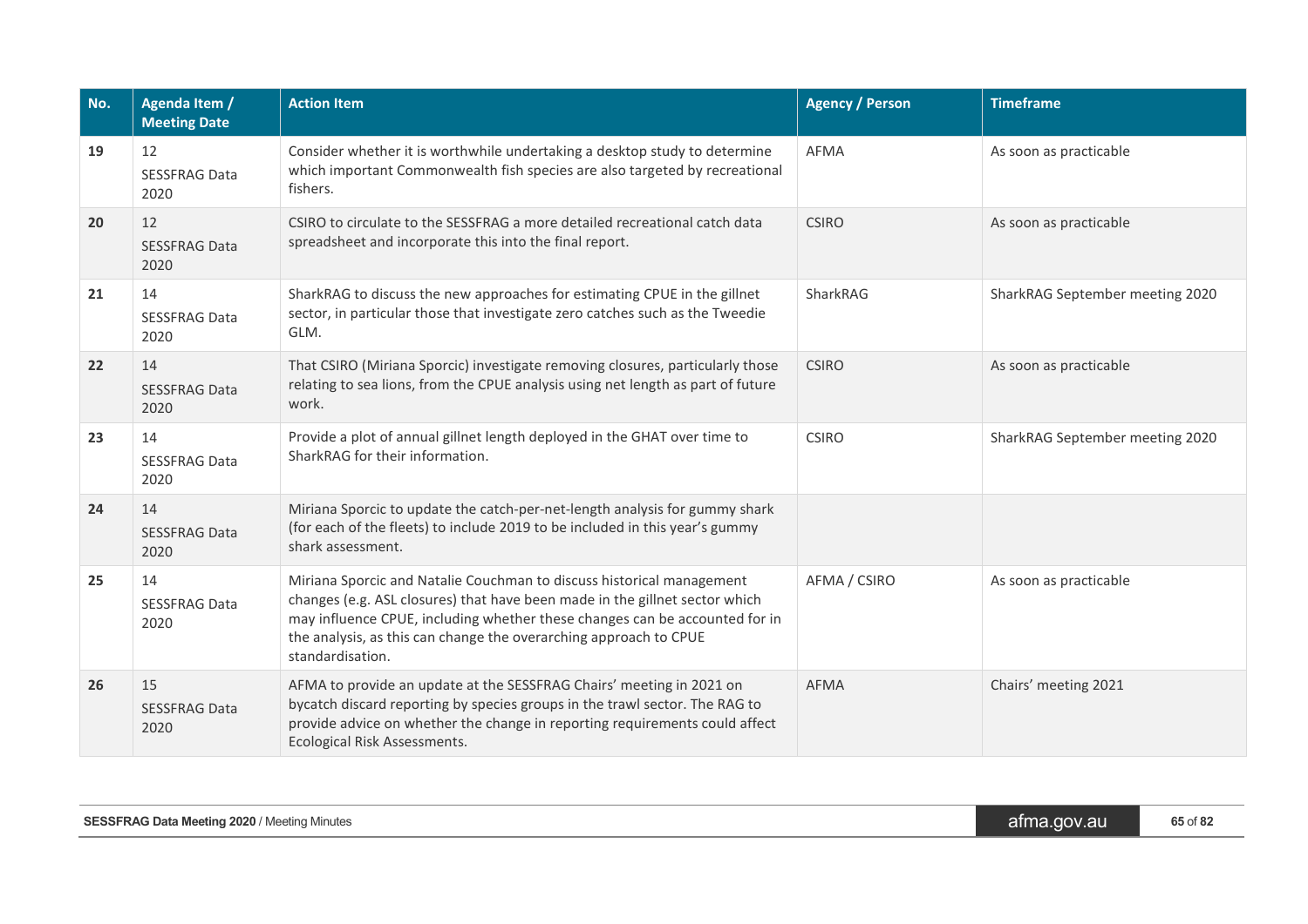| No. | Agenda Item / Meeting Date | Action Item | Agency / Person | Timeframe |
| --- | --- | --- | --- | --- |
| **19** | 12 SESSFRAG Data 2020 | Consider whether it is worthwhile undertaking a desktop study to determine which important Commonwealth fish species are also targeted by recreational fishers. | AFMA | As soon as practicable |
| **20** | 12 SESSFRAG Data 2020 | CSIRO to circulate to the SESSFRAG a more detailed recreational catch data spreadsheet and incorporate this into the final report. | CSIRO | As soon as practicable |
| **21** | 14 SESSFRAG Data 2020 | SharkRAG to discuss the new approaches for estimating CPUE in the gillnet sector, in particular those that investigate zero catches such as the Tweedie GLM. | SharkRAG | SharkRAG September meeting 2020 |
| **22** | 14 SESSFRAG Data 2020 | That CSIRO (Miriana Sporcic) investigate removing closures, particularly those relating to sea lions, from the CPUE analysis using net length as part of future work. | CSIRO | As soon as practicable |
| **23** | 14 SESSFRAG Data 2020 | Provide a plot of annual gillnet length deployed in the GHAT over time to SharkRAG for their information. | CSIRO | SharkRAG September meeting 2020 |
| **24** | 14 SESSFRAG Data 2020 | Miriana Sporcic to update the catch-per-net-length analysis for gummy shark (for each of the fleets) to include 2019 to be included in this year's gummy shark assessment. | | |
| **25** | 14 SESSFRAG Data 2020 | Miriana Sporcic and Natalie Couchman to discuss historical management changes (e.g. ASL closures) that have been made in the gillnet sector which may influence CPUE, including whether these changes can be accounted for in the analysis, as this can change the overarching approach to CPUE standardisation. | AFMA / CSIRO | As soon as practicable |
| **26** | 15 SESSFRAG Data 2020 | AFMA to provide an update at the SESSFRAG Chairs' meeting in 2021 on bycatch discard reporting by species groups in the trawl sector. The RAG to provide advice on whether the change in reporting requirements could affect Ecological Risk Assessments. | AFMA | Chairs' meeting 2021 |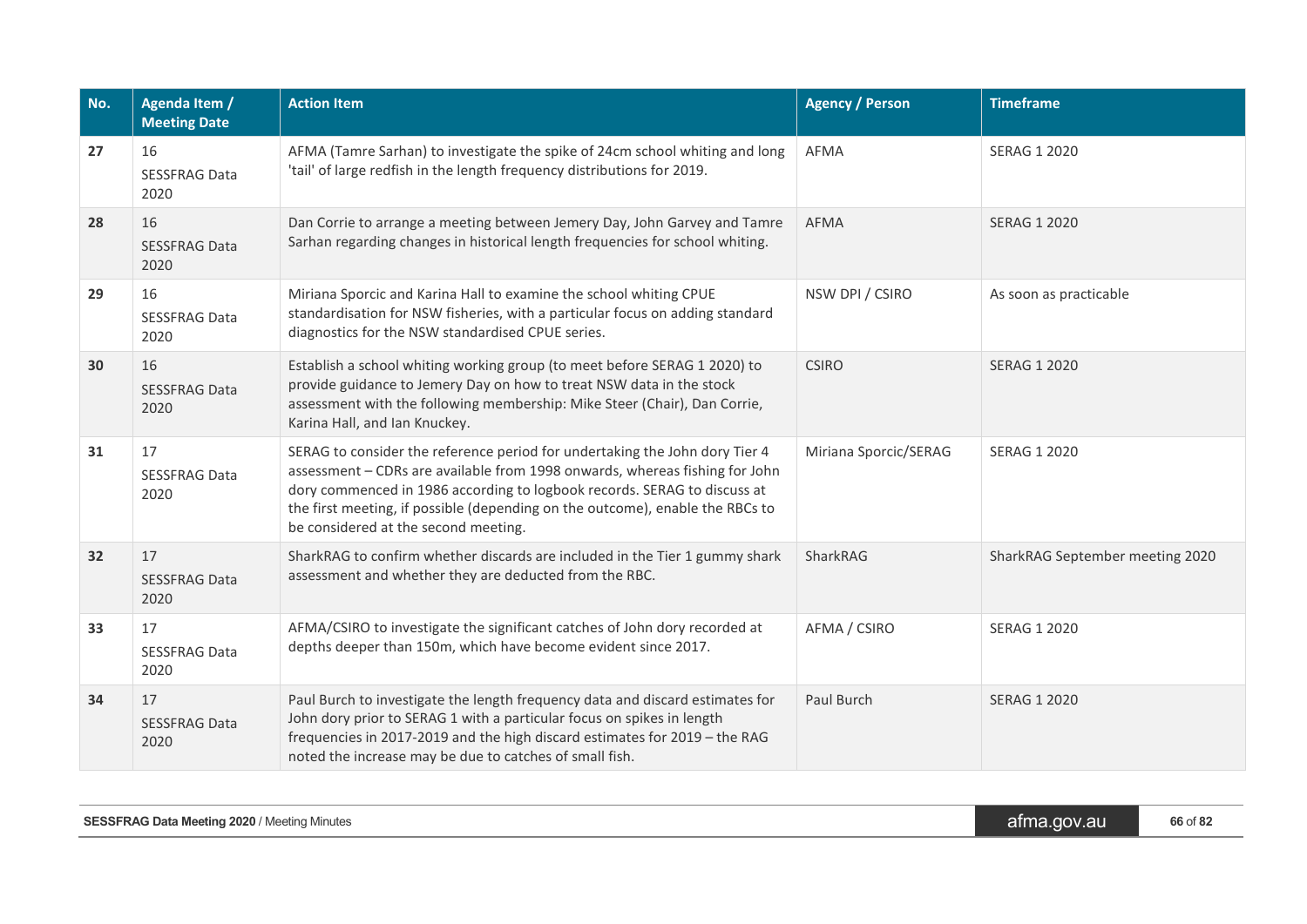| No. | Agenda Item / Meeting Date | Action Item | Agency / Person | Timeframe |
|---|---|---|---|---|
| 27 | 16 SESSFRAG Data 2020 | AFMA (Tamre Sarhan) to investigate the spike of 24cm school whiting and long 'tail' of large redfish in the length frequency distributions for 2019. | AFMA | SERAG 1 2020 |
| 28 | 16 SESSFRAG Data 2020 | Dan Corrie to arrange a meeting between Jemery Day, John Garvey and Tamre Sarhan regarding changes in historical length frequencies for school whiting. | AFMA | SERAG 1 2020 |
| 29 | 16 SESSFRAG Data 2020 | Miriana Sporcic and Karina Hall to examine the school whiting CPUE standardisation for NSW fisheries, with a particular focus on adding standard diagnostics for the NSW standardised CPUE series. | NSW DPI / CSIRO | As soon as practicable |
| 30 | 16 SESSFRAG Data 2020 | Establish a school whiting working group (to meet before SERAG 1 2020) to provide guidance to Jemery Day on how to treat NSW data in the stock assessment with the following membership: Mike Steer (Chair), Dan Corrie, Karina Hall, and Ian Knuckey. | CSIRO | SERAG 1 2020 |
| 31 | 17 SESSFRAG Data 2020 | SERAG to consider the reference period for undertaking the John dory Tier 4 assessment – CDRs are available from 1998 onwards, whereas fishing for John dory commenced in 1986 according to logbook records. SERAG to discuss at the first meeting, if possible (depending on the outcome), enable the RBCs to be considered at the second meeting. | Miriana Sporcic/SERAG | SERAG 1 2020 |
| 32 | 17 SESSFRAG Data 2020 | SharkRAG to confirm whether discards are included in the Tier 1 gummy shark assessment and whether they are deducted from the RBC. | SharkRAG | SharkRAG September meeting 2020 |
| 33 | 17 SESSFRAG Data 2020 | AFMA/CSIRO to investigate the significant catches of John dory recorded at depths deeper than 150m, which have become evident since 2017. | AFMA / CSIRO | SERAG 1 2020 |
| 34 | 17 SESSFRAG Data 2020 | Paul Burch to investigate the length frequency data and discard estimates for John dory prior to SERAG 1 with a particular focus on spikes in length frequencies in 2017-2019 and the high discard estimates for 2019 – the RAG noted the increase may be due to catches of small fish. | Paul Burch | SERAG 1 2020 |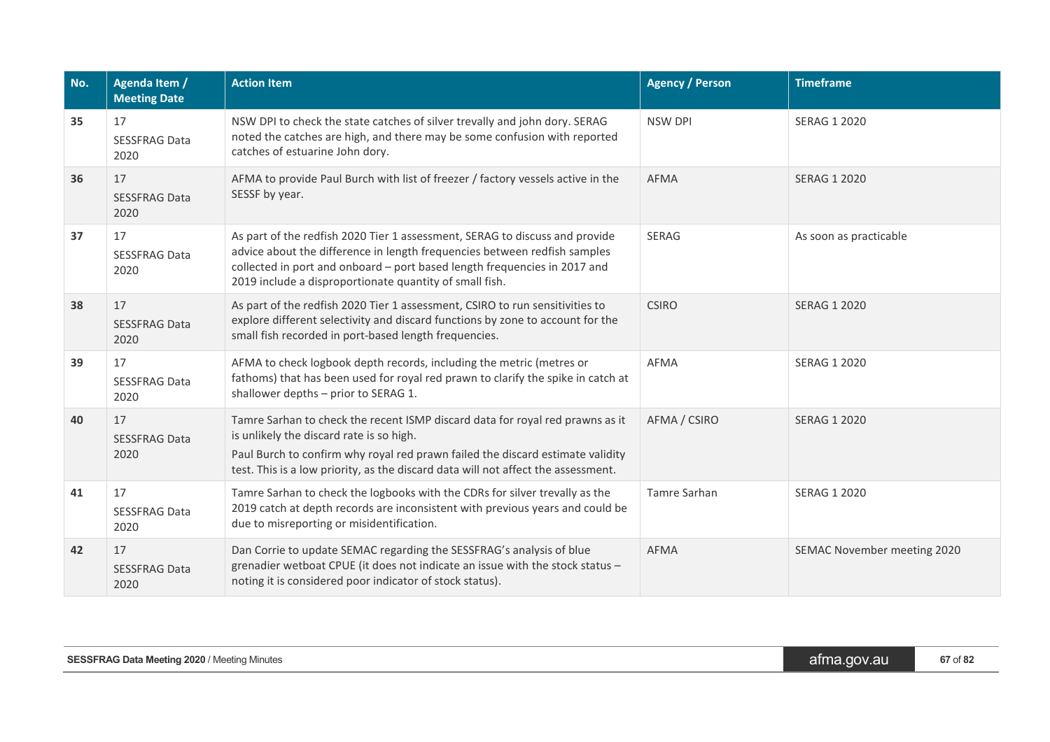| No. | Agenda Item / Meeting Date | Action Item | Agency / Person | Timeframe |
|---|---|---|---|---|
| **35** | 17<br>SESSFRAG Data 2020 | NSW DPI to check the state catches of silver trevally and john dory. SERAG noted the catches are high, and there may be some confusion with reported catches of estuarine John dory. | NSW DPI | SERAG 1 2020 |
| **36** | 17<br>SESSFRAG Data 2020 | AFMA to provide Paul Burch with list of freezer / factory vessels active in the SESSF by year. | AFMA | SERAG 1 2020 |
| **37** | 17<br>SESSFRAG Data 2020 | As part of the redfish 2020 Tier 1 assessment, SERAG to discuss and provide advice about the difference in length frequencies between redfish samples collected in port and onboard – port based length frequencies in 2017 and 2019 include a disproportionate quantity of small fish. | SERAG | As soon as practicable |
| **38** | 17<br>SESSFRAG Data 2020 | As part of the redfish 2020 Tier 1 assessment, CSIRO to run sensitivities to explore different selectivity and discard functions by zone to account for the small fish recorded in port-based length frequencies. | CSIRO | SERAG 1 2020 |
| **39** | 17<br>SESSFRAG Data 2020 | AFMA to check logbook depth records, including the metric (metres or fathoms) that has been used for royal red prawn to clarify the spike in catch at shallower depths – prior to SERAG 1. | AFMA | SERAG 1 2020 |
| **40** | 17<br>SESSFRAG Data 2020 | Tamre Sarhan to check the recent ISMP discard data for royal red prawns as it is unlikely the discard rate is so high.<br>Paul Burch to confirm why royal red prawn failed the discard estimate validity test. This is a low priority, as the discard data will not affect the assessment. | AFMA / CSIRO | SERAG 1 2020 |
| **41** | 17<br>SESSFRAG Data 2020 | Tamre Sarhan to check the logbooks with the CDRs for silver trevally as the 2019 catch at depth records are inconsistent with previous years and could be due to misreporting or misidentification. | Tamre Sarhan | SERAG 1 2020 |
| **42** | 17<br>SESSFRAG Data 2020 | Dan Corrie to update SEMAC regarding the SESSFRAG's analysis of blue grenadier wetboat CPUE (it does not indicate an issue with the stock status – noting it is considered poor indicator of stock status). | AFMA | SEMAC November meeting 2020 |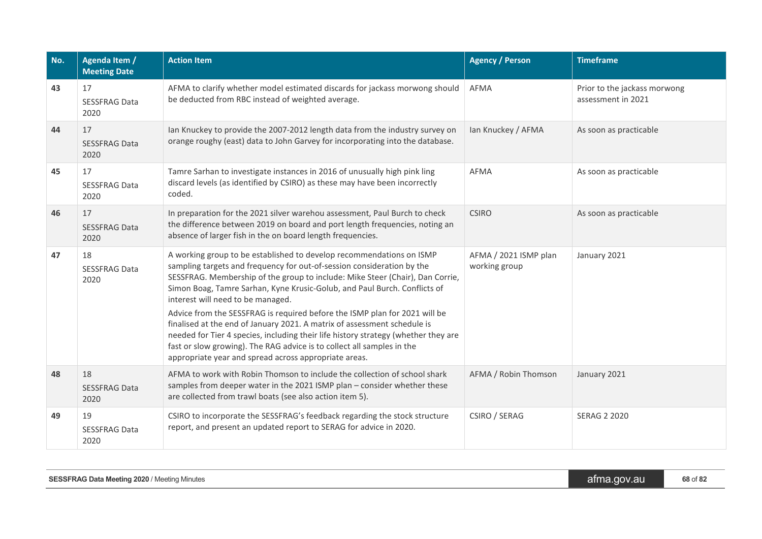| No. | Agenda Item / Meeting Date | Action Item | Agency / Person | Timeframe |
|---|---|---|---|---|
| **43** | 17<br>SESSFRAG Data 2020 | AFMA to clarify whether model estimated discards for jackass morwong should be deducted from RBC instead of weighted average. | AFMA | Prior to the jackass morwong assessment in 2021 |
| **44** | 17<br>SESSFRAG Data 2020 | Ian Knuckey to provide the 2007-2012 length data from the industry survey on orange roughy (east) data to John Garvey for incorporating into the database. | Ian Knuckey / AFMA | As soon as practicable |
| **45** | 17<br>SESSFRAG Data 2020 | Tamre Sarhan to investigate instances in 2016 of unusually high pink ling discard levels (as identified by CSIRO) as these may have been incorrectly coded. | AFMA | As soon as practicable |
| **46** | 17<br>SESSFRAG Data 2020 | In preparation for the 2021 silver warehou assessment, Paul Burch to check the difference between 2019 on board and port length frequencies, noting an absence of larger fish in the on board length frequencies. | CSIRO | As soon as practicable |
| **47** | 18<br>SESSFRAG Data 2020 | A working group to be established to develop recommendations on ISMP sampling targets and frequency for out-of-session consideration by the SESSFRAG. Membership of the group to include: Mike Steer (Chair), Dan Corrie, Simon Boag, Tamre Sarhan, Kyne Krusic-Golub, and Paul Burch. Conflicts of interest will need to be managed.<br>Advice from the SESSFRAG is required before the ISMP plan for 2021 will be finalised at the end of January 2021. A matrix of assessment schedule is needed for Tier 4 species, including their life history strategy (whether they are fast or slow growing). The RAG advice is to collect all samples in the appropriate year and spread across appropriate areas. | AFMA / 2021 ISMP plan working group | January 2021 |
| **48** | 18<br>SESSFRAG Data 2020 | AFMA to work with Robin Thomson to include the collection of school shark samples from deeper water in the 2021 ISMP plan – consider whether these are collected from trawl boats (see also action item 5). | AFMA / Robin Thomson | January 2021 |
| **49** | 19<br>SESSFRAG Data 2020 | CSIRO to incorporate the SESSFRAG's feedback regarding the stock structure report, and present an updated report to SERAG for advice in 2020. | CSIRO / SERAG | SERAG 2 2020 |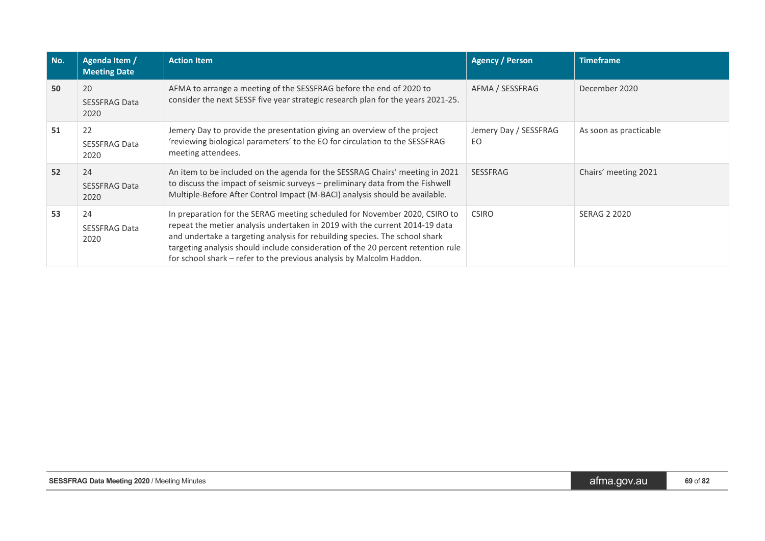| No. | Agenda Item / Meeting Date | Action Item | Agency / Person | Timeframe |
|---|---|---|---|---|
| **50** | 20<br>SESSFRAG Data 2020 | AFMA to arrange a meeting of the SESSFRAG before the end of 2020 to consider the next SESSF five year strategic research plan for the years 2021-25. | AFMA / SESSFRAG | December 2020 |
| **51** | 22<br>SESSFRAG Data 2020 | Jemery Day to provide the presentation giving an overview of the project 'reviewing biological parameters' to the EO for circulation to the SESSFRAG meeting attendees. | Jemery Day / SESSFRAG EO | As soon as practicable |
| **52** | 24<br>SESSFRAG Data 2020 | An item to be included on the agenda for the SESSRAG Chairs' meeting in 2021 to discuss the impact of seismic surveys – preliminary data from the Fishwell Multiple-Before After Control Impact (M-BACI) analysis should be available. | SESSFRAG | Chairs' meeting 2021 |
| **53** | 24<br>SESSFRAG Data 2020 | In preparation for the SERAG meeting scheduled for November 2020, CSIRO to repeat the metier analysis undertaken in 2019 with the current 2014-19 data and undertake a targeting analysis for rebuilding species. The school shark targeting analysis should include consideration of the 20 percent retention rule for school shark – refer to the previous analysis by Malcolm Haddon. | CSIRO | SERAG 2 2020 |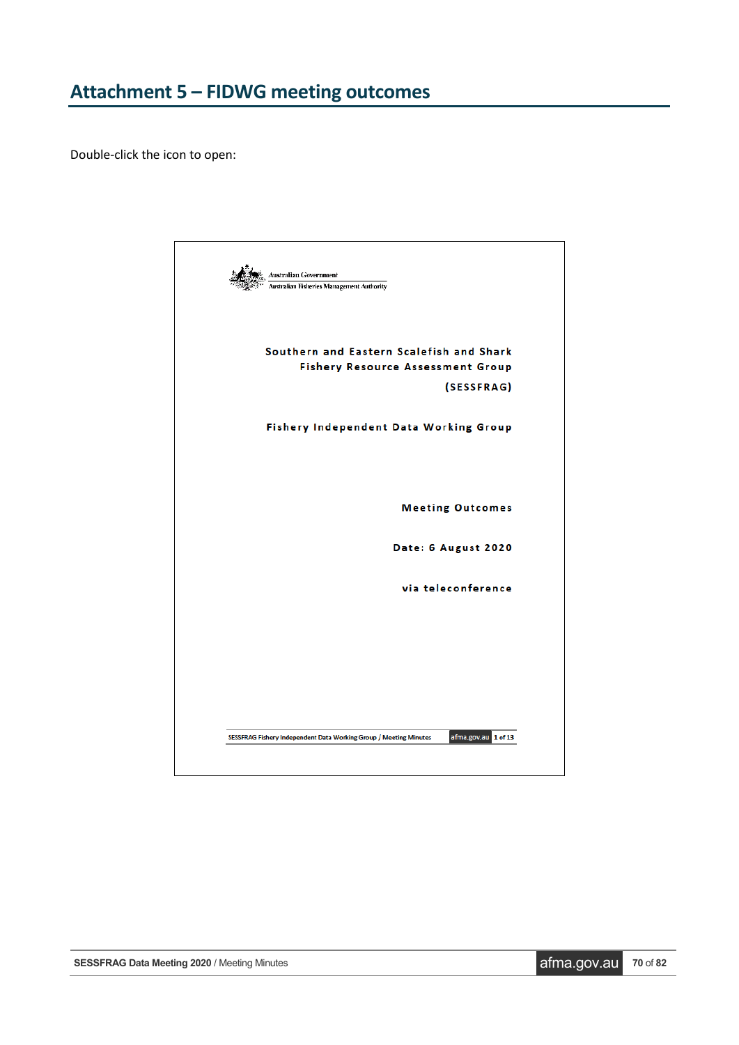# Attachment 5 – FIDWG meeting outcomes

Double-click the icon to open:

Australian Government
Australian Fisheries Management Authority

**Southern and Eastern Scalefish and Shark Fishery Resource Assessment Group (SESSFRAG)**

**Fishery Independent Data Working Group**

**Meeting Outcomes**

**Date: 6 August 2020**

**via teleconference**

SESSFRAG Fishery Independent Data Working Group / Meeting Minutes afma.gov.au 1 of 13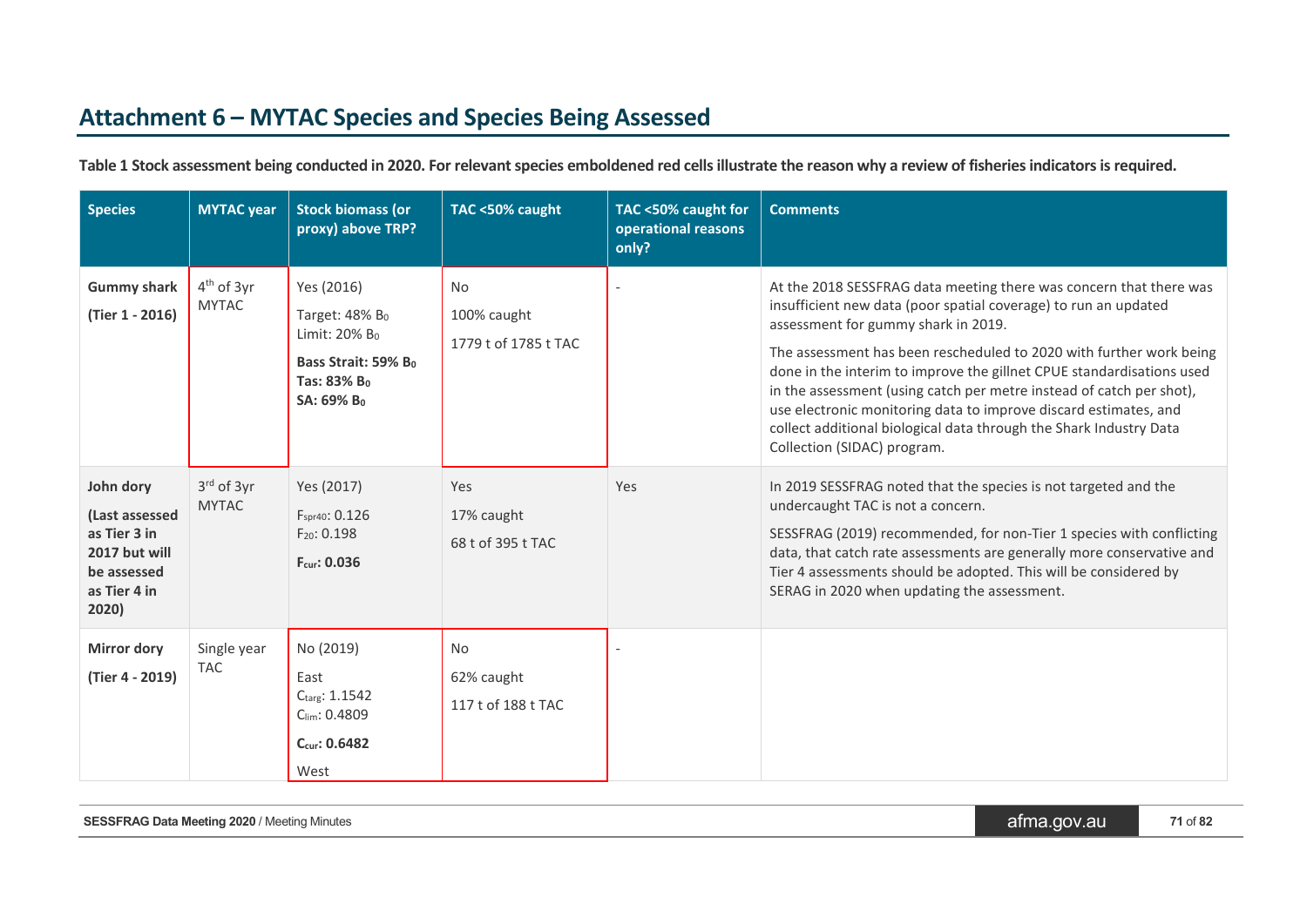# Attachment 6 – MYTAC Species and Species Being Assessed

**Table 1 Stock assessment being conducted in 2020. For relevant species emboldened red cells illustrate the reason why a review of fisheries indicators is required.**

| Species | MYTAC year | Stock biomass (or proxy) above TRP? | TAC <50% caught | TAC <50% caught for operational reasons only? | Comments |
|---|---|---|---|---|---|
| **Gummy shark**<br>**(Tier 1 - 2016)** | 4th of 3yr MYTAC | Yes (2016)<br>Target: 48% $B_0$<br>Limit: 20% $B_0$<br>**Bass Strait: 59% $B_0$**<br>**Tas: 83% $B_0$**<br>**SA: 69% $B_0$** | No<br>100% caught<br>1779 t of 1785 t TAC | - | At the 2018 SESSFRAG data meeting there was concern that there was insufficient new data (poor spatial coverage) to run an updated assessment for gummy shark in 2019.<br>The assessment has been rescheduled to 2020 with further work being done in the interim to improve the gillnet CPUE standardisations used in the assessment (using catch per metre instead of catch per shot), use electronic monitoring data to improve discard estimates, and collect additional biological data through the Shark Industry Data Collection (SIDAC) program. |
| **John dory**<br>**(Last assessed as Tier 3 in 2017 but will be assessed as Tier 4 in 2020)** | 3rd of 3yr MYTAC | Yes (2017)<br>$F_{spr40}$: 0.126<br>$F_{20}$: 0.198<br>**$F_{cur}$: 0.036** | Yes<br>17% caught<br>68 t of 395 t TAC | Yes | In 2019 SESSFRAG noted that the species is not targeted and the undercaught TAC is not a concern.<br>SESSFRAG (2019) recommended, for non-Tier 1 species with conflicting data, that catch rate assessments are generally more conservative and Tier 4 assessments should be adopted. This will be considered by SERAG in 2020 when updating the assessment. |
| **Mirror dory**<br>**(Tier 4 - 2019)** | Single year TAC | No (2019)<br>East<br>$C_{targ}$: 1.1542<br>$C_{lim}$: 0.4809<br>**$C_{cur}$: 0.6482**<br>West | No<br>62% caught<br>117 t of 188 t TAC | - | |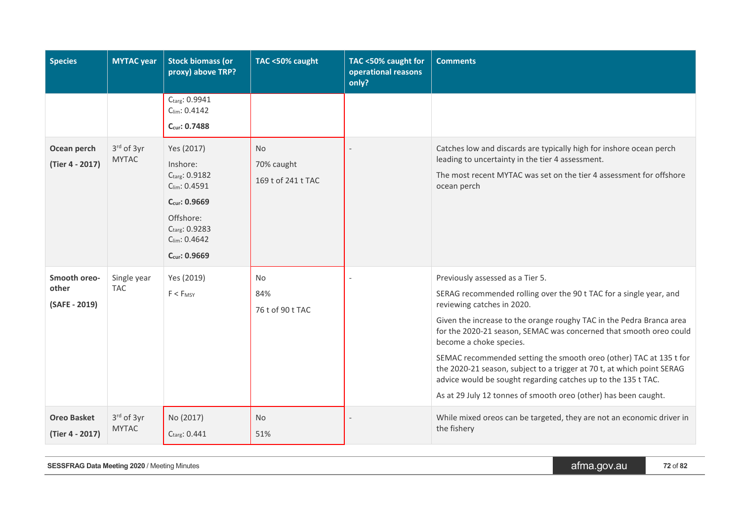| Species | MYTAC year | Stock biomass (or proxy) above TRP? | TAC <50% caught | TAC <50% caught for operational reasons only? | Comments |
|---|---|---|---|---|---|
| | | $C_{targ}$: 0.9941<br>$C_{lim}$: 0.4142<br>**$C_{cur}$: 0.7488** | | | |
| **Ocean perch**<br>**(Tier 4 - 2017)** | 3rd of 3yr MYTAC | Yes (2017)<br>Inshore:<br>$C_{targ}$: 0.9182<br>$C_{lim}$: 0.4591<br>**$C_{cur}$: 0.9669**<br>Offshore:<br>$C_{targ}$: 0.9283<br>$C_{lim}$: 0.4642<br>**$C_{cur}$: 0.9669** | No<br>70% caught<br>169 t of 241 t TAC | - | Catches low and discards are typically high for inshore ocean perch leading to uncertainty in the tier 4 assessment.<br>The most recent MYTAC was set on the tier 4 assessment for offshore ocean perch |
| **Smooth oreo-other**<br>**(SAFE - 2019)** | Single year TAC | Yes (2019)<br>$F < F_{MSY}$ | No<br>84%<br>76 t of 90 t TAC | - | Previously assessed as a Tier 5.<br>SERAG recommended rolling over the 90 t TAC for a single year, and reviewing catches in 2020.<br>Given the increase to the orange roughy TAC in the Pedra Branca area for the 2020-21 season, SEMAC was concerned that smooth oreo could become a choke species.<br>SEMAC recommended setting the smooth oreo (other) TAC at 135 t for the 2020-21 season, subject to a trigger at 70 t, at which point SERAG advice would be sought regarding catches up to the 135 t TAC.<br>As at 29 July 12 tonnes of smooth oreo (other) has been caught. |
| **Oreo Basket**<br>**(Tier 4 - 2017)** | 3rd of 3yr MYTAC | No (2017)<br>$C_{targ}$: 0.441 | No<br>51% | - | While mixed oreos can be targeted, they are not an economic driver in the fishery |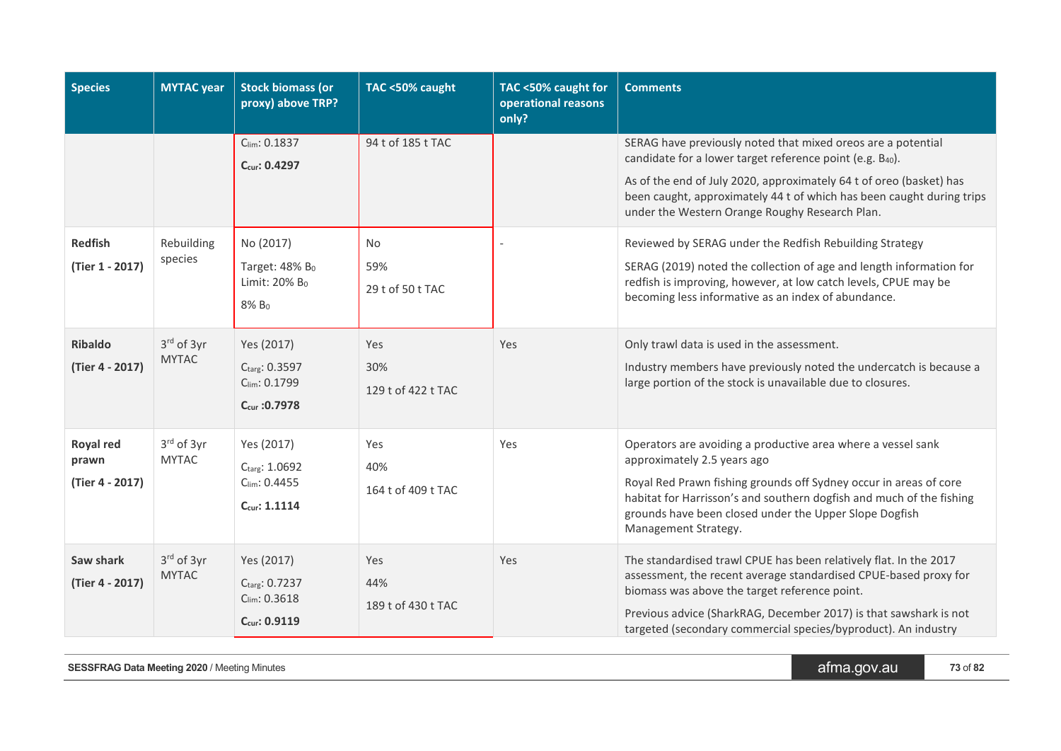| Species | MYTAC year | Stock biomass (or proxy) above TRP? | TAC <50% caught | TAC <50% caught for operational reasons only? | Comments |
|---|---|---|---|---|---|
| | | $C_{lim}$: 0.1837<br>**$C_{cur}$: 0.4297** | 94 t of 185 t TAC | | SERAG have previously noted that mixed oreos are a potential candidate for a lower target reference point (e.g. $B_{40}$).<br>As of the end of July 2020, approximately 64 t of oreo (basket) has been caught, approximately 44 t of which has been caught during trips under the Western Orange Roughy Research Plan. |
| **Redfish**<br>**(Tier 1 - 2017)** | Rebuilding species | No (2017)<br>Target: 48% $B_0$<br>Limit: 20% $B_0$<br>8% $B_0$ | No<br>59%<br>29 t of 50 t TAC | - | Reviewed by SERAG under the Redfish Rebuilding Strategy<br>SERAG (2019) noted the collection of age and length information for redfish is improving, however, at low catch levels, CPUE may be becoming less informative as an index of abundance. |
| **Ribaldo**<br>**(Tier 4 - 2017)** | 3rd of 3yr MYTAC | Yes (2017)<br>$C_{targ}$: 0.3597<br>$C_{lim}$: 0.1799<br>**$C_{cur}$ :0.7978** | Yes<br>30%<br>129 t of 422 t TAC | Yes | Only trawl data is used in the assessment.<br>Industry members have previously noted the undercatch is because a large portion of the stock is unavailable due to closures. |
| **Royal red prawn**<br>**(Tier 4 - 2017)** | 3rd of 3yr MYTAC | Yes (2017)<br>$C_{targ}$: 1.0692<br>$C_{lim}$: 0.4455<br>**$C_{cur}$: 1.1114** | Yes<br>40%<br>164 t of 409 t TAC | Yes | Operators are avoiding a productive area where a vessel sank approximately 2.5 years ago<br>Royal Red Prawn fishing grounds off Sydney occur in areas of core habitat for Harrisson's and southern dogfish and much of the fishing grounds have been closed under the Upper Slope Dogfish Management Strategy. |
| **Saw shark**<br>**(Tier 4 - 2017)** | 3rd of 3yr MYTAC | Yes (2017)<br>$C_{targ}$: 0.7237<br>$C_{lim}$: 0.3618<br>**$C_{cur}$: 0.9119** | Yes<br>44%<br>189 t of 430 t TAC | Yes | The standardised trawl CPUE has been relatively flat. In the 2017 assessment, the recent average standardised CPUE-based proxy for biomass was above the target reference point.<br>Previous advice (SharkRAG, December 2017) is that sawshark is not targeted (secondary commercial species/byproduct). An industry |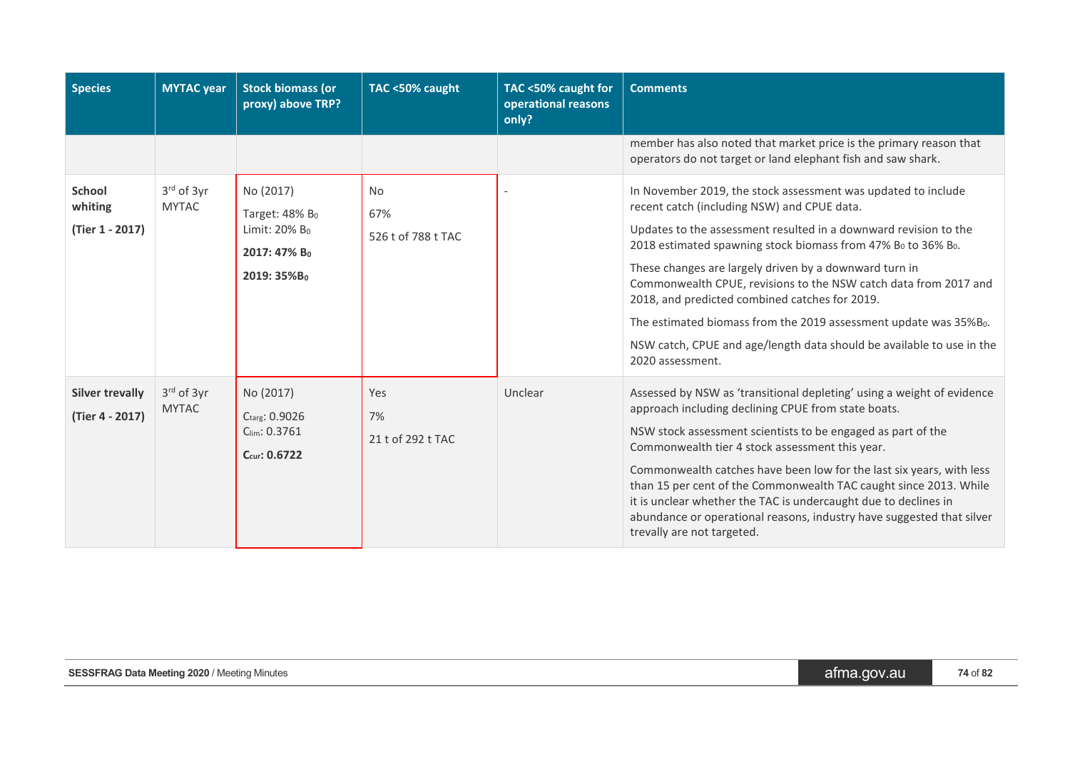| Species | MYTAC year | Stock biomass (or proxy) above TRP? | TAC <50% caught | TAC <50% caught for operational reasons only? | Comments |
|---|---|---|---|---|---|
| | | | | | member has also noted that market price is the primary reason that operators do not target or land elephant fish and saw shark. |
| **School whiting** **(Tier 1 - 2017)** | 3rd of 3yr MYTAC | No (2017) Target: 48% $B_0$ Limit: 20% $B_0$ **2017: 47% $B_0$** **2019: 35%$B_0$** | No 67% 526 t of 788 t TAC | - | In November 2019, the stock assessment was updated to include recent catch (including NSW) and CPUE data. Updates to the assessment resulted in a downward revision to the 2018 estimated spawning stock biomass from 47% $B_0$ to 36% $B_0$. These changes are largely driven by a downward turn in Commonwealth CPUE, revisions to the NSW catch data from 2017 and 2018, and predicted combined catches for 2019. The estimated biomass from the 2019 assessment update was 35%$B_0$. NSW catch, CPUE and age/length data should be available to use in the 2020 assessment. |
| **Silver trevally** **(Tier 4 - 2017)** | 3rd of 3yr MYTAC | No (2017) $C_{targ}$: 0.9026 $C_{lim}$: 0.3761 **$C_{cur}$: 0.6722** | Yes 7% 21 t of 292 t TAC | Unclear | Assessed by NSW as 'transitional depleting' using a weight of evidence approach including declining CPUE from state boats. NSW stock assessment scientists to be engaged as part of the Commonwealth tier 4 stock assessment this year. Commonwealth catches have been low for the last six years, with less than 15 per cent of the Commonwealth TAC caught since 2013. While it is unclear whether the TAC is undercaught due to declines in abundance or operational reasons, industry have suggested that silver trevally are not targeted. |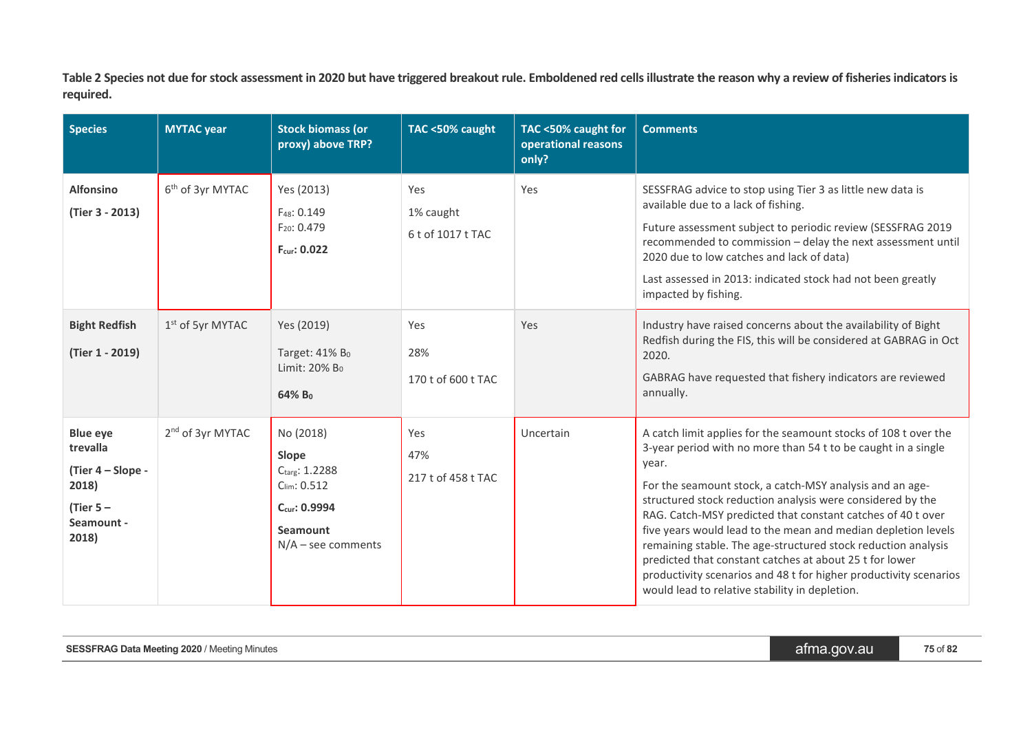**Table 2 Species not due for stock assessment in 2020 but have triggered breakout rule. Emboldened red cells illustrate the reason why a review of fisheries indicators is required.**

| Species | MYTAC year | Stock biomass (or proxy) above TRP? | TAC <50% caught | TAC <50% caught for operational reasons only? | Comments |
|---|---|---|---|---|---|
| **Alfonsino**<br><br>**(Tier 3 - 2013)** | 6th of 3yr MYTAC | Yes (2013)<br>$F_{48}$: 0.149<br>$F_{20}$: 0.479<br>**$F_{cur}$: 0.022** | Yes<br>1% caught<br>6 t of 1017 t TAC | Yes | SESSFRAG advice to stop using Tier 3 as little new data is available due to a lack of fishing.<br><br>Future assessment subject to periodic review (SESSFRAG 2019 recommended to commission – delay the next assessment until 2020 due to low catches and lack of data)<br><br>Last assessed in 2013: indicated stock had not been greatly impacted by fishing. |
| **Bight Redfish**<br><br>**(Tier 1 - 2019)** | 1st of 5yr MYTAC | Yes (2019)<br>Target: 41% $B_0$<br>Limit: 20% $B_0$<br>**64% $B_0$** | Yes<br>28%<br>170 t of 600 t TAC | Yes | Industry have raised concerns about the availability of Bight Redfish during the FIS, this will be considered at GABRAG in Oct 2020.<br><br>GABRAG have requested that fishery indicators are reviewed annually. |
| **Blue eye trevalla**<br><br>**(Tier 4 – Slope - 2018)**<br><br>**(Tier 5 – Seamount - 2018)** | 2nd of 3yr MYTAC | No (2018)<br>**Slope**<br>$C_{targ}$: 1.2288<br>$C_{lim}$: 0.512<br>**$C_{cur}$: 0.9994**<br>**Seamount**<br>N/A – see comments | Yes<br>47%<br>217 t of 458 t TAC | Uncertain | A catch limit applies for the seamount stocks of 108 t over the 3-year period with no more than 54 t to be caught in a single year.<br><br>For the seamount stock, a catch-MSY analysis and an age-structured stock reduction analysis were considered by the RAG. Catch-MSY predicted that constant catches of 40 t over five years would lead to the mean and median depletion levels remaining stable. The age-structured stock reduction analysis predicted that constant catches at about 25 t for lower productivity scenarios and 48 t for higher productivity scenarios would lead to relative stability in depletion. |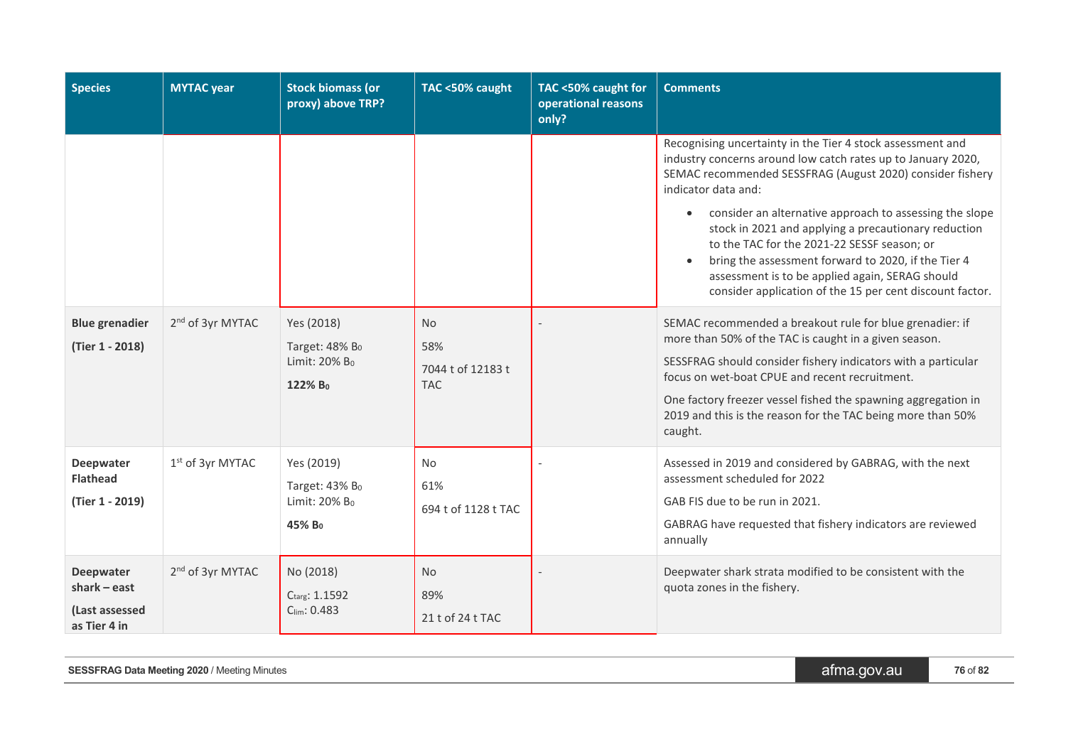| Species | MYTAC year | Stock biomass (or proxy) above TRP? | TAC <50% caught | TAC <50% caught for operational reasons only? | Comments |
|---|---|---|---|---|---|
| | | | | | Recognising uncertainty in the Tier 4 stock assessment and industry concerns around low catch rates up to January 2020, SEMAC recommended SESSFRAG (August 2020) consider fishery indicator data and:<br>• consider an alternative approach to assessing the slope stock in 2021 and applying a precautionary reduction to the TAC for the 2021-22 SESSF season; or<br>• bring the assessment forward to 2020, if the Tier 4 assessment is to be applied again, SERAG should consider application of the 15 per cent discount factor. |
| **Blue grenadier**<br>**(Tier 1 - 2018)** | 2nd of 3yr MYTAC | Yes (2018)<br>Target: 48% $B_0$<br>Limit: 20% $B_0$<br>**122% $B_0$** | No<br>58%<br>7044 t of 12183 t TAC | - | SEMAC recommended a breakout rule for blue grenadier: if more than 50% of the TAC is caught in a given season.<br>SESSFRAG should consider fishery indicators with a particular focus on wet-boat CPUE and recent recruitment.<br>One factory freezer vessel fished the spawning aggregation in 2019 and this is the reason for the TAC being more than 50% caught. |
| **Deepwater Flathead**<br>**(Tier 1 - 2019)** | 1st of 3yr MYTAC | Yes (2019)<br>Target: 43% $B_0$<br>Limit: 20% $B_0$<br>**45% $B_0$** | No<br>61%<br>694 t of 1128 t TAC | - | Assessed in 2019 and considered by GABRAG, with the next assessment scheduled for 2022<br>GAB FIS due to be run in 2021.<br>GABRAG have requested that fishery indicators are reviewed annually |
| **Deepwater shark – east**<br>**(Last assessed as Tier 4 in** | 2nd of 3yr MYTAC | No (2018)<br>$C_{targ}$: 1.1592<br>$C_{lim}$: 0.483 | No<br>89%<br>21 t of 24 t TAC | - | Deepwater shark strata modified to be consistent with the quota zones in the fishery. |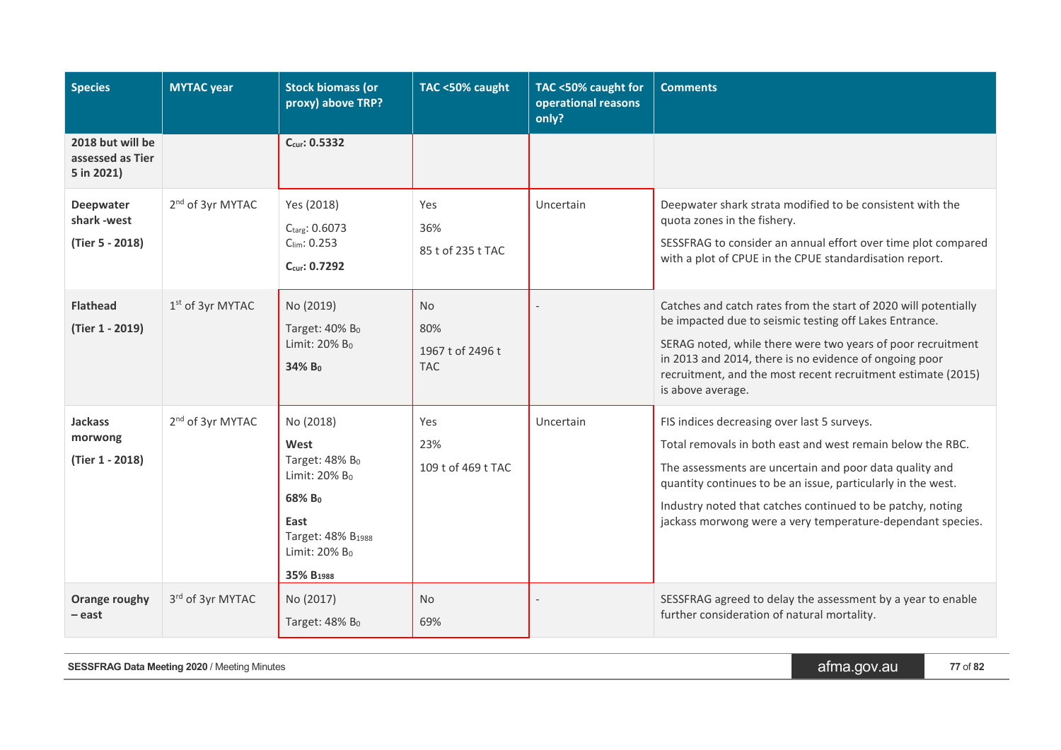| Species | MYTAC year | Stock biomass (or proxy) above TRP? | TAC <50% caught | TAC <50% caught for operational reasons only? | Comments |
|---|---|---|---|---|---|
| **2018 but will be assessed as Tier 5 in 2021)** | | **$C_{cur}$: 0.5332** | | | |
| **Deepwater shark -west** **(Tier 5 - 2018)** | 2nd of 3yr MYTAC | Yes (2018) $C_{targ}$: 0.6073 $C_{lim}$: 0.253 **$C_{cur}$: 0.7292** | Yes 36% 85 t of 235 t TAC | Uncertain | Deepwater shark strata modified to be consistent with the quota zones in the fishery. SESSFRAG to consider an annual effort over time plot compared with a plot of CPUE in the CPUE standardisation report. |
| **Flathead** **(Tier 1 - 2019)** | 1st of 3yr MYTAC | No (2019) Target: 40% $B_0$ Limit: 20% $B_0$ **34% $B_0$** | No 80% 1967 t of 2496 t TAC | - | Catches and catch rates from the start of 2020 will potentially be impacted due to seismic testing off Lakes Entrance. SERAG noted, while there were two years of poor recruitment in 2013 and 2014, there is no evidence of ongoing poor recruitment, and the most recent recruitment estimate (2015) is above average. |
| **Jackass morwong** **(Tier 1 - 2018)** | 2nd of 3yr MYTAC | No (2018) **West** Target: 48% $B_0$ Limit: 20% $B_0$ **68% $B_0$** **East** Target: 48% $B_{1988}$ Limit: 20% $B_0$ **35% $B_{1988}$** | Yes 23% 109 t of 469 t TAC | Uncertain | FIS indices decreasing over last 5 surveys. Total removals in both east and west remain below the RBC. The assessments are uncertain and poor data quality and quantity continues to be an issue, particularly in the west. Industry noted that catches continued to be patchy, noting jackass morwong were a very temperature-dependant species. |
| **Orange roughy – east** | 3rd of 3yr MYTAC | No (2017) Target: 48% $B_0$ | No 69% | - | SESSFRAG agreed to delay the assessment by a year to enable further consideration of natural mortality. |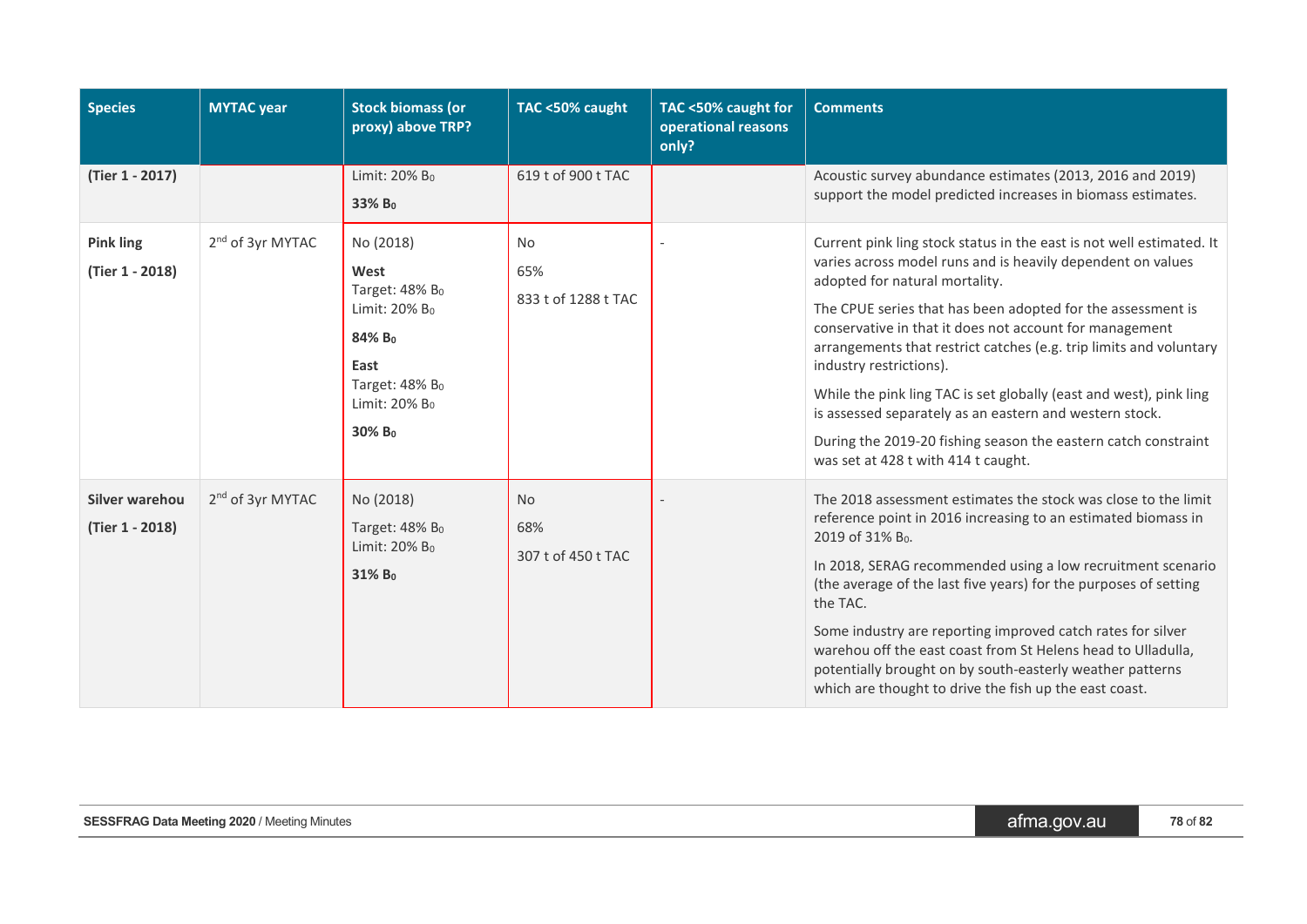| Species | MYTAC year | Stock biomass (or proxy) above TRP? | TAC <50% caught | TAC <50% caught for operational reasons only? | Comments |
|---|---|---|---|---|---|
| (Tier 1 - 2017) | | Limit: 20% $B_0$<br>**33% $B_0$** | 619 t of 900 t TAC | | Acoustic survey abundance estimates (2013, 2016 and 2019) support the model predicted increases in biomass estimates. |
| **Pink ling**<br>**(Tier 1 - 2018)** | 2nd of 3yr MYTAC | No (2018)<br>**West**<br>Target: 48% $B_0$<br>Limit: 20% $B_0$<br>**84% $B_0$**<br>**East**<br>Target: 48% $B_0$<br>Limit: 20% $B_0$<br>**30% $B_0$** | No<br>65%<br>833 t of 1288 t TAC | - | Current pink ling stock status in the east is not well estimated. It varies across model runs and is heavily dependent on values adopted for natural mortality.<br>The CPUE series that has been adopted for the assessment is conservative in that it does not account for management arrangements that restrict catches (e.g. trip limits and voluntary industry restrictions).<br>While the pink ling TAC is set globally (east and west), pink ling is assessed separately as an eastern and western stock.<br>During the 2019-20 fishing season the eastern catch constraint was set at 428 t with 414 t caught. |
| **Silver warehou**<br>**(Tier 1 - 2018)** | 2nd of 3yr MYTAC | No (2018)<br>Target: 48% $B_0$<br>Limit: 20% $B_0$<br>**31% $B_0$** | No<br>68%<br>307 t of 450 t TAC | - | The 2018 assessment estimates the stock was close to the limit reference point in 2016 increasing to an estimated biomass in 2019 of 31% $B_0$.<br>In 2018, SERAG recommended using a low recruitment scenario (the average of the last five years) for the purposes of setting the TAC.<br>Some industry are reporting improved catch rates for silver warehou off the east coast from St Helens head to Ulladulla, potentially brought on by south-easterly weather patterns which are thought to drive the fish up the east coast. |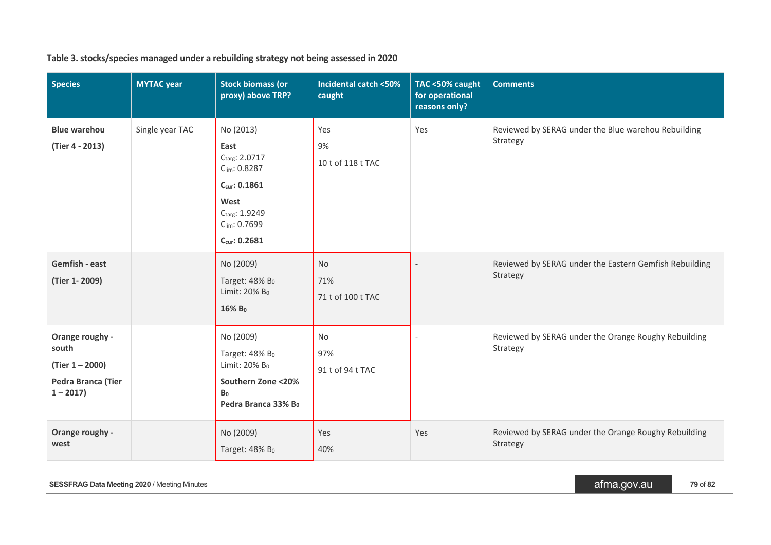**Table 3. stocks/species managed under a rebuilding strategy not being assessed in 2020**

| Species | MYTAC year | Stock biomass (or proxy) above TRP? | Incidental catch <50% caught | TAC <50% caught for operational reasons only? | Comments |
|---|---|---|---|---|---|
| **Blue warehou**<br>**(Tier 4 - 2013)** | Single year TAC | No (2013)<br>**East**<br>$C_{targ}$: 2.0717<br>$C_{lim}$: 0.8287<br>**$C_{cur}$: 0.1861**<br>**West**<br>$C_{targ}$: 1.9249<br>$C_{lim}$: 0.7699<br>**$C_{cur}$: 0.2681** | Yes<br>9%<br>10 t of 118 t TAC | Yes | Reviewed by SERAG under the Blue warehou Rebuilding Strategy |
| **Gemfish - east**<br>**(Tier 1- 2009)** | | No (2009)<br>Target: 48% $B_0$<br>Limit: 20% $B_0$<br>**16% $B_0$** | No<br>71%<br>71 t of 100 t TAC | - | Reviewed by SERAG under the Eastern Gemfish Rebuilding Strategy |
| **Orange roughy - south**<br>**(Tier 1 – 2000)**<br>**Pedra Branca (Tier 1 – 2017)** | | No (2009)<br>Target: 48% $B_0$<br>Limit: 20% $B_0$<br>**Southern Zone <20% $B_0$**<br>**Pedra Branca 33% $B_0$** | No<br>97%<br>91 t of 94 t TAC | - | Reviewed by SERAG under the Orange Roughy Rebuilding Strategy |
| **Orange roughy - west** | | No (2009)<br>Target: 48% $B_0$ | Yes<br>40% | Yes | Reviewed by SERAG under the Orange Roughy Rebuilding Strategy |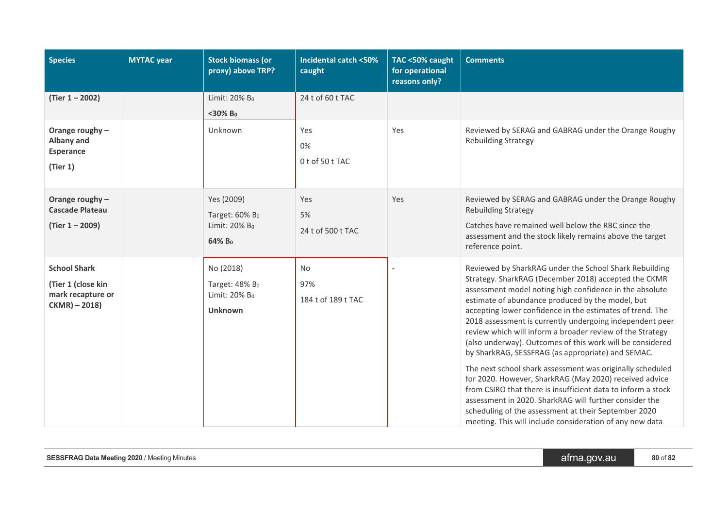| Species | MYTAC year | Stock biomass (or proxy) above TRP? | Incidental catch <50% caught | TAC <50% caught for operational reasons only? | Comments |
|---|---|---|---|---|---|
| **(Tier 1 – 2002)** | | Limit: 20% $B_0$<br>**<30% $B_0$** | 24 t of 60 t TAC | | |
| **Orange roughy – Albany and Esperance**<br>**(Tier 1)** | | Unknown | Yes<br>0%<br>0 t of 50 t TAC | Yes | Reviewed by SERAG and GABRAG under the Orange Roughy Rebuilding Strategy |
| **Orange roughy – Cascade Plateau**<br>**(Tier 1 – 2009)** | | Yes (2009)<br>Target: 60% $B_0$<br>Limit: 20% $B_0$<br>**64% $B_0$** | Yes<br>5%<br>24 t of 500 t TAC | Yes | Reviewed by SERAG and GABRAG under the Orange Roughy Rebuilding Strategy<br>Catches have remained well below the RBC since the assessment and the stock likely remains above the target reference point. |
| **School Shark**<br>**(Tier 1 (close kin mark recapture or CKMR) – 2018)** | | No (2018)<br>Target: 48% $B_0$<br>Limit: 20% $B_0$<br>**Unknown** | No<br>97%<br>184 t of 189 t TAC | - | Reviewed by SharkRAG under the School Shark Rebuilding Strategy. SharkRAG (December 2018) accepted the CKMR assessment model noting high confidence in the absolute estimate of abundance produced by the model, but accepting lower confidence in the estimates of trend. The 2018 assessment is currently undergoing independent peer review which will inform a broader review of the Strategy (also underway). Outcomes of this work will be considered by SharkRAG, SESSFRAG (as appropriate) and SEMAC.<br>The next school shark assessment was originally scheduled for 2020. However, SharkRAG (May 2020) received advice from CSIRO that there is insufficient data to inform a stock assessment in 2020. SharkRAG will further consider the scheduling of the assessment at their September 2020 meeting. This will include consideration of any new data |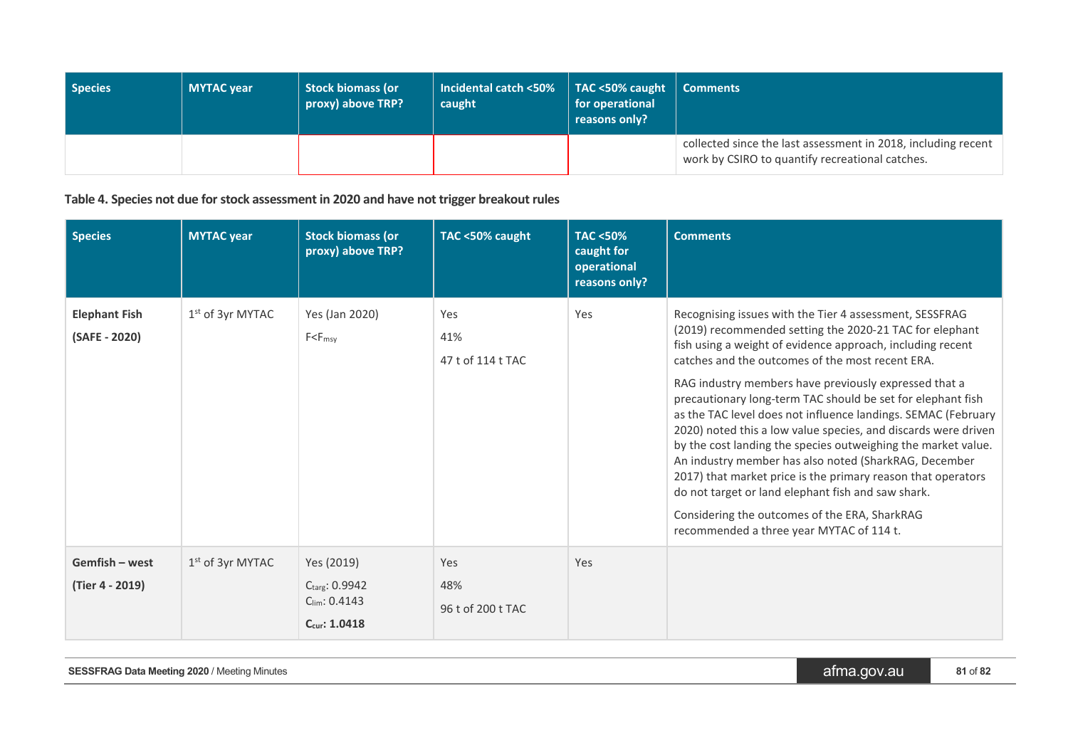| Species | MYTAC year | Stock biomass (or proxy) above TRP? | Incidental catch <50% caught | TAC <50% caught for operational reasons only? | Comments |
|---|---|---|---|---|---|
| | | | | | collected since the last assessment in 2018, including recent work by CSIRO to quantify recreational catches. |

**Table 4. Species not due for stock assessment in 2020 and have not trigger breakout rules**

| Species | MYTAC year | Stock biomass (or proxy) above TRP? | TAC <50% caught | TAC <50% caught for operational reasons only? | Comments |
|---|---|---|---|---|---|
| **Elephant Fish** **(SAFE - 2020)** | 1st of 3yr MYTAC | Yes (Jan 2020) $F<F_{msy}$ | Yes 41% 47 t of 114 t TAC | Yes | Recognising issues with the Tier 4 assessment, SESSFRAG (2019) recommended setting the 2020-21 TAC for elephant fish using a weight of evidence approach, including recent catches and the outcomes of the most recent ERA. RAG industry members have previously expressed that a precautionary long-term TAC should be set for elephant fish as the TAC level does not influence landings. SEMAC (February 2020) noted this a low value species, and discards were driven by the cost landing the species outweighing the market value. An industry member has also noted (SharkRAG, December 2017) that market price is the primary reason that operators do not target or land elephant fish and saw shark. Considering the outcomes of the ERA, SharkRAG recommended a three year MYTAC of 114 t. |
| **Gemfish – west** **(Tier 4 - 2019)** | 1st of 3yr MYTAC | Yes (2019) $C_{targ}$: 0.9942 $C_{lim}$: 0.4143 **$C_{cur}$: 1.0418** | Yes 48% 96 t of 200 t TAC | Yes | |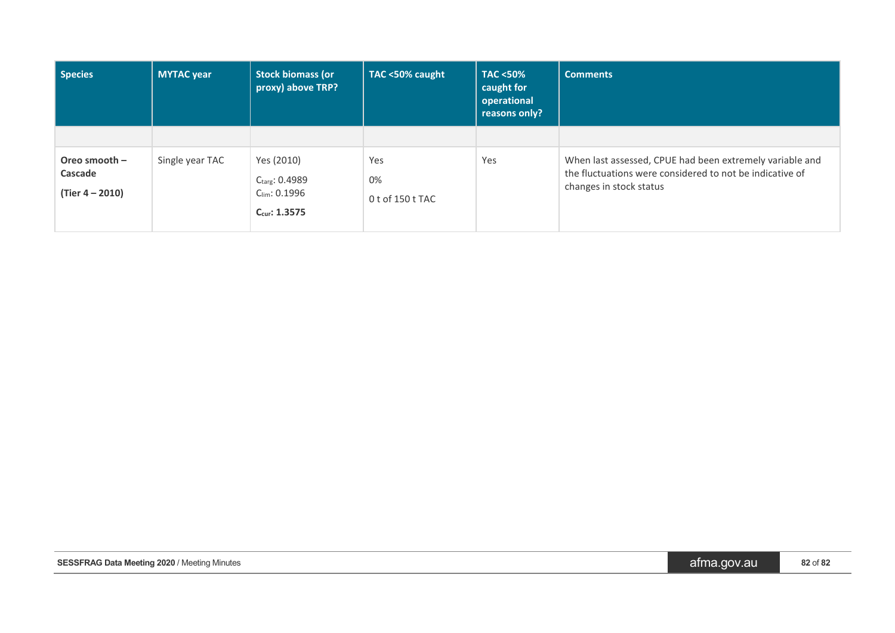| Species | MYTAC year | Stock biomass (or proxy) above TRP? | TAC <50% caught | TAC <50% caught for operational reasons only? | Comments |
|---|---|---|---|---|---|
| | | | | | |
| **Oreo smooth – Cascade**<br><br>**(Tier 4 – 2010)** | Single year TAC | Yes (2010)<br><br>$C_{targ}$: 0.4989<br>$C_{lim}$: 0.1996<br><br>**$C_{cur}$: 1.3575** | Yes<br><br>0%<br><br>0 t of 150 t TAC | Yes | When last assessed, CPUE had been extremely variable and the fluctuations were considered to not be indicative of changes in stock status |